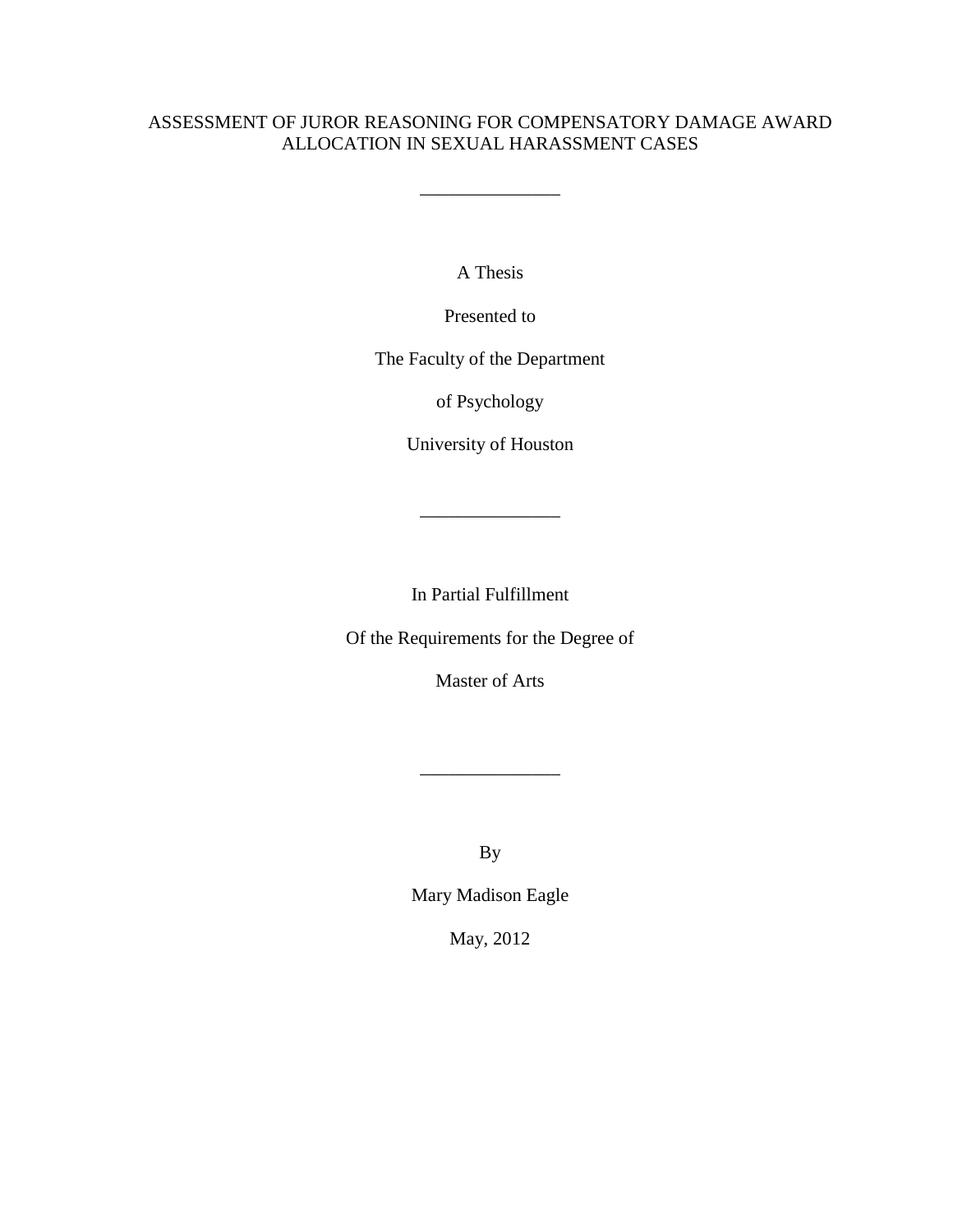# ASSESSMENT OF JUROR REASONING FOR COMPENSATORY DAMAGE AWARD ALLOCATION IN SEXUAL HARASSMENT CASES

---

A Thesis

Presented to

The Faculty of the Department

of Psychology

University of Houston

---

In Partial Fulfillment

Of the Requirements for the Degree of

Master of Arts

---

By

Mary Madison Eagle

May, 2012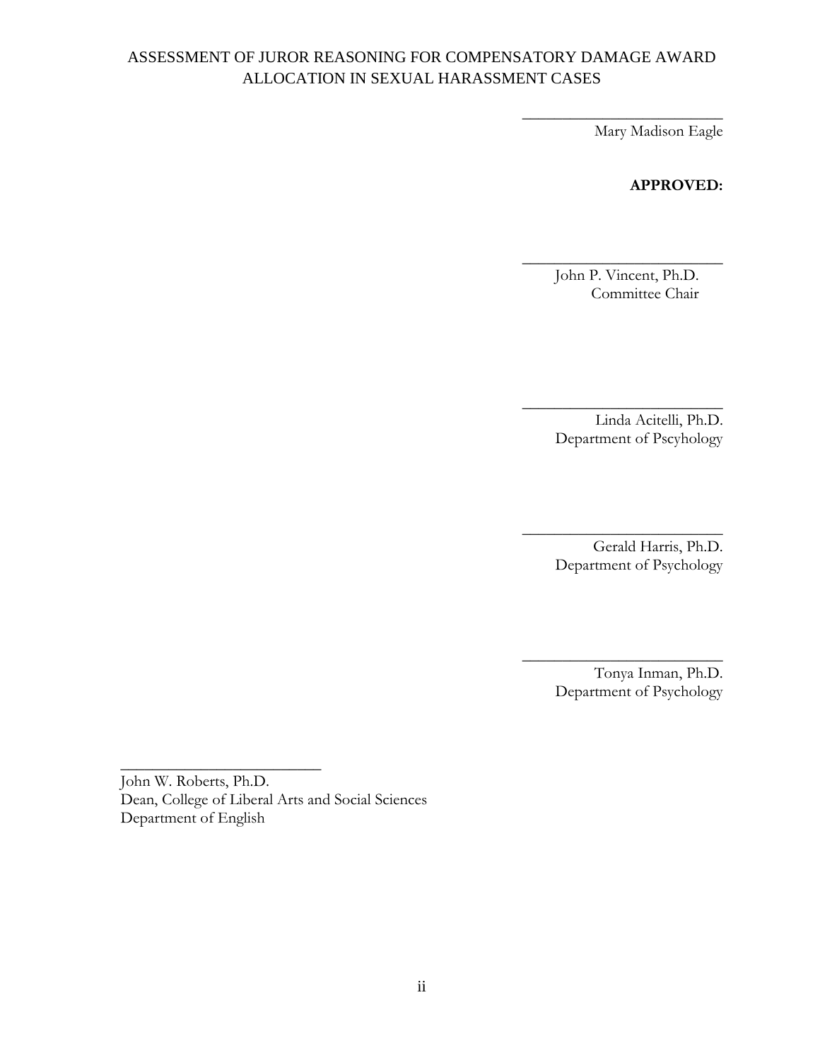ASSESSMENT OF JUROR REASONING FOR COMPENSATORY DAMAGE AWARD ALLOCATION IN SEXUAL HARASSMENT CASES

_________________________
Mary Madison Eagle

**APPROVED:**

_________________________
John P. Vincent, Ph.D.
Committee Chair

_________________________
Linda Acitelli, Ph.D.
Department of Pscyhology

_________________________
Gerald Harris, Ph.D.
Department of Psychology

_________________________
Tonya Inman, Ph.D.
Department of Psychology

_________________________
John W. Roberts, Ph.D.
Dean, College of Liberal Arts and Social Sciences
Department of English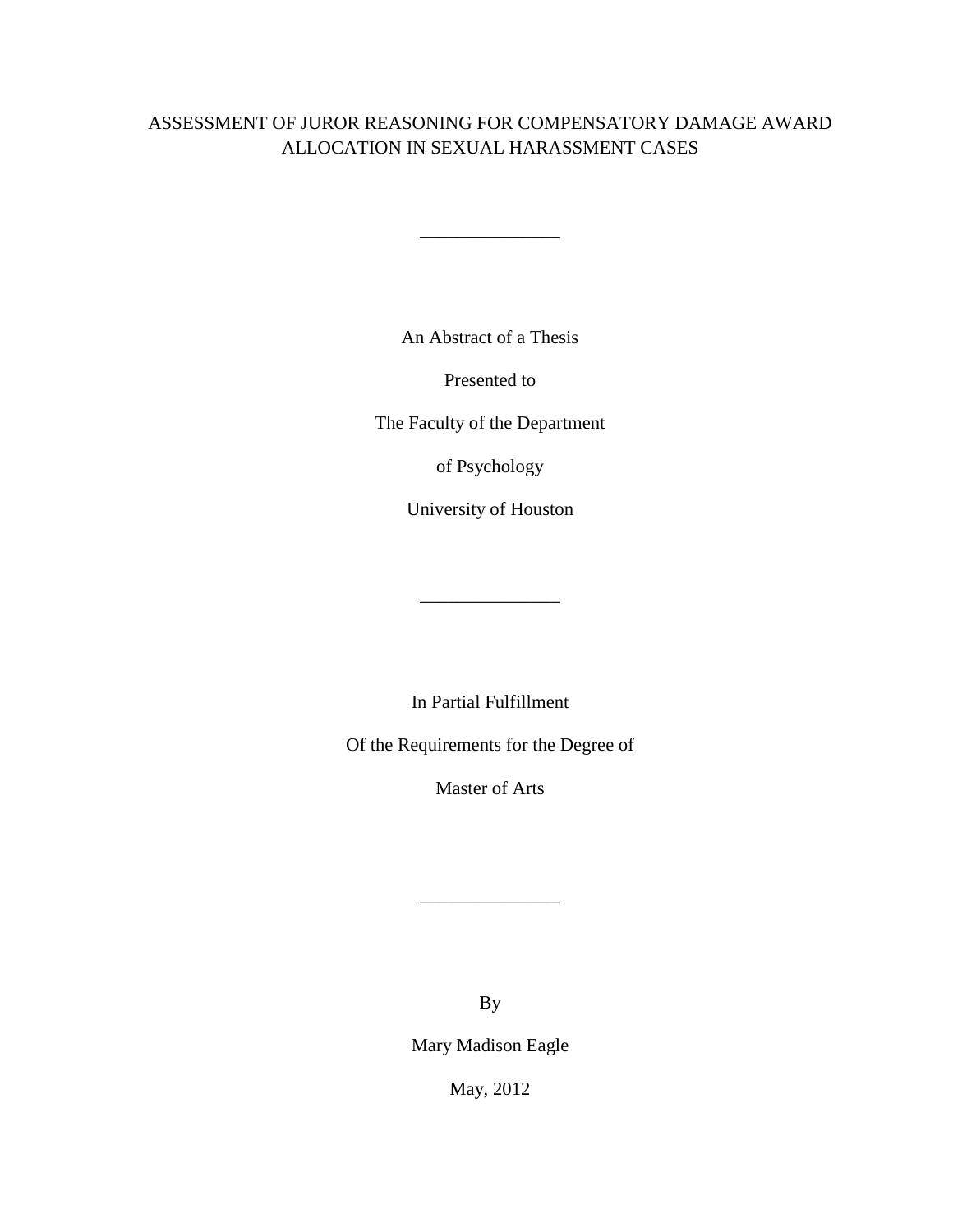# ASSESSMENT OF JUROR REASONING FOR COMPENSATORY DAMAGE AWARD ALLOCATION IN SEXUAL HARASSMENT CASES

---

An Abstract of a Thesis

Presented to

The Faculty of the Department

of Psychology

University of Houston

---

In Partial Fulfillment

Of the Requirements for the Degree of

Master of Arts

---

By

Mary Madison Eagle

May, 2012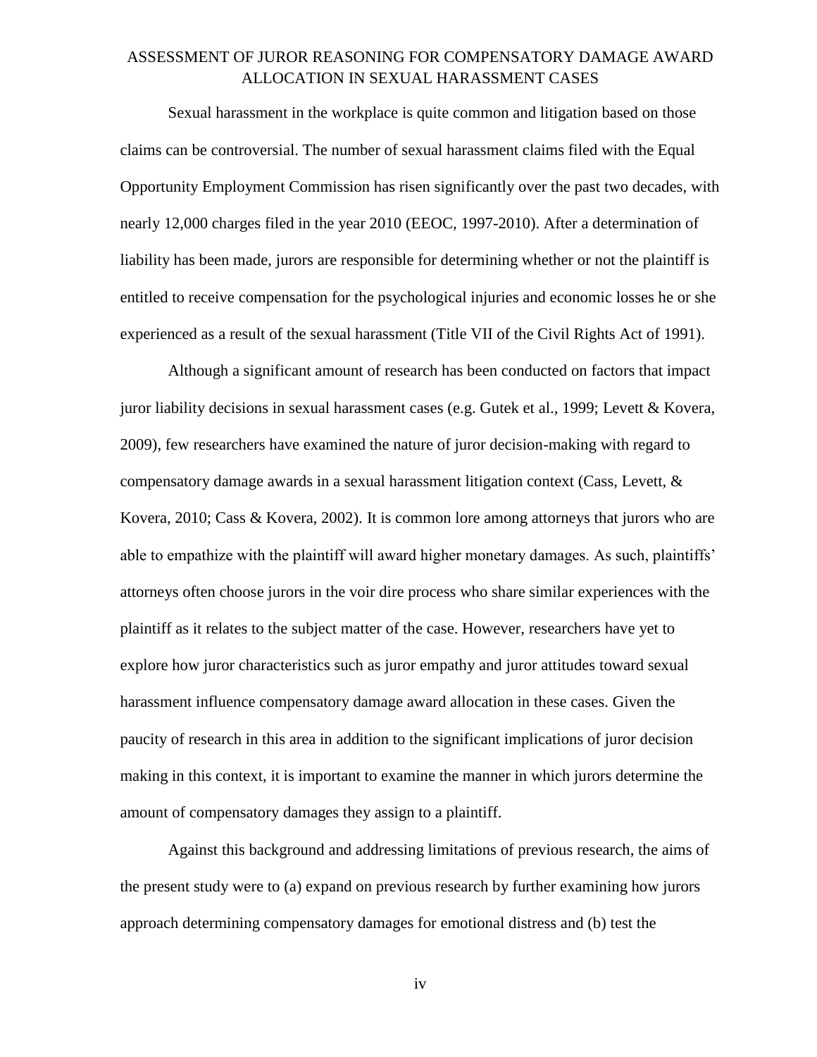# ASSESSMENT OF JUROR REASONING FOR COMPENSATORY DAMAGE AWARD ALLOCATION IN SEXUAL HARASSMENT CASES

Sexual harassment in the workplace is quite common and litigation based on those claims can be controversial. The number of sexual harassment claims filed with the Equal Opportunity Employment Commission has risen significantly over the past two decades, with nearly 12,000 charges filed in the year 2010 (EEOC, 1997-2010). After a determination of liability has been made, jurors are responsible for determining whether or not the plaintiff is entitled to receive compensation for the psychological injuries and economic losses he or she experienced as a result of the sexual harassment (Title VII of the Civil Rights Act of 1991).

Although a significant amount of research has been conducted on factors that impact juror liability decisions in sexual harassment cases (e.g. Gutek et al., 1999; Levett & Kovera, 2009), few researchers have examined the nature of juror decision-making with regard to compensatory damage awards in a sexual harassment litigation context (Cass, Levett, & Kovera, 2010; Cass & Kovera, 2002). It is common lore among attorneys that jurors who are able to empathize with the plaintiff will award higher monetary damages. As such, plaintiffs' attorneys often choose jurors in the voir dire process who share similar experiences with the plaintiff as it relates to the subject matter of the case. However, researchers have yet to explore how juror characteristics such as juror empathy and juror attitudes toward sexual harassment influence compensatory damage award allocation in these cases. Given the paucity of research in this area in addition to the significant implications of juror decision making in this context, it is important to examine the manner in which jurors determine the amount of compensatory damages they assign to a plaintiff.

Against this background and addressing limitations of previous research, the aims of the present study were to (a) expand on previous research by further examining how jurors approach determining compensatory damages for emotional distress and (b) test the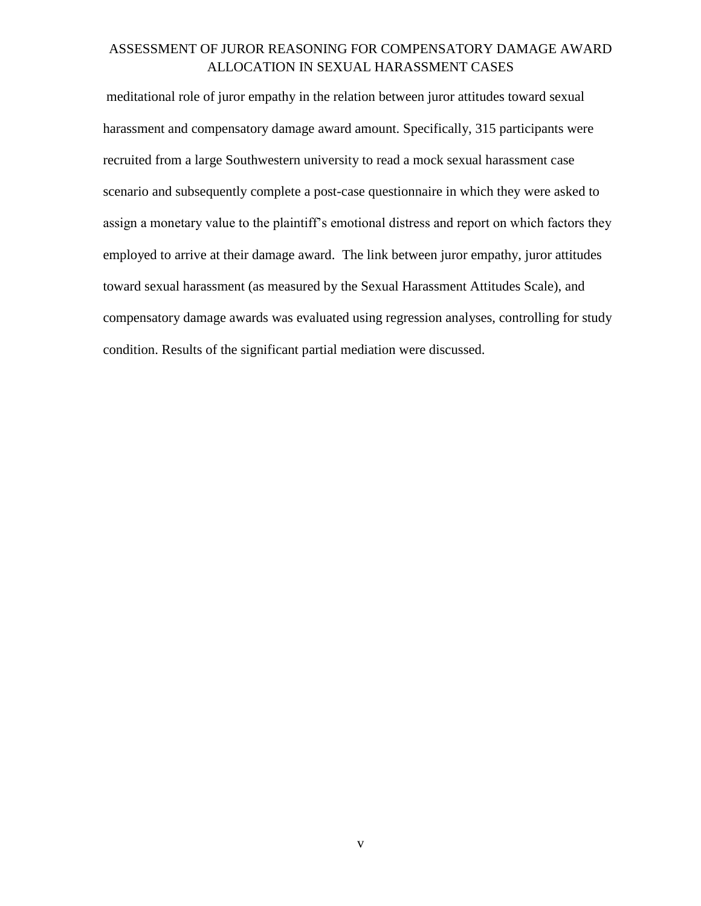meditational role of juror empathy in the relation between juror attitudes toward sexual harassment and compensatory damage award amount. Specifically, 315 participants were recruited from a large Southwestern university to read a mock sexual harassment case scenario and subsequently complete a post-case questionnaire in which they were asked to assign a monetary value to the plaintiff's emotional distress and report on which factors they employed to arrive at their damage award. The link between juror empathy, juror attitudes toward sexual harassment (as measured by the Sexual Harassment Attitudes Scale), and compensatory damage awards was evaluated using regression analyses, controlling for study condition. Results of the significant partial mediation were discussed.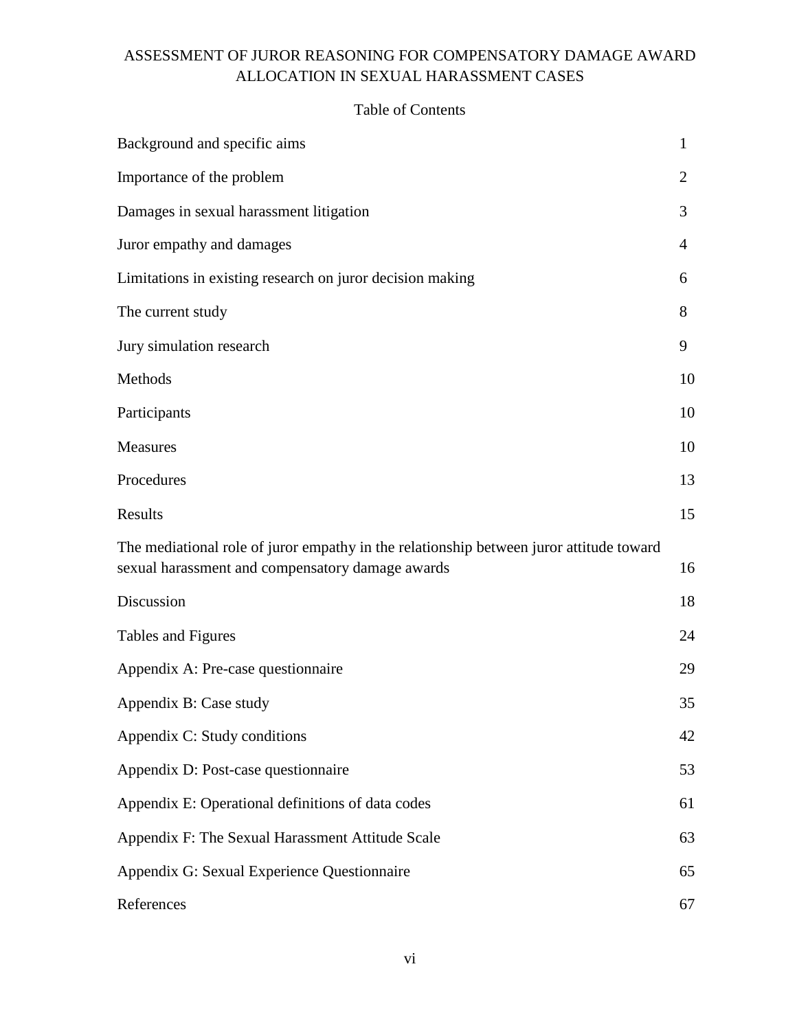ASSESSMENT OF JUROR REASONING FOR COMPENSATORY DAMAGE AWARD ALLOCATION IN SEXUAL HARASSMENT CASES

Table of Contents

| | |
|---|---|
| Background and specific aims | 1 |
| Importance of the problem | 2 |
| Damages in sexual harassment litigation | 3 |
| Juror empathy and damages | 4 |
| Limitations in existing research on juror decision making | 6 |
| The current study | 8 |
| Jury simulation research | 9 |
| Methods | 10 |
| Participants | 10 |
| Measures | 10 |
| Procedures | 13 |
| Results | 15 |
| The mediational role of juror empathy in the relationship between juror attitude toward sexual harassment and compensatory damage awards | 16 |
| Discussion | 18 |
| Tables and Figures | 24 |
| Appendix A: Pre-case questionnaire | 29 |
| Appendix B: Case study | 35 |
| Appendix C: Study conditions | 42 |
| Appendix D: Post-case questionnaire | 53 |
| Appendix E: Operational definitions of data codes | 61 |
| Appendix F: The Sexual Harassment Attitude Scale | 63 |
| Appendix G: Sexual Experience Questionnaire | 65 |
| References | 67 |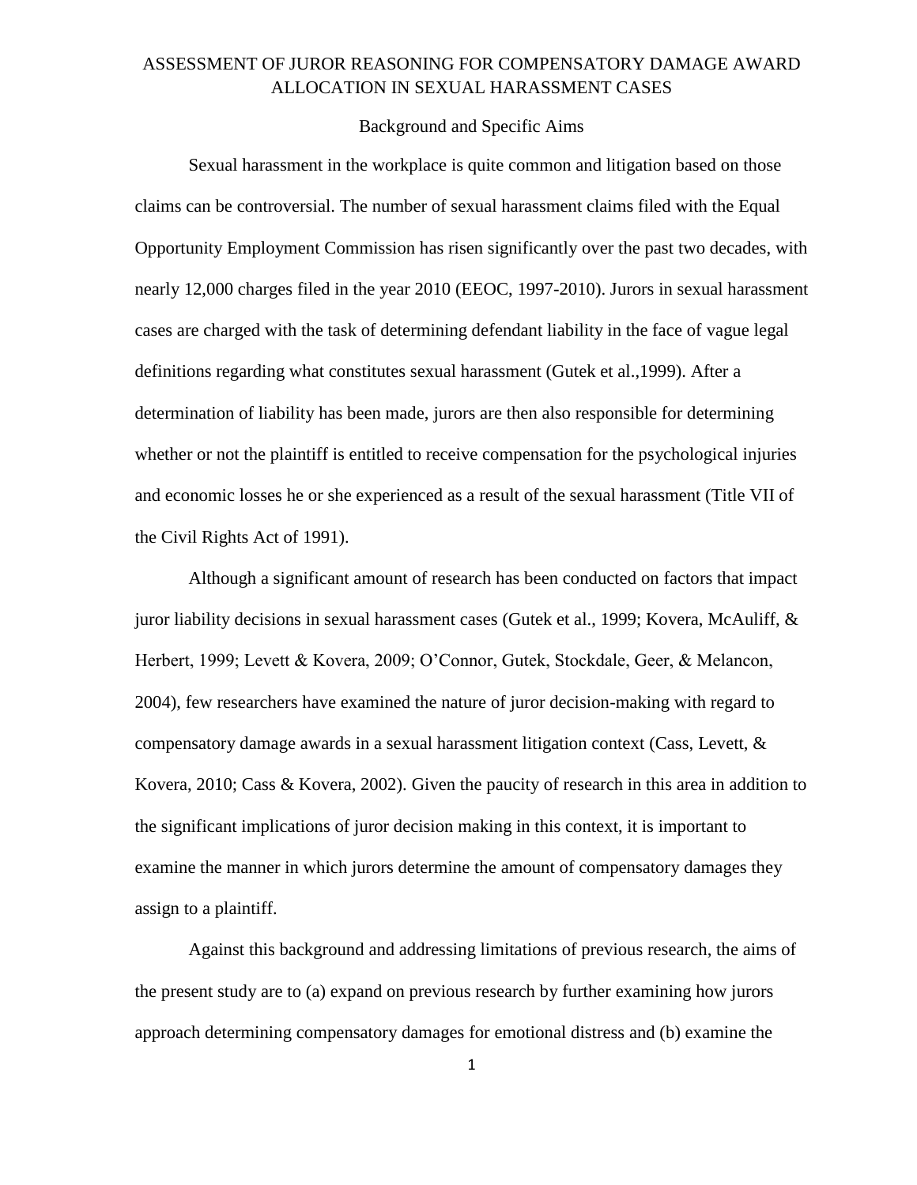# ASSESSMENT OF JUROR REASONING FOR COMPENSATORY DAMAGE AWARD ALLOCATION IN SEXUAL HARASSMENT CASES

## Background and Specific Aims

Sexual harassment in the workplace is quite common and litigation based on those claims can be controversial. The number of sexual harassment claims filed with the Equal Opportunity Employment Commission has risen significantly over the past two decades, with nearly 12,000 charges filed in the year 2010 (EEOC, 1997-2010). Jurors in sexual harassment cases are charged with the task of determining defendant liability in the face of vague legal definitions regarding what constitutes sexual harassment (Gutek et al.,1999). After a determination of liability has been made, jurors are then also responsible for determining whether or not the plaintiff is entitled to receive compensation for the psychological injuries and economic losses he or she experienced as a result of the sexual harassment (Title VII of the Civil Rights Act of 1991).

Although a significant amount of research has been conducted on factors that impact juror liability decisions in sexual harassment cases (Gutek et al., 1999; Kovera, McAuliff, & Herbert, 1999; Levett & Kovera, 2009; O'Connor, Gutek, Stockdale, Geer, & Melancon, 2004), few researchers have examined the nature of juror decision-making with regard to compensatory damage awards in a sexual harassment litigation context (Cass, Levett, & Kovera, 2010; Cass & Kovera, 2002). Given the paucity of research in this area in addition to the significant implications of juror decision making in this context, it is important to examine the manner in which jurors determine the amount of compensatory damages they assign to a plaintiff.

Against this background and addressing limitations of previous research, the aims of the present study are to (a) expand on previous research by further examining how jurors approach determining compensatory damages for emotional distress and (b) examine the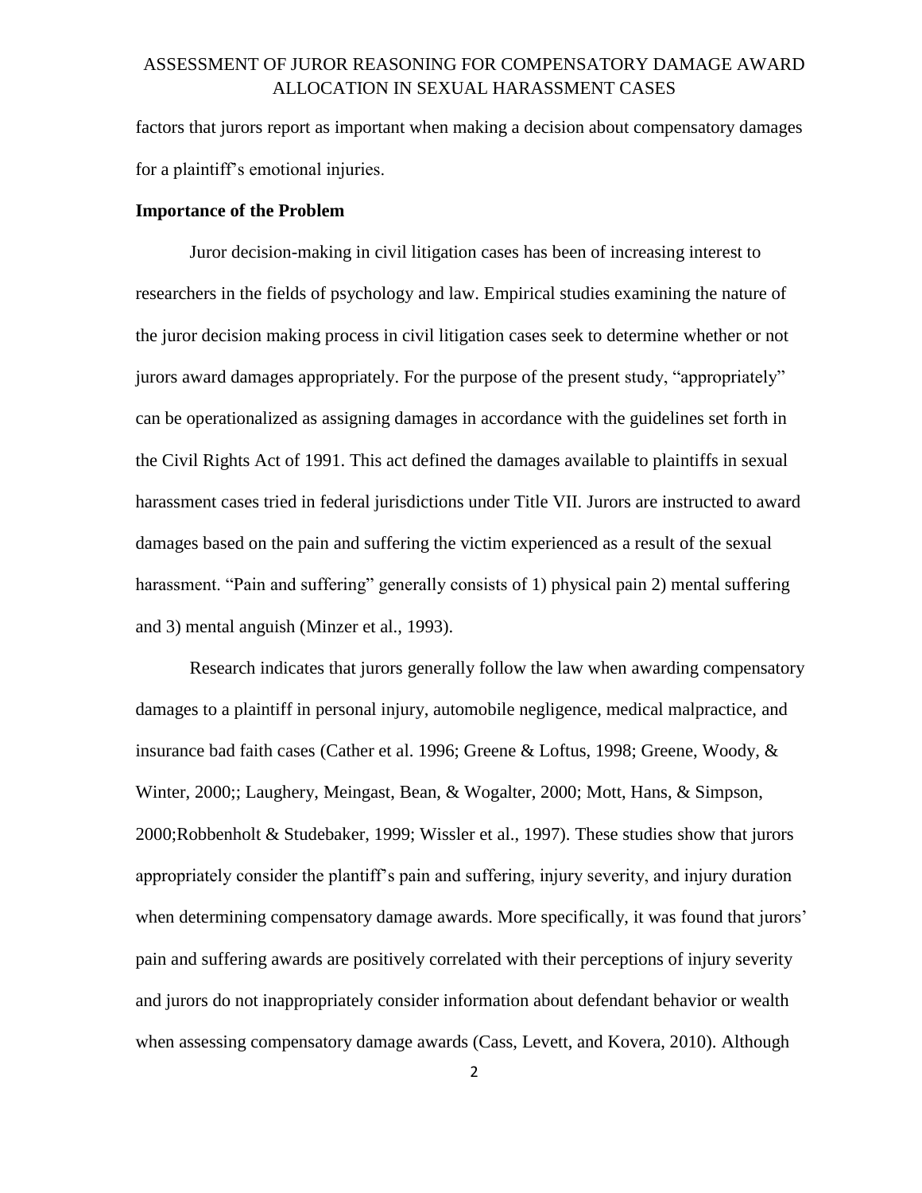factors that jurors report as important when making a decision about compensatory damages for a plaintiff's emotional injuries.

**Importance of the Problem**

Juror decision-making in civil litigation cases has been of increasing interest to researchers in the fields of psychology and law. Empirical studies examining the nature of the juror decision making process in civil litigation cases seek to determine whether or not jurors award damages appropriately. For the purpose of the present study, "appropriately" can be operationalized as assigning damages in accordance with the guidelines set forth in the Civil Rights Act of 1991. This act defined the damages available to plaintiffs in sexual harassment cases tried in federal jurisdictions under Title VII. Jurors are instructed to award damages based on the pain and suffering the victim experienced as a result of the sexual harassment. "Pain and suffering" generally consists of 1) physical pain 2) mental suffering and 3) mental anguish (Minzer et al., 1993).

Research indicates that jurors generally follow the law when awarding compensatory damages to a plaintiff in personal injury, automobile negligence, medical malpractice, and insurance bad faith cases (Cather et al. 1996; Greene & Loftus, 1998; Greene, Woody, & Winter, 2000;; Laughery, Meingast, Bean, & Wogalter, 2000; Mott, Hans, & Simpson, 2000;Robbenholt & Studebaker, 1999; Wissler et al., 1997). These studies show that jurors appropriately consider the plantiff's pain and suffering, injury severity, and injury duration when determining compensatory damage awards. More specifically, it was found that jurors' pain and suffering awards are positively correlated with their perceptions of injury severity and jurors do not inappropriately consider information about defendant behavior or wealth when assessing compensatory damage awards (Cass, Levett, and Kovera, 2010). Although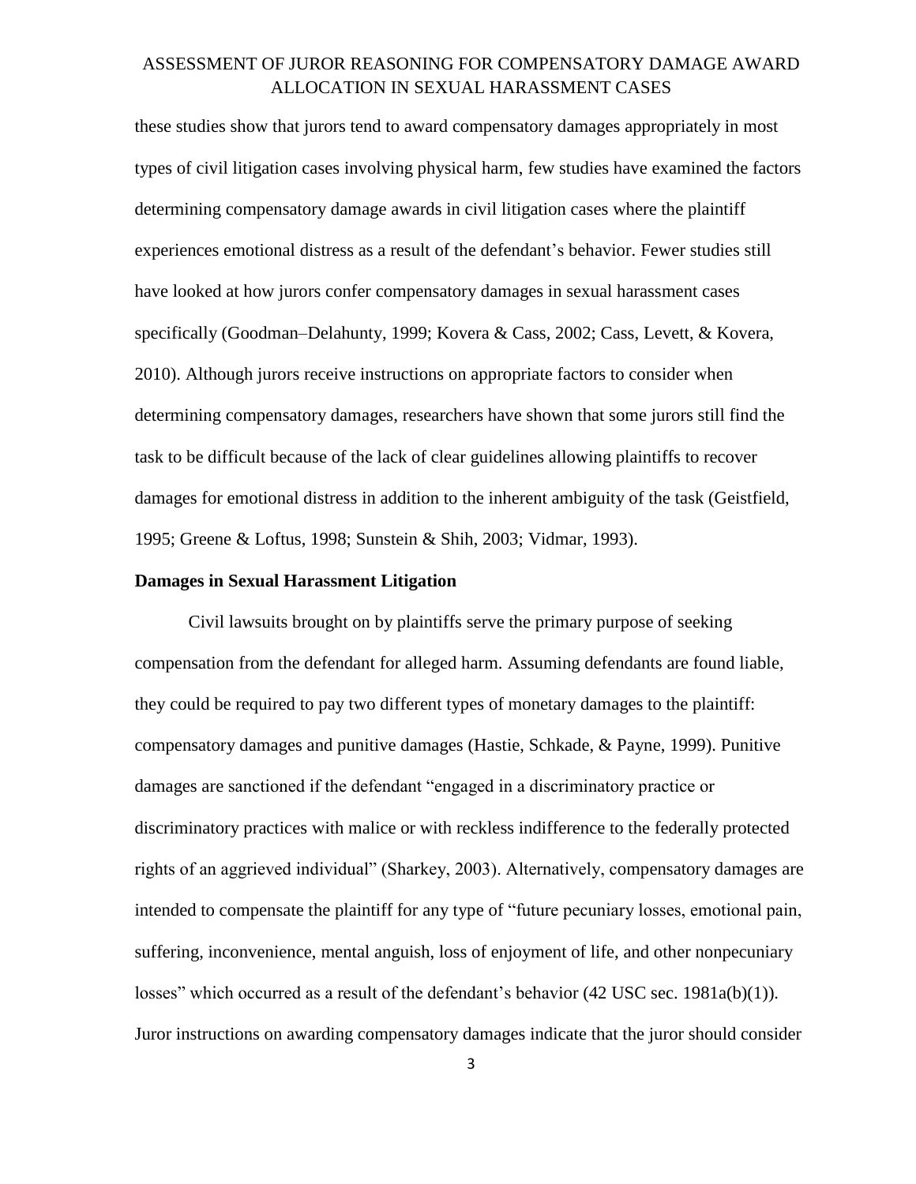these studies show that jurors tend to award compensatory damages appropriately in most types of civil litigation cases involving physical harm, few studies have examined the factors determining compensatory damage awards in civil litigation cases where the plaintiff experiences emotional distress as a result of the defendant's behavior. Fewer studies still have looked at how jurors confer compensatory damages in sexual harassment cases specifically (Goodman–Delahunty, 1999; Kovera & Cass, 2002; Cass, Levett, & Kovera, 2010). Although jurors receive instructions on appropriate factors to consider when determining compensatory damages, researchers have shown that some jurors still find the task to be difficult because of the lack of clear guidelines allowing plaintiffs to recover damages for emotional distress in addition to the inherent ambiguity of the task (Geistfield, 1995; Greene & Loftus, 1998; Sunstein & Shih, 2003; Vidmar, 1993).

**Damages in Sexual Harassment Litigation**

Civil lawsuits brought on by plaintiffs serve the primary purpose of seeking compensation from the defendant for alleged harm. Assuming defendants are found liable, they could be required to pay two different types of monetary damages to the plaintiff: compensatory damages and punitive damages (Hastie, Schkade, & Payne, 1999). Punitive damages are sanctioned if the defendant "engaged in a discriminatory practice or discriminatory practices with malice or with reckless indifference to the federally protected rights of an aggrieved individual" (Sharkey, 2003). Alternatively, compensatory damages are intended to compensate the plaintiff for any type of "future pecuniary losses, emotional pain, suffering, inconvenience, mental anguish, loss of enjoyment of life, and other nonpecuniary losses" which occurred as a result of the defendant's behavior (42 USC sec. 1981a(b)(1)). Juror instructions on awarding compensatory damages indicate that the juror should consider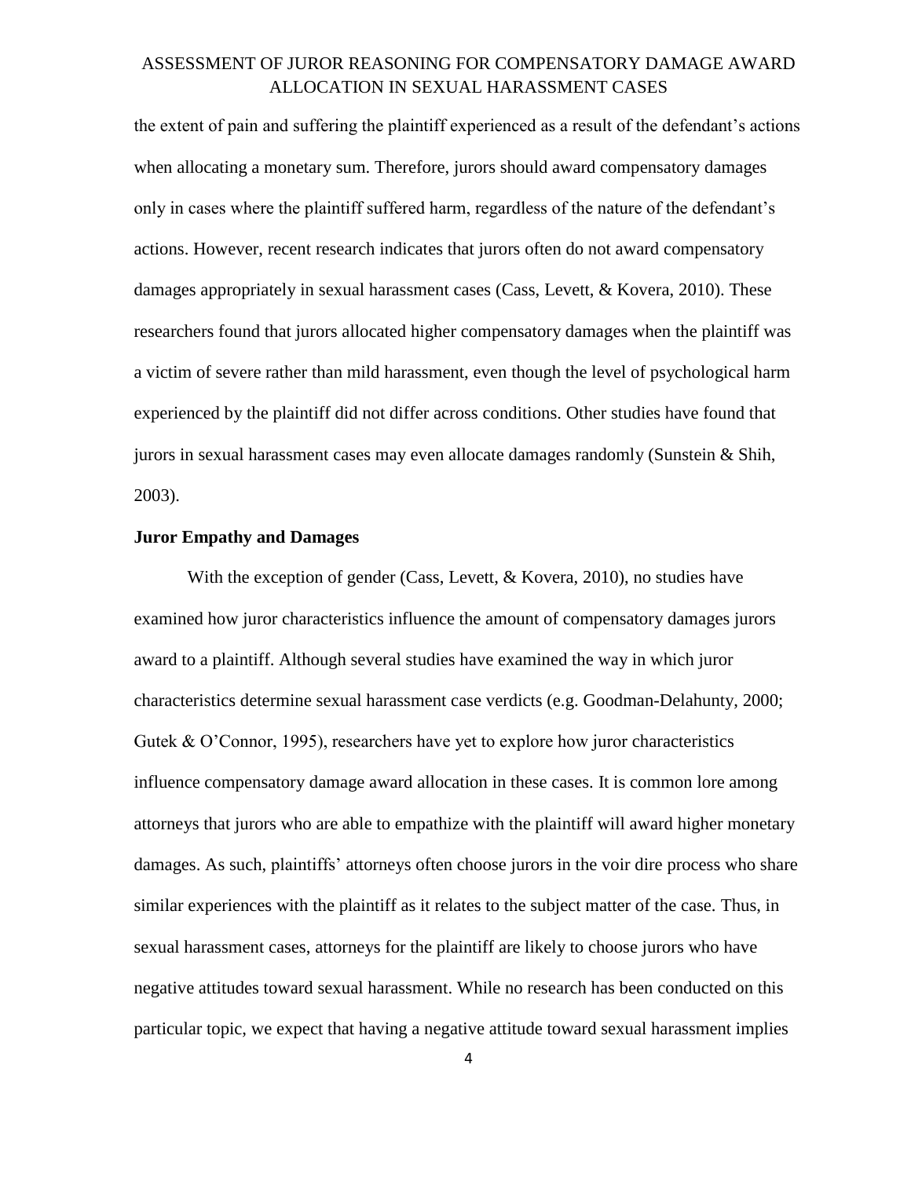the extent of pain and suffering the plaintiff experienced as a result of the defendant's actions when allocating a monetary sum. Therefore, jurors should award compensatory damages only in cases where the plaintiff suffered harm, regardless of the nature of the defendant's actions. However, recent research indicates that jurors often do not award compensatory damages appropriately in sexual harassment cases (Cass, Levett, & Kovera, 2010). These researchers found that jurors allocated higher compensatory damages when the plaintiff was a victim of severe rather than mild harassment, even though the level of psychological harm experienced by the plaintiff did not differ across conditions. Other studies have found that jurors in sexual harassment cases may even allocate damages randomly (Sunstein & Shih, 2003).

**Juror Empathy and Damages**

With the exception of gender (Cass, Levett, & Kovera, 2010), no studies have examined how juror characteristics influence the amount of compensatory damages jurors award to a plaintiff. Although several studies have examined the way in which juror characteristics determine sexual harassment case verdicts (e.g. Goodman-Delahunty, 2000; Gutek & O'Connor, 1995), researchers have yet to explore how juror characteristics influence compensatory damage award allocation in these cases. It is common lore among attorneys that jurors who are able to empathize with the plaintiff will award higher monetary damages. As such, plaintiffs' attorneys often choose jurors in the voir dire process who share similar experiences with the plaintiff as it relates to the subject matter of the case. Thus, in sexual harassment cases, attorneys for the plaintiff are likely to choose jurors who have negative attitudes toward sexual harassment. While no research has been conducted on this particular topic, we expect that having a negative attitude toward sexual harassment implies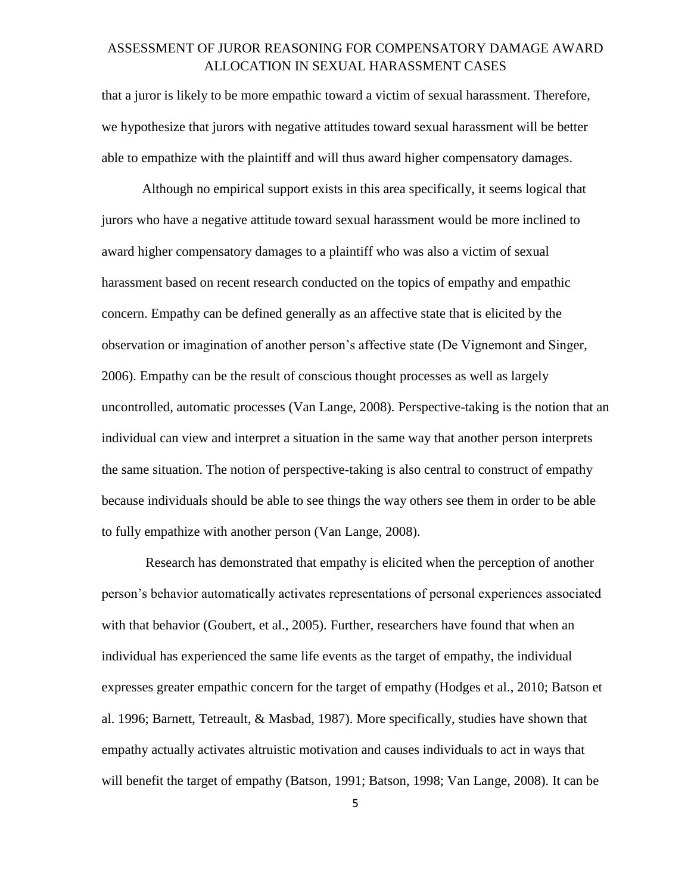that a juror is likely to be more empathic toward a victim of sexual harassment. Therefore, we hypothesize that jurors with negative attitudes toward sexual harassment will be better able to empathize with the plaintiff and will thus award higher compensatory damages.

Although no empirical support exists in this area specifically, it seems logical that jurors who have a negative attitude toward sexual harassment would be more inclined to award higher compensatory damages to a plaintiff who was also a victim of sexual harassment based on recent research conducted on the topics of empathy and empathic concern. Empathy can be defined generally as an affective state that is elicited by the observation or imagination of another person's affective state (De Vignemont and Singer, 2006). Empathy can be the result of conscious thought processes as well as largely uncontrolled, automatic processes (Van Lange, 2008). Perspective-taking is the notion that an individual can view and interpret a situation in the same way that another person interprets the same situation. The notion of perspective-taking is also central to construct of empathy because individuals should be able to see things the way others see them in order to be able to fully empathize with another person (Van Lange, 2008).

Research has demonstrated that empathy is elicited when the perception of another person's behavior automatically activates representations of personal experiences associated with that behavior (Goubert, et al., 2005). Further, researchers have found that when an individual has experienced the same life events as the target of empathy, the individual expresses greater empathic concern for the target of empathy (Hodges et al., 2010; Batson et al. 1996; Barnett, Tetreault, & Masbad, 1987). More specifically, studies have shown that empathy actually activates altruistic motivation and causes individuals to act in ways that will benefit the target of empathy (Batson, 1991; Batson, 1998; Van Lange, 2008). It can be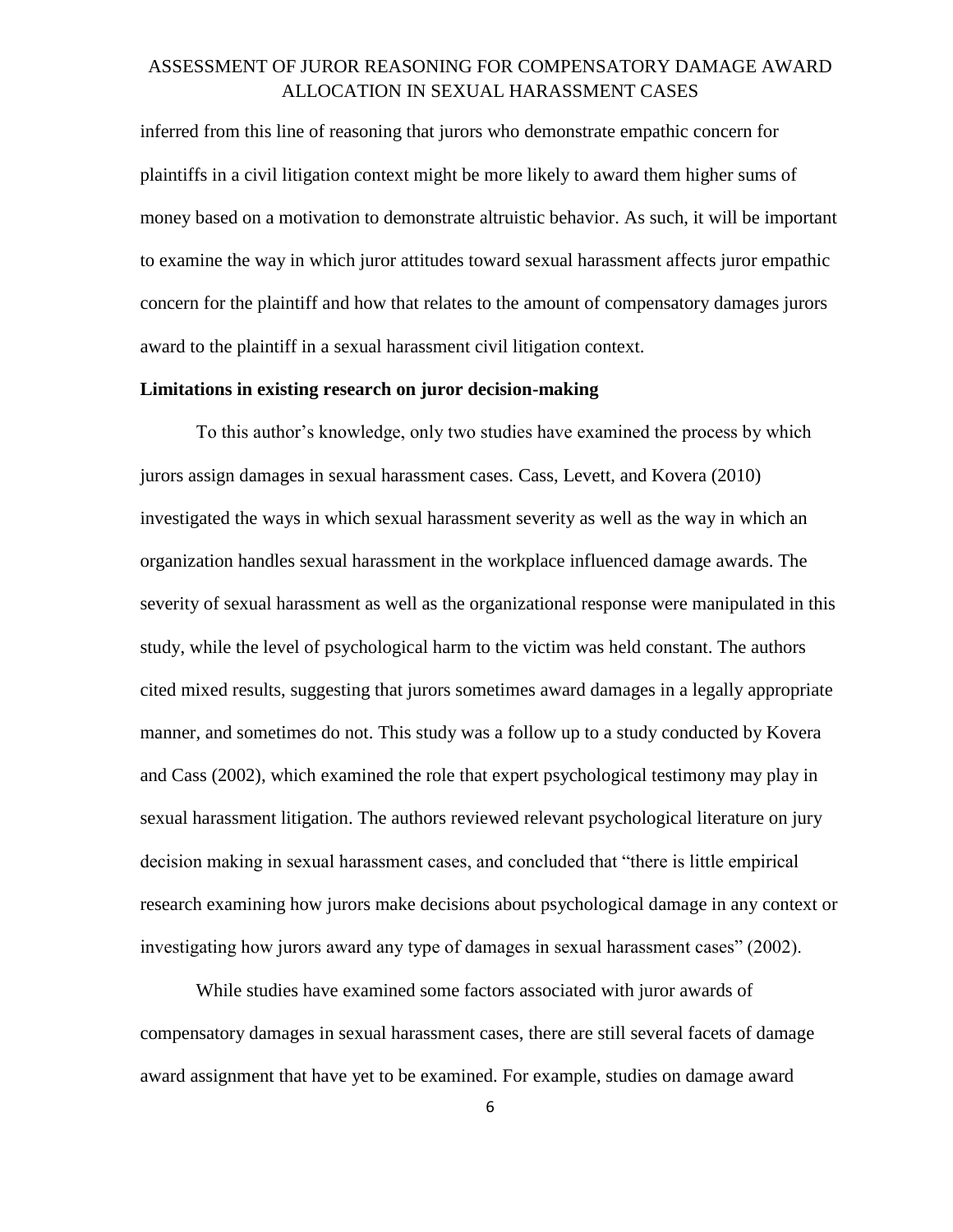inferred from this line of reasoning that jurors who demonstrate empathic concern for plaintiffs in a civil litigation context might be more likely to award them higher sums of money based on a motivation to demonstrate altruistic behavior. As such, it will be important to examine the way in which juror attitudes toward sexual harassment affects juror empathic concern for the plaintiff and how that relates to the amount of compensatory damages jurors award to the plaintiff in a sexual harassment civil litigation context.

**Limitations in existing research on juror decision-making**

To this author's knowledge, only two studies have examined the process by which jurors assign damages in sexual harassment cases. Cass, Levett, and Kovera (2010) investigated the ways in which sexual harassment severity as well as the way in which an organization handles sexual harassment in the workplace influenced damage awards. The severity of sexual harassment as well as the organizational response were manipulated in this study, while the level of psychological harm to the victim was held constant. The authors cited mixed results, suggesting that jurors sometimes award damages in a legally appropriate manner, and sometimes do not. This study was a follow up to a study conducted by Kovera and Cass (2002), which examined the role that expert psychological testimony may play in sexual harassment litigation. The authors reviewed relevant psychological literature on jury decision making in sexual harassment cases, and concluded that "there is little empirical research examining how jurors make decisions about psychological damage in any context or investigating how jurors award any type of damages in sexual harassment cases" (2002).

While studies have examined some factors associated with juror awards of compensatory damages in sexual harassment cases, there are still several facets of damage award assignment that have yet to be examined. For example, studies on damage award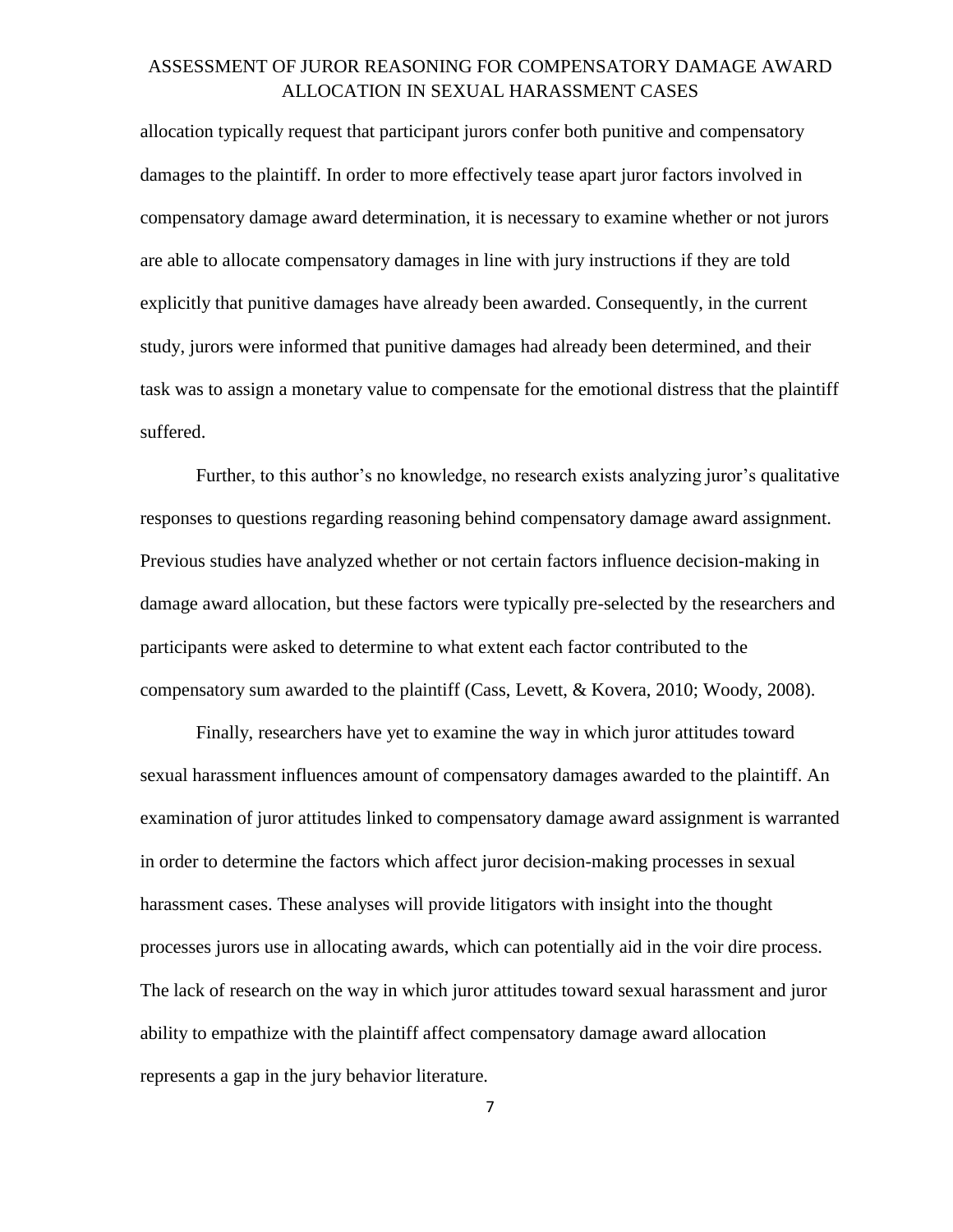allocation typically request that participant jurors confer both punitive and compensatory damages to the plaintiff. In order to more effectively tease apart juror factors involved in compensatory damage award determination, it is necessary to examine whether or not jurors are able to allocate compensatory damages in line with jury instructions if they are told explicitly that punitive damages have already been awarded. Consequently, in the current study, jurors were informed that punitive damages had already been determined, and their task was to assign a monetary value to compensate for the emotional distress that the plaintiff suffered.

Further, to this author's no knowledge, no research exists analyzing juror's qualitative responses to questions regarding reasoning behind compensatory damage award assignment. Previous studies have analyzed whether or not certain factors influence decision-making in damage award allocation, but these factors were typically pre-selected by the researchers and participants were asked to determine to what extent each factor contributed to the compensatory sum awarded to the plaintiff (Cass, Levett, & Kovera, 2010; Woody, 2008).

Finally, researchers have yet to examine the way in which juror attitudes toward sexual harassment influences amount of compensatory damages awarded to the plaintiff. An examination of juror attitudes linked to compensatory damage award assignment is warranted in order to determine the factors which affect juror decision-making processes in sexual harassment cases. These analyses will provide litigators with insight into the thought processes jurors use in allocating awards, which can potentially aid in the voir dire process. The lack of research on the way in which juror attitudes toward sexual harassment and juror ability to empathize with the plaintiff affect compensatory damage award allocation represents a gap in the jury behavior literature.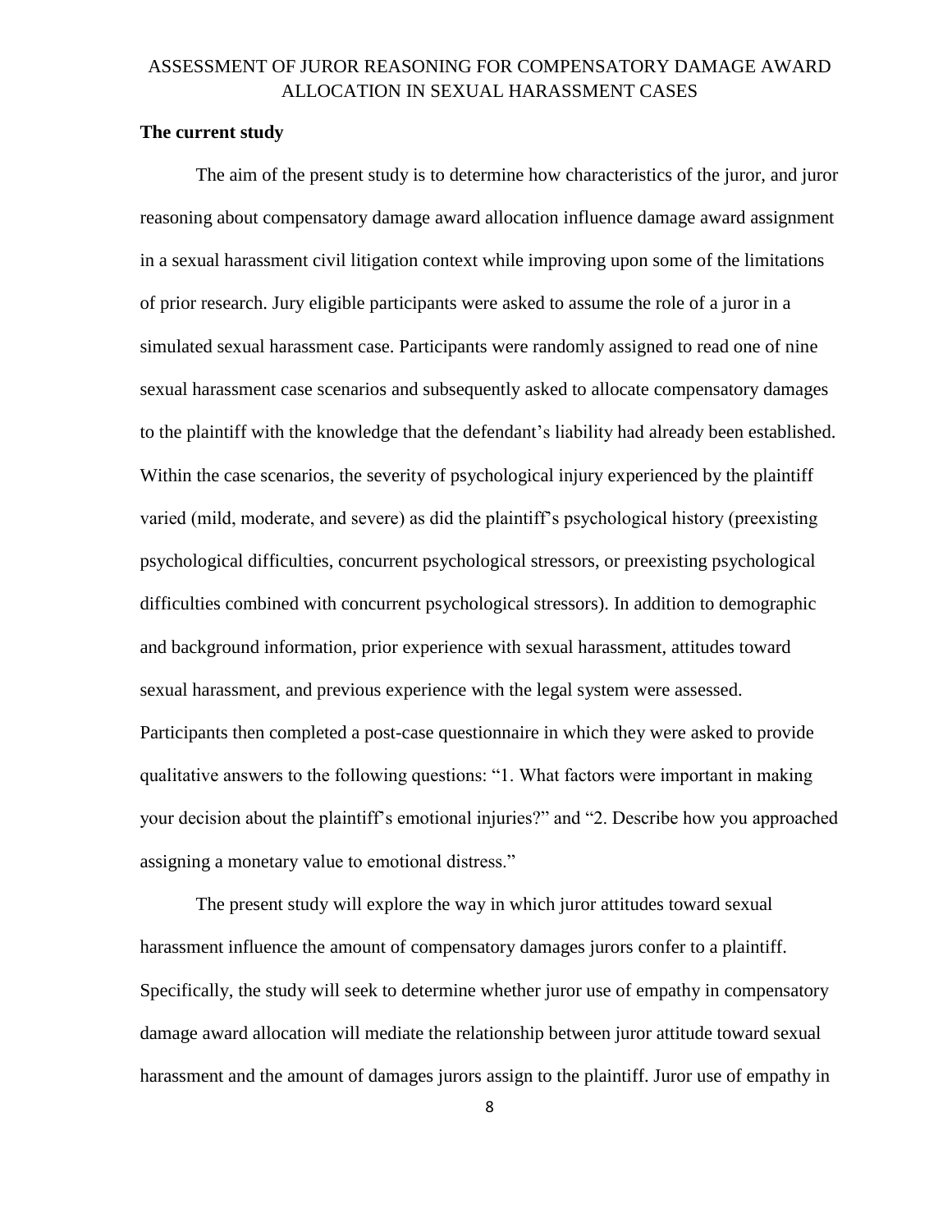**The current study**

The aim of the present study is to determine how characteristics of the juror, and juror reasoning about compensatory damage award allocation influence damage award assignment in a sexual harassment civil litigation context while improving upon some of the limitations of prior research. Jury eligible participants were asked to assume the role of a juror in a simulated sexual harassment case. Participants were randomly assigned to read one of nine sexual harassment case scenarios and subsequently asked to allocate compensatory damages to the plaintiff with the knowledge that the defendant's liability had already been established. Within the case scenarios, the severity of psychological injury experienced by the plaintiff varied (mild, moderate, and severe) as did the plaintiff's psychological history (preexisting psychological difficulties, concurrent psychological stressors, or preexisting psychological difficulties combined with concurrent psychological stressors). In addition to demographic and background information, prior experience with sexual harassment, attitudes toward sexual harassment, and previous experience with the legal system were assessed. Participants then completed a post-case questionnaire in which they were asked to provide qualitative answers to the following questions: "1. What factors were important in making your decision about the plaintiff's emotional injuries?" and "2. Describe how you approached assigning a monetary value to emotional distress."

The present study will explore the way in which juror attitudes toward sexual harassment influence the amount of compensatory damages jurors confer to a plaintiff. Specifically, the study will seek to determine whether juror use of empathy in compensatory damage award allocation will mediate the relationship between juror attitude toward sexual harassment and the amount of damages jurors assign to the plaintiff. Juror use of empathy in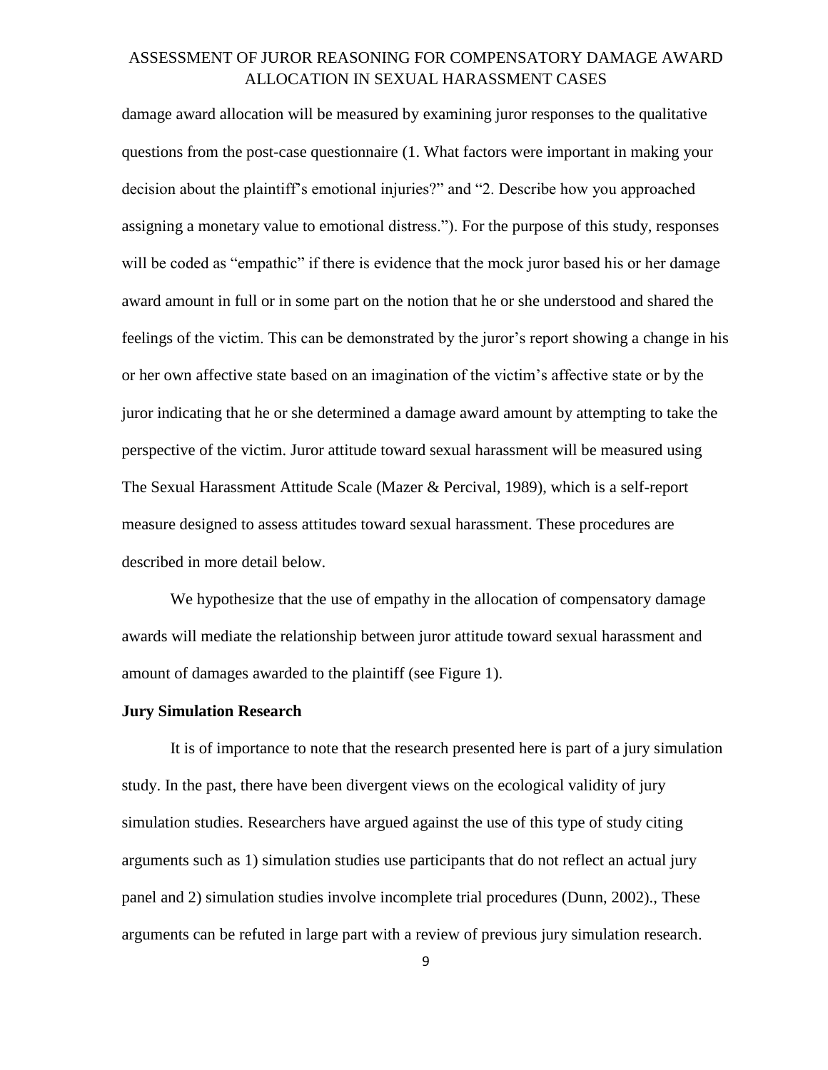damage award allocation will be measured by examining juror responses to the qualitative questions from the post-case questionnaire (1. What factors were important in making your decision about the plaintiff's emotional injuries?" and "2. Describe how you approached assigning a monetary value to emotional distress."). For the purpose of this study, responses will be coded as "empathic" if there is evidence that the mock juror based his or her damage award amount in full or in some part on the notion that he or she understood and shared the feelings of the victim. This can be demonstrated by the juror's report showing a change in his or her own affective state based on an imagination of the victim's affective state or by the juror indicating that he or she determined a damage award amount by attempting to take the perspective of the victim. Juror attitude toward sexual harassment will be measured using The Sexual Harassment Attitude Scale (Mazer & Percival, 1989), which is a self-report measure designed to assess attitudes toward sexual harassment. These procedures are described in more detail below.

We hypothesize that the use of empathy in the allocation of compensatory damage awards will mediate the relationship between juror attitude toward sexual harassment and amount of damages awarded to the plaintiff (see Figure 1).

**Jury Simulation Research**

It is of importance to note that the research presented here is part of a jury simulation study. In the past, there have been divergent views on the ecological validity of jury simulation studies. Researchers have argued against the use of this type of study citing arguments such as 1) simulation studies use participants that do not reflect an actual jury panel and 2) simulation studies involve incomplete trial procedures (Dunn, 2002)., These arguments can be refuted in large part with a review of previous jury simulation research.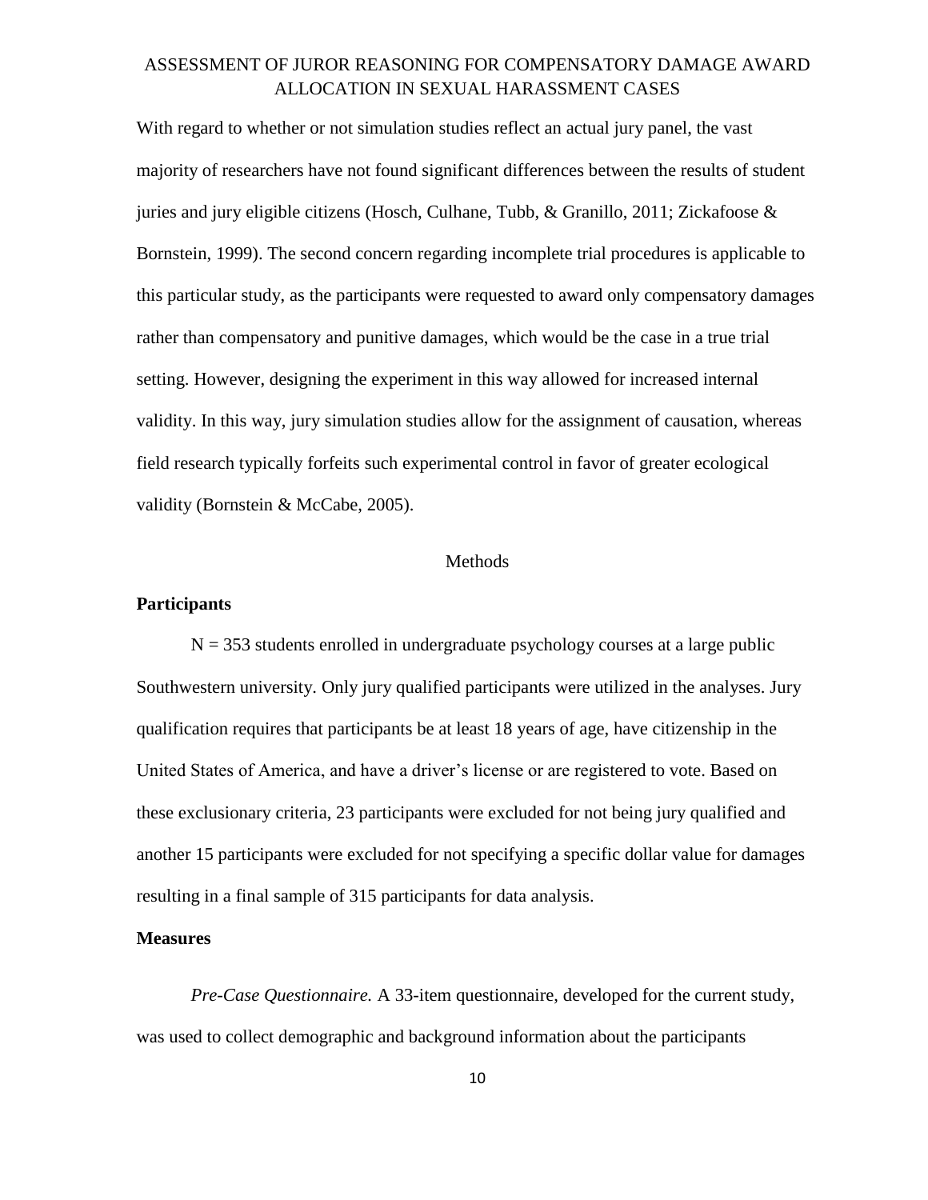With regard to whether or not simulation studies reflect an actual jury panel, the vast majority of researchers have not found significant differences between the results of student juries and jury eligible citizens (Hosch, Culhane, Tubb, & Granillo, 2011; Zickafoose & Bornstein, 1999). The second concern regarding incomplete trial procedures is applicable to this particular study, as the participants were requested to award only compensatory damages rather than compensatory and punitive damages, which would be the case in a true trial setting. However, designing the experiment in this way allowed for increased internal validity. In this way, jury simulation studies allow for the assignment of causation, whereas field research typically forfeits such experimental control in favor of greater ecological validity (Bornstein & McCabe, 2005).

# Methods

## Participants

N = 353 students enrolled in undergraduate psychology courses at a large public Southwestern university. Only jury qualified participants were utilized in the analyses. Jury qualification requires that participants be at least 18 years of age, have citizenship in the United States of America, and have a driver's license or are registered to vote. Based on these exclusionary criteria, 23 participants were excluded for not being jury qualified and another 15 participants were excluded for not specifying a specific dollar value for damages resulting in a final sample of 315 participants for data analysis.

## Measures

*Pre-Case Questionnaire.* A 33-item questionnaire, developed for the current study, was used to collect demographic and background information about the participants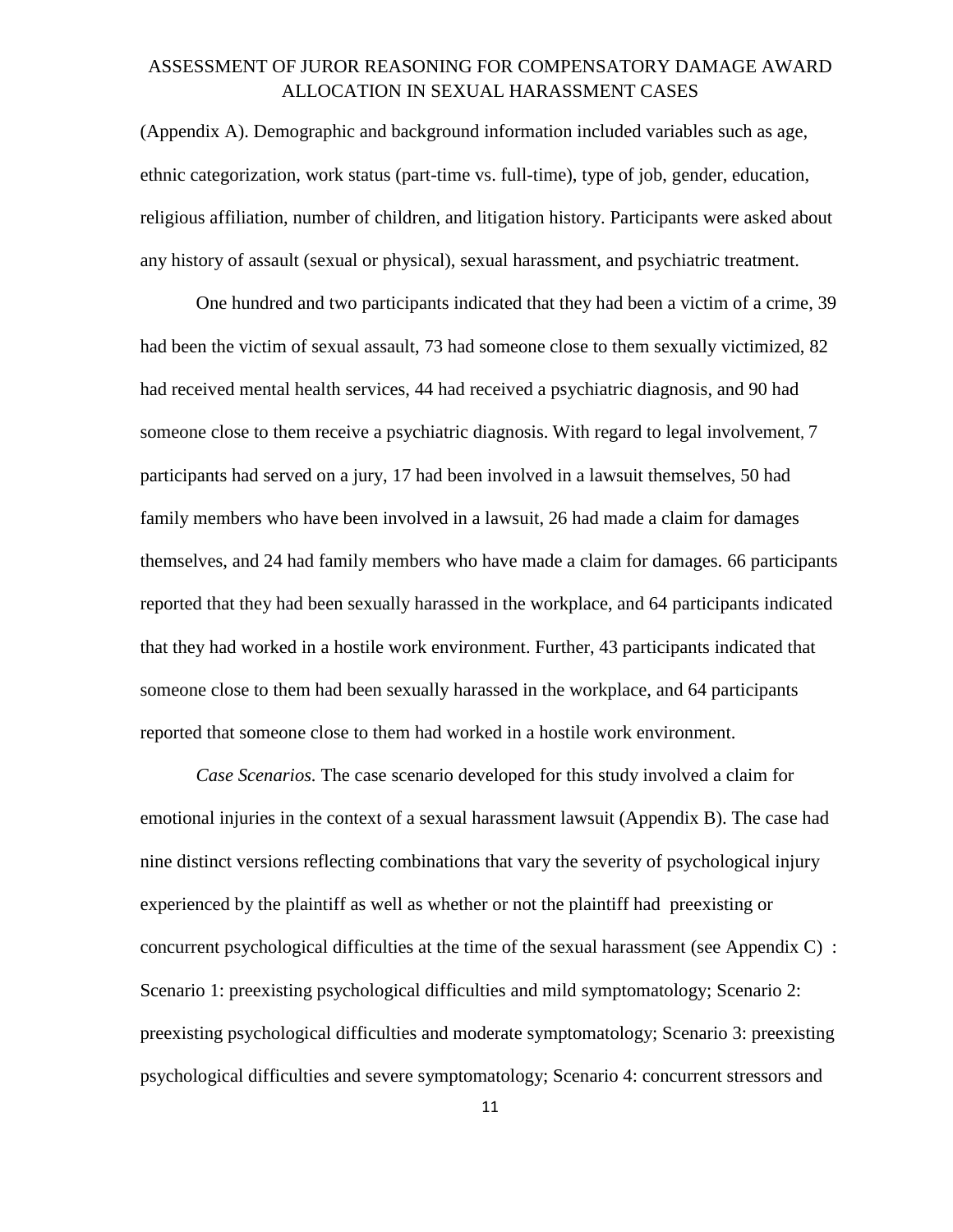(Appendix A). Demographic and background information included variables such as age, ethnic categorization, work status (part-time vs. full-time), type of job, gender, education, religious affiliation, number of children, and litigation history. Participants were asked about any history of assault (sexual or physical), sexual harassment, and psychiatric treatment.

One hundred and two participants indicated that they had been a victim of a crime, 39 had been the victim of sexual assault, 73 had someone close to them sexually victimized, 82 had received mental health services, 44 had received a psychiatric diagnosis, and 90 had someone close to them receive a psychiatric diagnosis. With regard to legal involvement, 7 participants had served on a jury, 17 had been involved in a lawsuit themselves, 50 had family members who have been involved in a lawsuit, 26 had made a claim for damages themselves, and 24 had family members who have made a claim for damages. 66 participants reported that they had been sexually harassed in the workplace, and 64 participants indicated that they had worked in a hostile work environment. Further, 43 participants indicated that someone close to them had been sexually harassed in the workplace, and 64 participants reported that someone close to them had worked in a hostile work environment.

*Case Scenarios.* The case scenario developed for this study involved a claim for emotional injuries in the context of a sexual harassment lawsuit (Appendix B). The case had nine distinct versions reflecting combinations that vary the severity of psychological injury experienced by the plaintiff as well as whether or not the plaintiff had preexisting or concurrent psychological difficulties at the time of the sexual harassment (see Appendix C) : Scenario 1: preexisting psychological difficulties and mild symptomatology; Scenario 2: preexisting psychological difficulties and moderate symptomatology; Scenario 3: preexisting psychological difficulties and severe symptomatology; Scenario 4: concurrent stressors and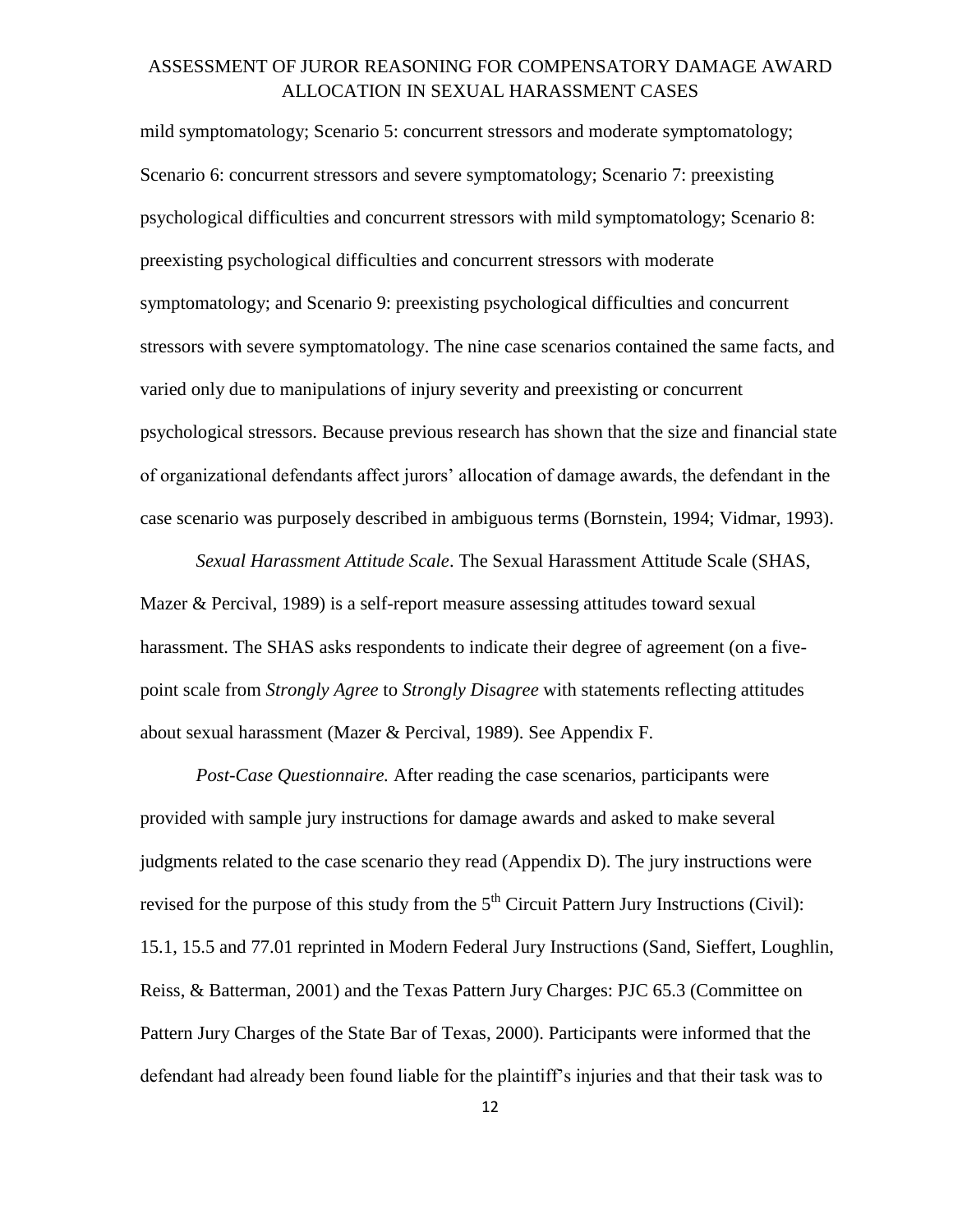mild symptomatology; Scenario 5: concurrent stressors and moderate symptomatology; Scenario 6: concurrent stressors and severe symptomatology; Scenario 7: preexisting psychological difficulties and concurrent stressors with mild symptomatology; Scenario 8: preexisting psychological difficulties and concurrent stressors with moderate symptomatology; and Scenario 9: preexisting psychological difficulties and concurrent stressors with severe symptomatology. The nine case scenarios contained the same facts, and varied only due to manipulations of injury severity and preexisting or concurrent psychological stressors. Because previous research has shown that the size and financial state of organizational defendants affect jurors' allocation of damage awards, the defendant in the case scenario was purposely described in ambiguous terms (Bornstein, 1994; Vidmar, 1993).

*Sexual Harassment Attitude Scale*. The Sexual Harassment Attitude Scale (SHAS, Mazer & Percival, 1989) is a self-report measure assessing attitudes toward sexual harassment. The SHAS asks respondents to indicate their degree of agreement (on a five-point scale from *Strongly Agree* to *Strongly Disagree* with statements reflecting attitudes about sexual harassment (Mazer & Percival, 1989). See Appendix F.

*Post-Case Questionnaire.* After reading the case scenarios, participants were provided with sample jury instructions for damage awards and asked to make several judgments related to the case scenario they read (Appendix D). The jury instructions were revised for the purpose of this study from the 5th Circuit Pattern Jury Instructions (Civil): 15.1, 15.5 and 77.01 reprinted in Modern Federal Jury Instructions (Sand, Sieffert, Loughlin, Reiss, & Batterman, 2001) and the Texas Pattern Jury Charges: PJC 65.3 (Committee on Pattern Jury Charges of the State Bar of Texas, 2000). Participants were informed that the defendant had already been found liable for the plaintiff's injuries and that their task was to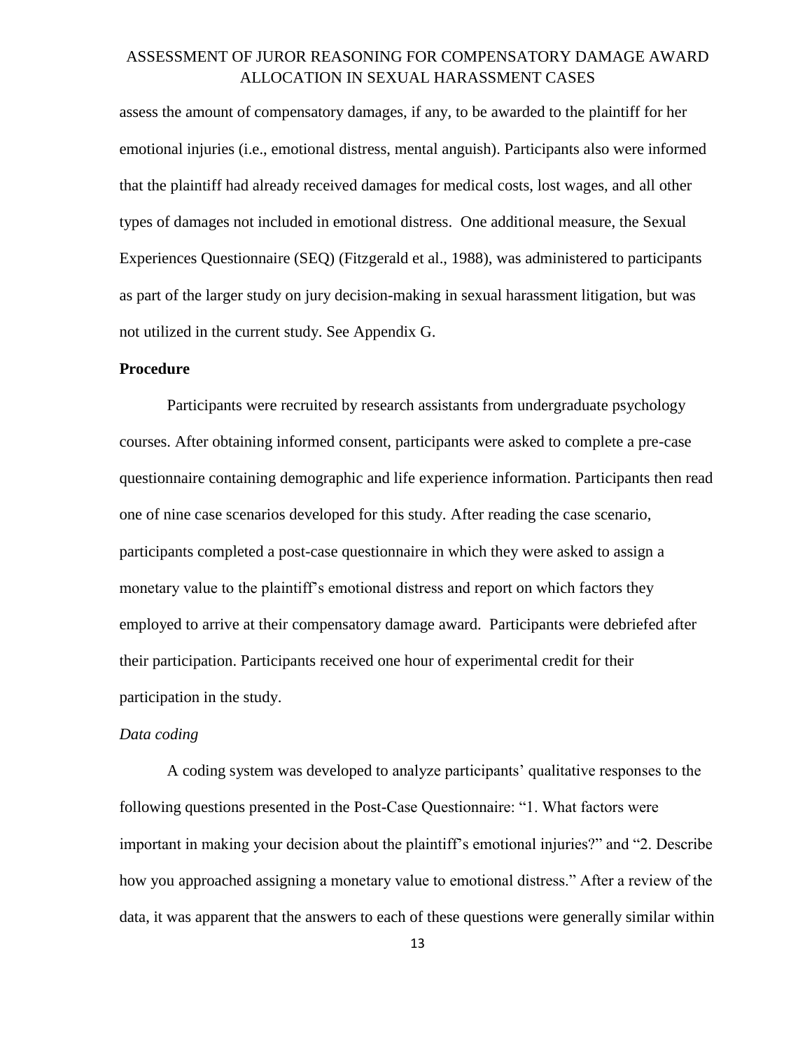assess the amount of compensatory damages, if any, to be awarded to the plaintiff for her emotional injuries (i.e., emotional distress, mental anguish). Participants also were informed that the plaintiff had already received damages for medical costs, lost wages, and all other types of damages not included in emotional distress. One additional measure, the Sexual Experiences Questionnaire (SEQ) (Fitzgerald et al., 1988), was administered to participants as part of the larger study on jury decision-making in sexual harassment litigation, but was not utilized in the current study. See Appendix G.

**Procedure**

Participants were recruited by research assistants from undergraduate psychology courses. After obtaining informed consent, participants were asked to complete a pre-case questionnaire containing demographic and life experience information. Participants then read one of nine case scenarios developed for this study. After reading the case scenario, participants completed a post-case questionnaire in which they were asked to assign a monetary value to the plaintiff's emotional distress and report on which factors they employed to arrive at their compensatory damage award. Participants were debriefed after their participation. Participants received one hour of experimental credit for their participation in the study.

*Data coding*

A coding system was developed to analyze participants' qualitative responses to the following questions presented in the Post-Case Questionnaire: "1. What factors were important in making your decision about the plaintiff's emotional injuries?" and "2. Describe how you approached assigning a monetary value to emotional distress." After a review of the data, it was apparent that the answers to each of these questions were generally similar within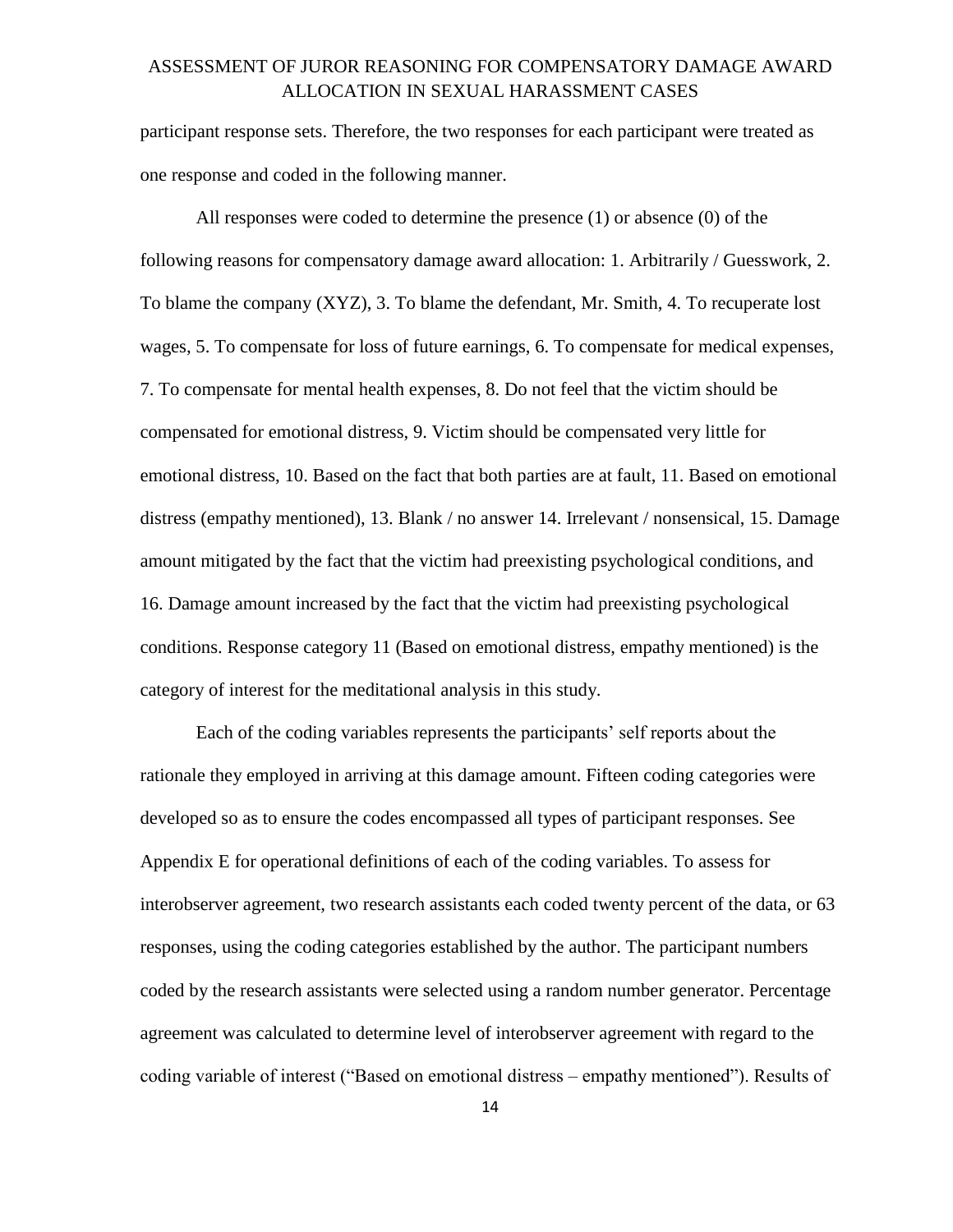participant response sets. Therefore, the two responses for each participant were treated as one response and coded in the following manner.

All responses were coded to determine the presence (1) or absence (0) of the following reasons for compensatory damage award allocation: 1. Arbitrarily / Guesswork, 2. To blame the company (XYZ), 3. To blame the defendant, Mr. Smith, 4. To recuperate lost wages, 5. To compensate for loss of future earnings, 6. To compensate for medical expenses, 7. To compensate for mental health expenses, 8. Do not feel that the victim should be compensated for emotional distress, 9. Victim should be compensated very little for emotional distress, 10. Based on the fact that both parties are at fault, 11. Based on emotional distress (empathy mentioned), 13. Blank / no answer 14. Irrelevant / nonsensical, 15. Damage amount mitigated by the fact that the victim had preexisting psychological conditions, and 16. Damage amount increased by the fact that the victim had preexisting psychological conditions. Response category 11 (Based on emotional distress, empathy mentioned) is the category of interest for the meditational analysis in this study.

Each of the coding variables represents the participants' self reports about the rationale they employed in arriving at this damage amount. Fifteen coding categories were developed so as to ensure the codes encompassed all types of participant responses. See Appendix E for operational definitions of each of the coding variables. To assess for interobserver agreement, two research assistants each coded twenty percent of the data, or 63 responses, using the coding categories established by the author. The participant numbers coded by the research assistants were selected using a random number generator. Percentage agreement was calculated to determine level of interobserver agreement with regard to the coding variable of interest ("Based on emotional distress – empathy mentioned"). Results of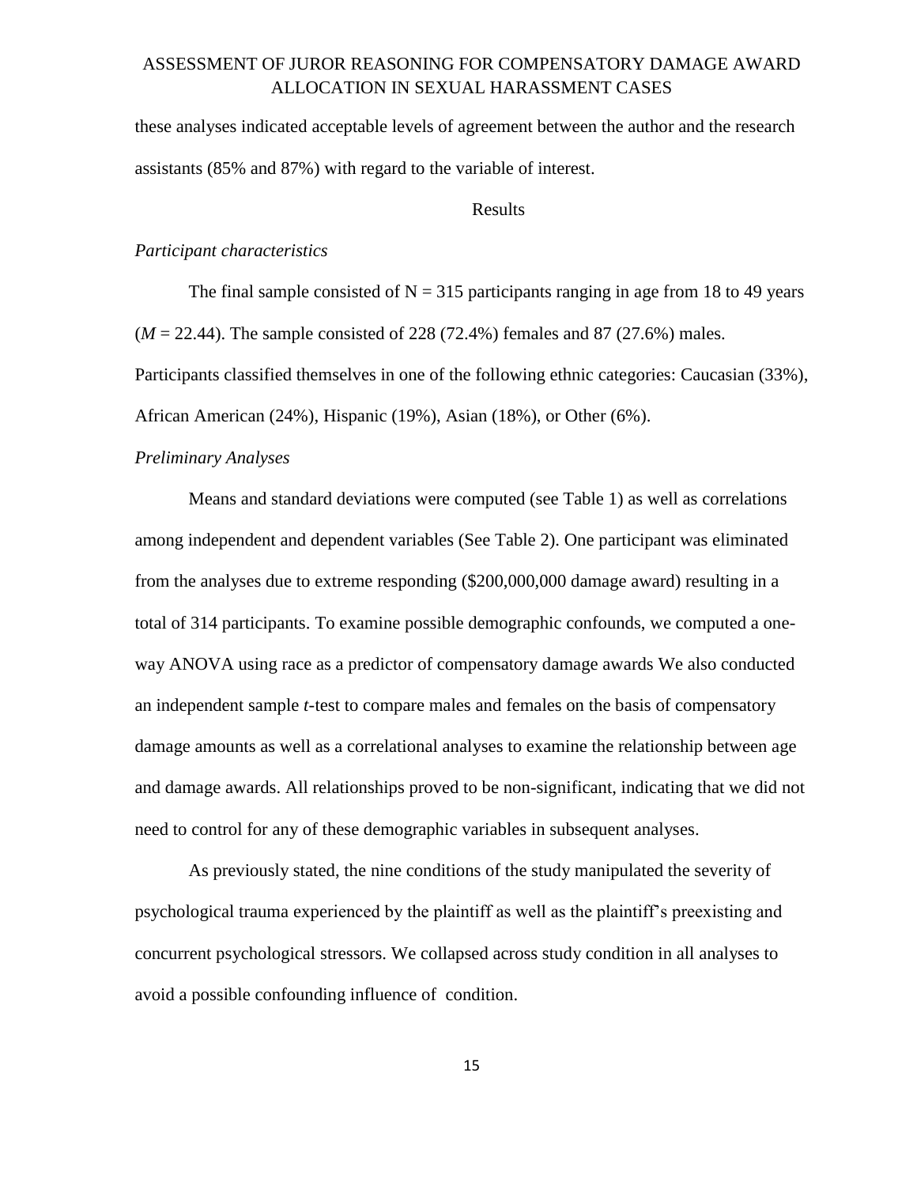these analyses indicated acceptable levels of agreement between the author and the research assistants (85% and 87%) with regard to the variable of interest.

## Results

*Participant characteristics*

The final sample consisted of N = 315 participants ranging in age from 18 to 49 years (*M* = 22.44). The sample consisted of 228 (72.4%) females and 87 (27.6%) males. Participants classified themselves in one of the following ethnic categories: Caucasian (33%), African American (24%), Hispanic (19%), Asian (18%), or Other (6%).

*Preliminary Analyses*

Means and standard deviations were computed (see Table 1) as well as correlations among independent and dependent variables (See Table 2). One participant was eliminated from the analyses due to extreme responding ($200,000,000 damage award) resulting in a total of 314 participants. To examine possible demographic confounds, we computed a one-way ANOVA using race as a predictor of compensatory damage awards We also conducted an independent sample *t*-test to compare males and females on the basis of compensatory damage amounts as well as a correlational analyses to examine the relationship between age and damage awards. All relationships proved to be non-significant, indicating that we did not need to control for any of these demographic variables in subsequent analyses.

As previously stated, the nine conditions of the study manipulated the severity of psychological trauma experienced by the plaintiff as well as the plaintiff's preexisting and concurrent psychological stressors. We collapsed across study condition in all analyses to avoid a possible confounding influence of condition.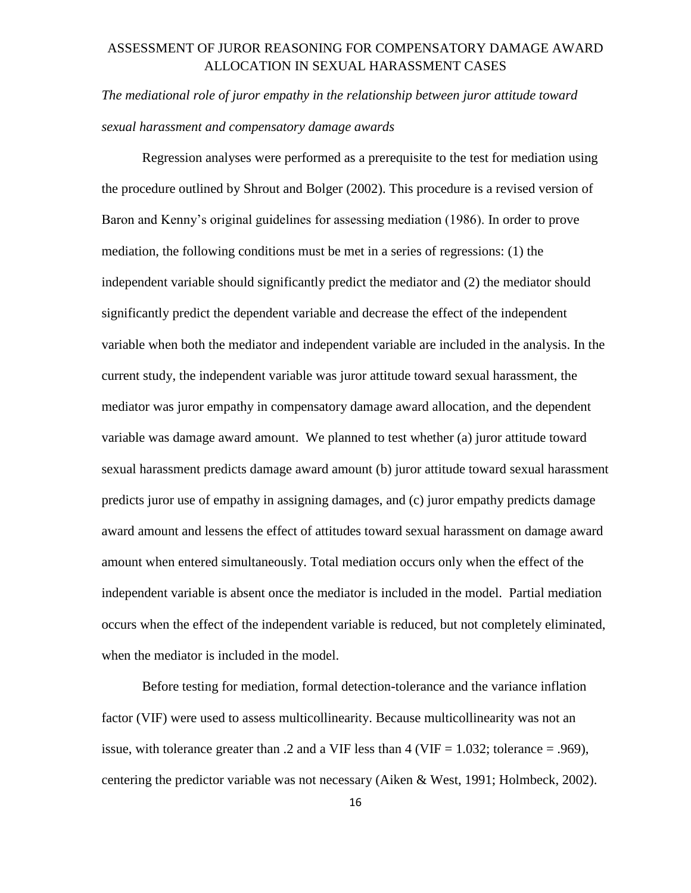*The mediational role of juror empathy in the relationship between juror attitude toward sexual harassment and compensatory damage awards*

Regression analyses were performed as a prerequisite to the test for mediation using the procedure outlined by Shrout and Bolger (2002). This procedure is a revised version of Baron and Kenny's original guidelines for assessing mediation (1986). In order to prove mediation, the following conditions must be met in a series of regressions: (1) the independent variable should significantly predict the mediator and (2) the mediator should significantly predict the dependent variable and decrease the effect of the independent variable when both the mediator and independent variable are included in the analysis. In the current study, the independent variable was juror attitude toward sexual harassment, the mediator was juror empathy in compensatory damage award allocation, and the dependent variable was damage award amount. We planned to test whether (a) juror attitude toward sexual harassment predicts damage award amount (b) juror attitude toward sexual harassment predicts juror use of empathy in assigning damages, and (c) juror empathy predicts damage award amount and lessens the effect of attitudes toward sexual harassment on damage award amount when entered simultaneously. Total mediation occurs only when the effect of the independent variable is absent once the mediator is included in the model. Partial mediation occurs when the effect of the independent variable is reduced, but not completely eliminated, when the mediator is included in the model.

Before testing for mediation, formal detection-tolerance and the variance inflation factor (VIF) were used to assess multicollinearity. Because multicollinearity was not an issue, with tolerance greater than .2 and a VIF less than 4 (VIF = 1.032; tolerance = .969), centering the predictor variable was not necessary (Aiken & West, 1991; Holmbeck, 2002).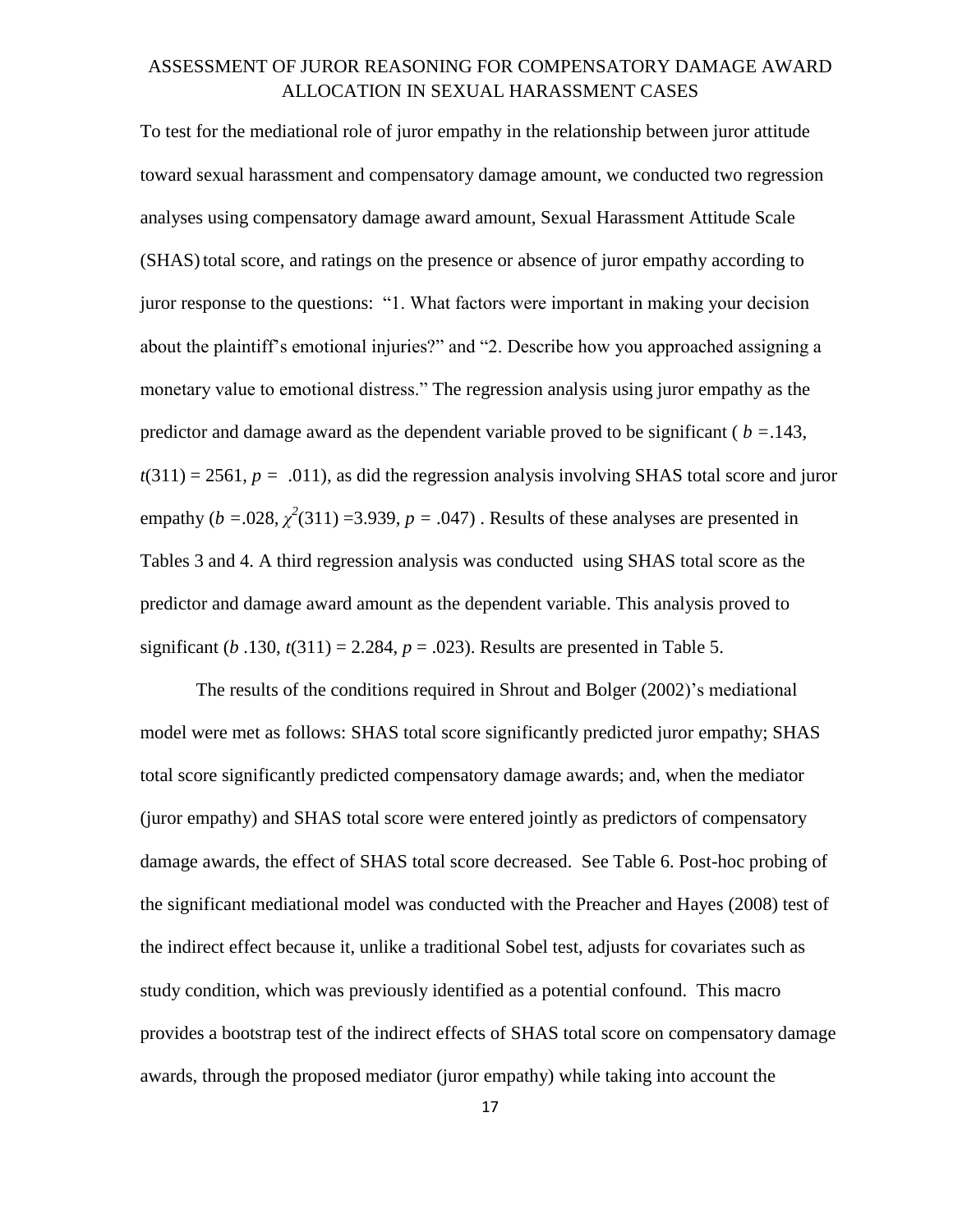To test for the mediational role of juror empathy in the relationship between juror attitude toward sexual harassment and compensatory damage amount, we conducted two regression analyses using compensatory damage award amount, Sexual Harassment Attitude Scale (SHAS) total score, and ratings on the presence or absence of juror empathy according to juror response to the questions: "1. What factors were important in making your decision about the plaintiff's emotional injuries?" and "2. Describe how you approached assigning a monetary value to emotional distress." The regression analysis using juror empathy as the predictor and damage award as the dependent variable proved to be significant ( $b$ =.143, $t(311)$ = 2561, $p$ = .011), as did the regression analysis involving SHAS total score and juror empathy ($b$ =.028, $\chi^2(311)$ =3.939, $p$ = .047) . Results of these analyses are presented in Tables 3 and 4. A third regression analysis was conducted using SHAS total score as the predictor and damage award amount as the dependent variable. This analysis proved to significant ($b$ .130, $t(311)$ = 2.284, $p$ = .023). Results are presented in Table 5.

The results of the conditions required in Shrout and Bolger (2002)'s mediational model were met as follows: SHAS total score significantly predicted juror empathy; SHAS total score significantly predicted compensatory damage awards; and, when the mediator (juror empathy) and SHAS total score were entered jointly as predictors of compensatory damage awards, the effect of SHAS total score decreased. See Table 6. Post-hoc probing of the significant mediational model was conducted with the Preacher and Hayes (2008) test of the indirect effect because it, unlike a traditional Sobel test, adjusts for covariates such as study condition, which was previously identified as a potential confound. This macro provides a bootstrap test of the indirect effects of SHAS total score on compensatory damage awards, through the proposed mediator (juror empathy) while taking into account the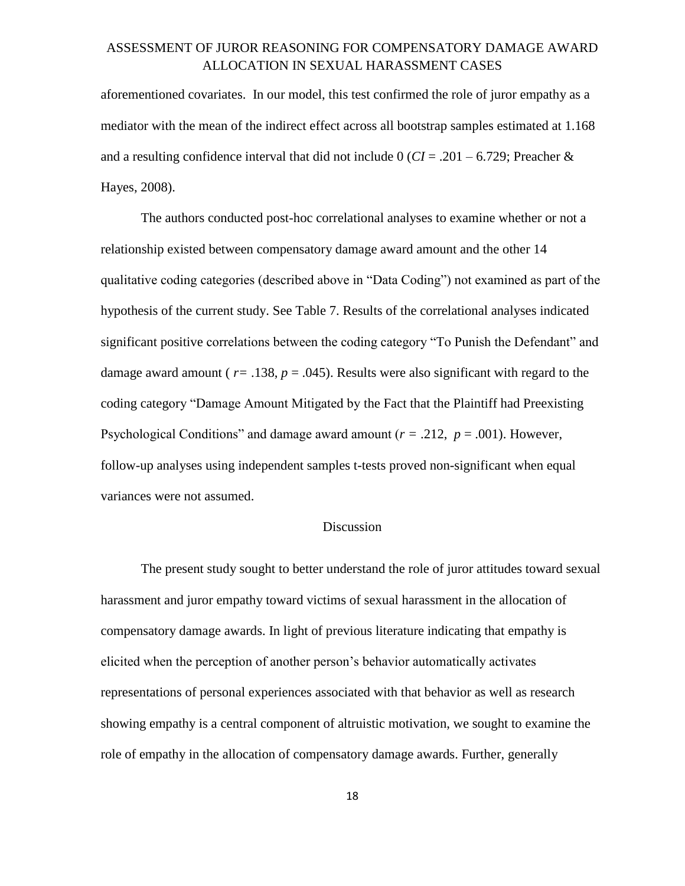aforementioned covariates. In our model, this test confirmed the role of juror empathy as a mediator with the mean of the indirect effect across all bootstrap samples estimated at 1.168 and a resulting confidence interval that did not include 0 ($CI$ = .201 – 6.729; Preacher & Hayes, 2008).

The authors conducted post-hoc correlational analyses to examine whether or not a relationship existed between compensatory damage award amount and the other 14 qualitative coding categories (described above in "Data Coding") not examined as part of the hypothesis of the current study. See Table 7. Results of the correlational analyses indicated significant positive correlations between the coding category "To Punish the Defendant" and damage award amount ( $r$ = .138, $p$ = .045). Results were also significant with regard to the coding category "Damage Amount Mitigated by the Fact that the Plaintiff had Preexisting Psychological Conditions" and damage award amount ($r$ = .212, $p$ = .001). However, follow-up analyses using independent samples t-tests proved non-significant when equal variances were not assumed.

## Discussion

The present study sought to better understand the role of juror attitudes toward sexual harassment and juror empathy toward victims of sexual harassment in the allocation of compensatory damage awards. In light of previous literature indicating that empathy is elicited when the perception of another person's behavior automatically activates representations of personal experiences associated with that behavior as well as research showing empathy is a central component of altruistic motivation, we sought to examine the role of empathy in the allocation of compensatory damage awards. Further, generally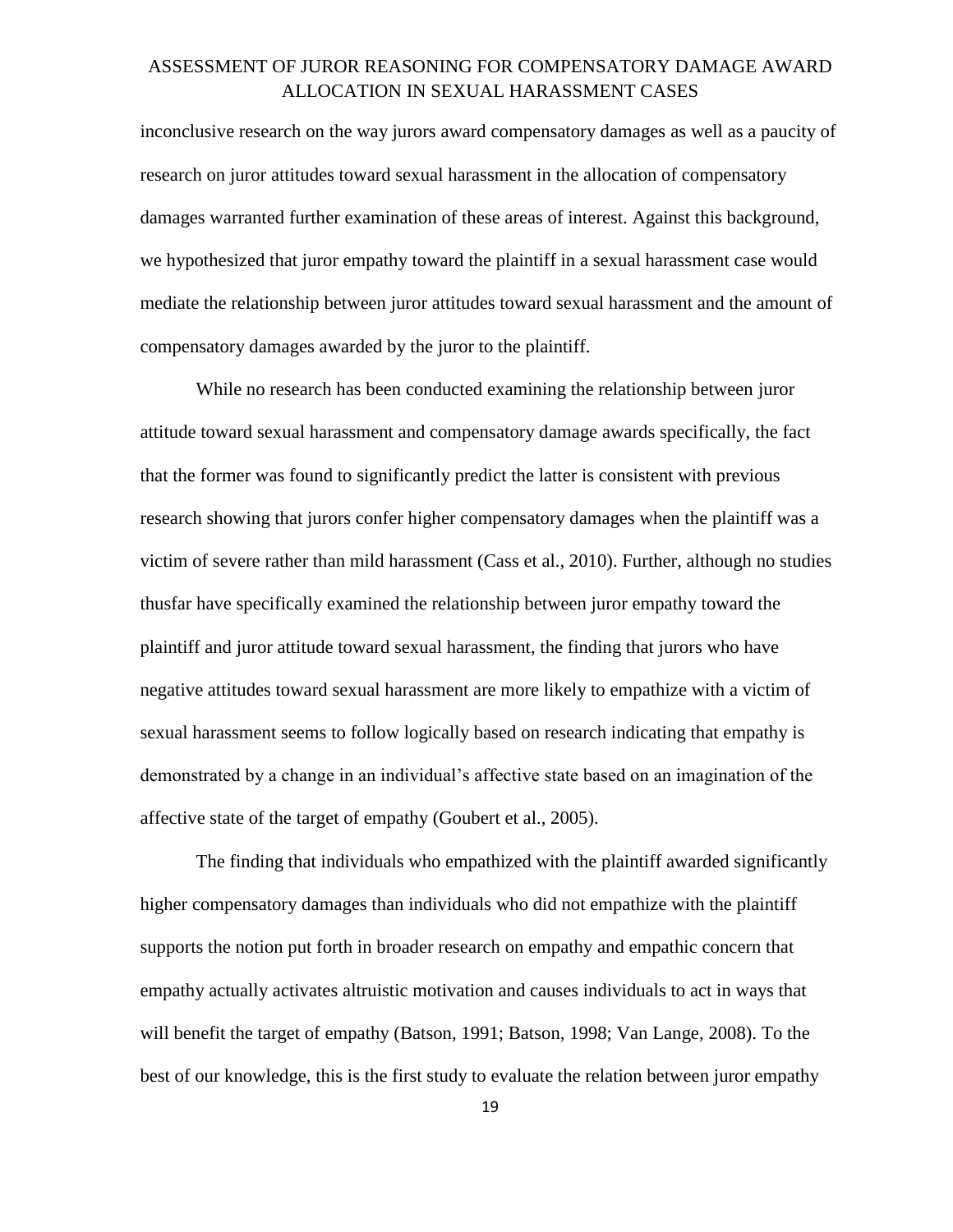inconclusive research on the way jurors award compensatory damages as well as a paucity of research on juror attitudes toward sexual harassment in the allocation of compensatory damages warranted further examination of these areas of interest. Against this background, we hypothesized that juror empathy toward the plaintiff in a sexual harassment case would mediate the relationship between juror attitudes toward sexual harassment and the amount of compensatory damages awarded by the juror to the plaintiff.

While no research has been conducted examining the relationship between juror attitude toward sexual harassment and compensatory damage awards specifically, the fact that the former was found to significantly predict the latter is consistent with previous research showing that jurors confer higher compensatory damages when the plaintiff was a victim of severe rather than mild harassment (Cass et al., 2010). Further, although no studies thusfar have specifically examined the relationship between juror empathy toward the plaintiff and juror attitude toward sexual harassment, the finding that jurors who have negative attitudes toward sexual harassment are more likely to empathize with a victim of sexual harassment seems to follow logically based on research indicating that empathy is demonstrated by a change in an individual's affective state based on an imagination of the affective state of the target of empathy (Goubert et al., 2005).

The finding that individuals who empathized with the plaintiff awarded significantly higher compensatory damages than individuals who did not empathize with the plaintiff supports the notion put forth in broader research on empathy and empathic concern that empathy actually activates altruistic motivation and causes individuals to act in ways that will benefit the target of empathy (Batson, 1991; Batson, 1998; Van Lange, 2008). To the best of our knowledge, this is the first study to evaluate the relation between juror empathy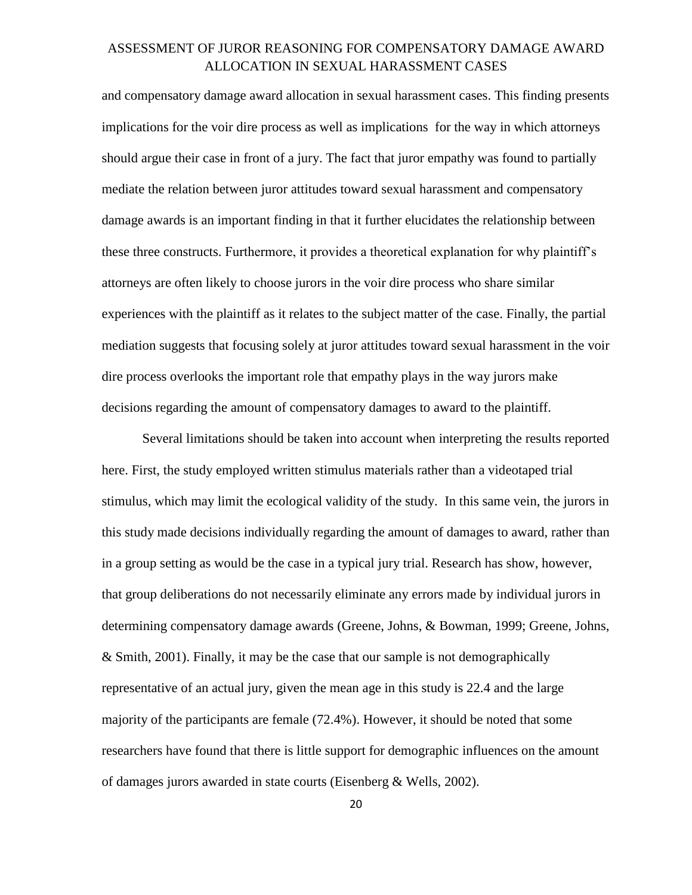and compensatory damage award allocation in sexual harassment cases. This finding presents implications for the voir dire process as well as implications for the way in which attorneys should argue their case in front of a jury. The fact that juror empathy was found to partially mediate the relation between juror attitudes toward sexual harassment and compensatory damage awards is an important finding in that it further elucidates the relationship between these three constructs. Furthermore, it provides a theoretical explanation for why plaintiff's attorneys are often likely to choose jurors in the voir dire process who share similar experiences with the plaintiff as it relates to the subject matter of the case. Finally, the partial mediation suggests that focusing solely at juror attitudes toward sexual harassment in the voir dire process overlooks the important role that empathy plays in the way jurors make decisions regarding the amount of compensatory damages to award to the plaintiff.

Several limitations should be taken into account when interpreting the results reported here. First, the study employed written stimulus materials rather than a videotaped trial stimulus, which may limit the ecological validity of the study. In this same vein, the jurors in this study made decisions individually regarding the amount of damages to award, rather than in a group setting as would be the case in a typical jury trial. Research has show, however, that group deliberations do not necessarily eliminate any errors made by individual jurors in determining compensatory damage awards (Greene, Johns, & Bowman, 1999; Greene, Johns, & Smith, 2001). Finally, it may be the case that our sample is not demographically representative of an actual jury, given the mean age in this study is 22.4 and the large majority of the participants are female (72.4%). However, it should be noted that some researchers have found that there is little support for demographic influences on the amount of damages jurors awarded in state courts (Eisenberg & Wells, 2002).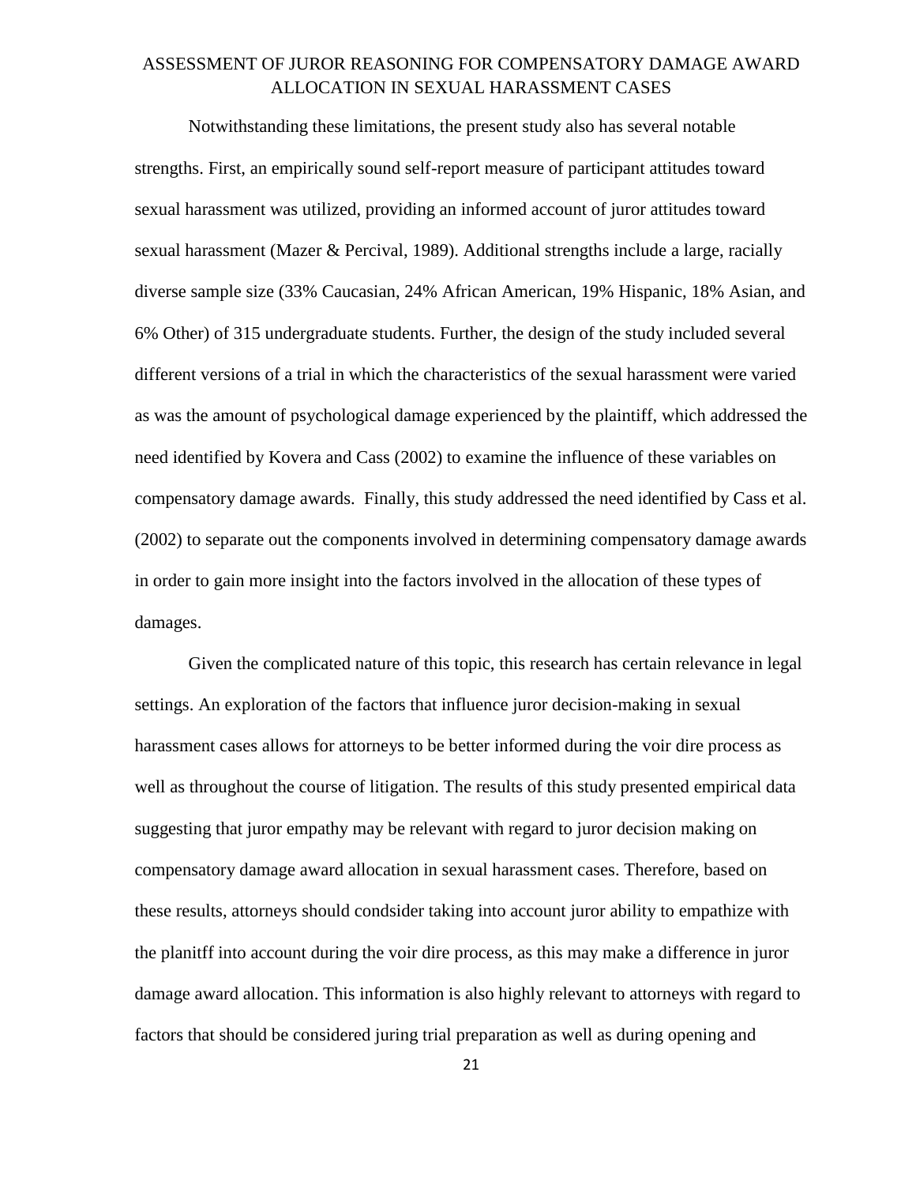Notwithstanding these limitations, the present study also has several notable strengths. First, an empirically sound self-report measure of participant attitudes toward sexual harassment was utilized, providing an informed account of juror attitudes toward sexual harassment (Mazer & Percival, 1989). Additional strengths include a large, racially diverse sample size (33% Caucasian, 24% African American, 19% Hispanic, 18% Asian, and 6% Other) of 315 undergraduate students. Further, the design of the study included several different versions of a trial in which the characteristics of the sexual harassment were varied as was the amount of psychological damage experienced by the plaintiff, which addressed the need identified by Kovera and Cass (2002) to examine the influence of these variables on compensatory damage awards. Finally, this study addressed the need identified by Cass et al. (2002) to separate out the components involved in determining compensatory damage awards in order to gain more insight into the factors involved in the allocation of these types of damages.

Given the complicated nature of this topic, this research has certain relevance in legal settings. An exploration of the factors that influence juror decision-making in sexual harassment cases allows for attorneys to be better informed during the voir dire process as well as throughout the course of litigation. The results of this study presented empirical data suggesting that juror empathy may be relevant with regard to juror decision making on compensatory damage award allocation in sexual harassment cases. Therefore, based on these results, attorneys should condsider taking into account juror ability to empathize with the planitff into account during the voir dire process, as this may make a difference in juror damage award allocation. This information is also highly relevant to attorneys with regard to factors that should be considered juring trial preparation as well as during opening and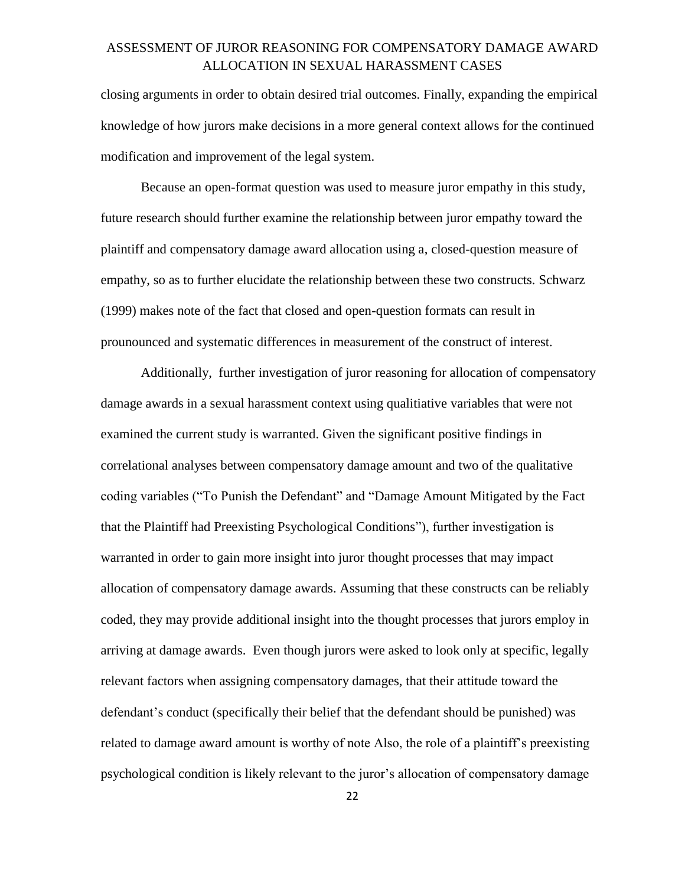closing arguments in order to obtain desired trial outcomes. Finally, expanding the empirical knowledge of how jurors make decisions in a more general context allows for the continued modification and improvement of the legal system.

Because an open-format question was used to measure juror empathy in this study, future research should further examine the relationship between juror empathy toward the plaintiff and compensatory damage award allocation using a, closed-question measure of empathy, so as to further elucidate the relationship between these two constructs. Schwarz (1999) makes note of the fact that closed and open-question formats can result in prounounced and systematic differences in measurement of the construct of interest.

Additionally, further investigation of juror reasoning for allocation of compensatory damage awards in a sexual harassment context using qualitiative variables that were not examined the current study is warranted. Given the significant positive findings in correlational analyses between compensatory damage amount and two of the qualitative coding variables ("To Punish the Defendant" and "Damage Amount Mitigated by the Fact that the Plaintiff had Preexisting Psychological Conditions"), further investigation is warranted in order to gain more insight into juror thought processes that may impact allocation of compensatory damage awards. Assuming that these constructs can be reliably coded, they may provide additional insight into the thought processes that jurors employ in arriving at damage awards. Even though jurors were asked to look only at specific, legally relevant factors when assigning compensatory damages, that their attitude toward the defendant's conduct (specifically their belief that the defendant should be punished) was related to damage award amount is worthy of note Also, the role of a plaintiff's preexisting psychological condition is likely relevant to the juror's allocation of compensatory damage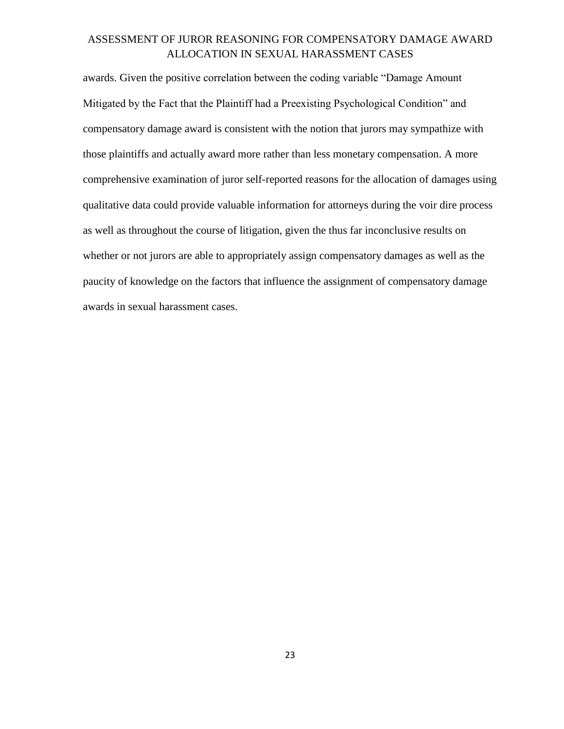awards. Given the positive correlation between the coding variable "Damage Amount Mitigated by the Fact that the Plaintiff had a Preexisting Psychological Condition" and compensatory damage award is consistent with the notion that jurors may sympathize with those plaintiffs and actually award more rather than less monetary compensation. A more comprehensive examination of juror self-reported reasons for the allocation of damages using qualitative data could provide valuable information for attorneys during the voir dire process as well as throughout the course of litigation, given the thus far inconclusive results on whether or not jurors are able to appropriately assign compensatory damages as well as the paucity of knowledge on the factors that influence the assignment of compensatory damage awards in sexual harassment cases.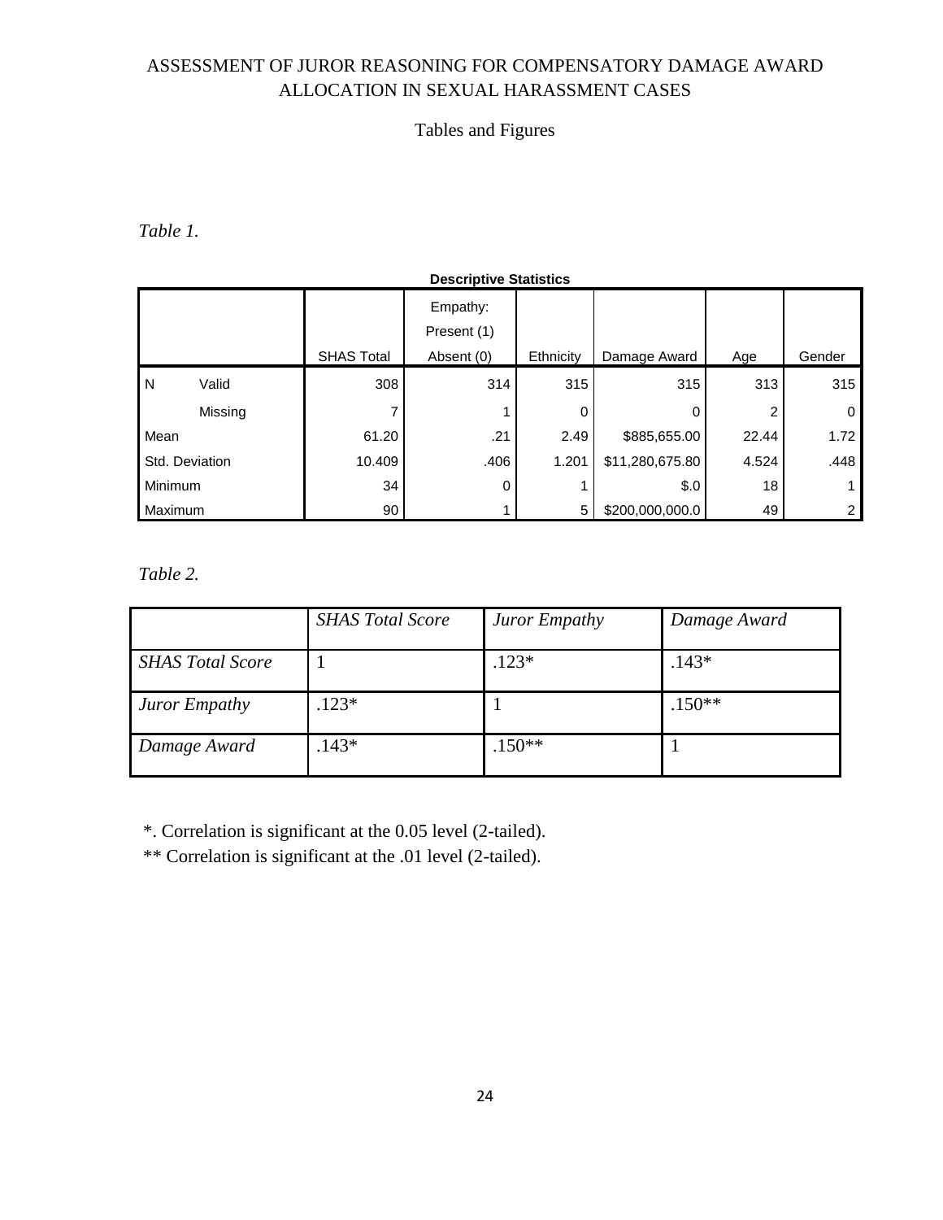ASSESSMENT OF JUROR REASONING FOR COMPENSATORY DAMAGE AWARD ALLOCATION IN SEXUAL HARASSMENT CASES

Tables and Figures

*Table 1.*

**Descriptive Statistics**

| | | SHAS Total | Empathy: Present (1) Absent (0) | Ethnicity | Damage Award | Age | Gender |
|---|---|---|---|---|---|---|---|
| N | Valid | 308 | 314 | 315 | 315 | 313 | 315 |
| | Missing | 7 | 1 | 0 | 0 | 2 | 0 |
| Mean | | 61.20 | .21 | 2.49 | $885,655.00 | 22.44 | 1.72 |
| Std. Deviation | | 10.409 | .406 | 1.201 | $11,280,675.80 | 4.524 | .448 |
| Minimum | | 34 | 0 | 1 | $.0 | 18 | 1 |
| Maximum | | 90 | 1 | 5 | $200,000,000.0 | 49 | 2 |

*Table 2.*

| | *SHAS Total Score* | *Juror Empathy* | *Damage Award* |
|---|---|---|---|
| *SHAS Total Score* | 1 | .123* | .143* |
| *Juror Empathy* | .123* | 1 | .150** |
| *Damage Award* | .143* | .150** | 1 |

*. Correlation is significant at the 0.05 level (2-tailed).

** Correlation is significant at the .01 level (2-tailed).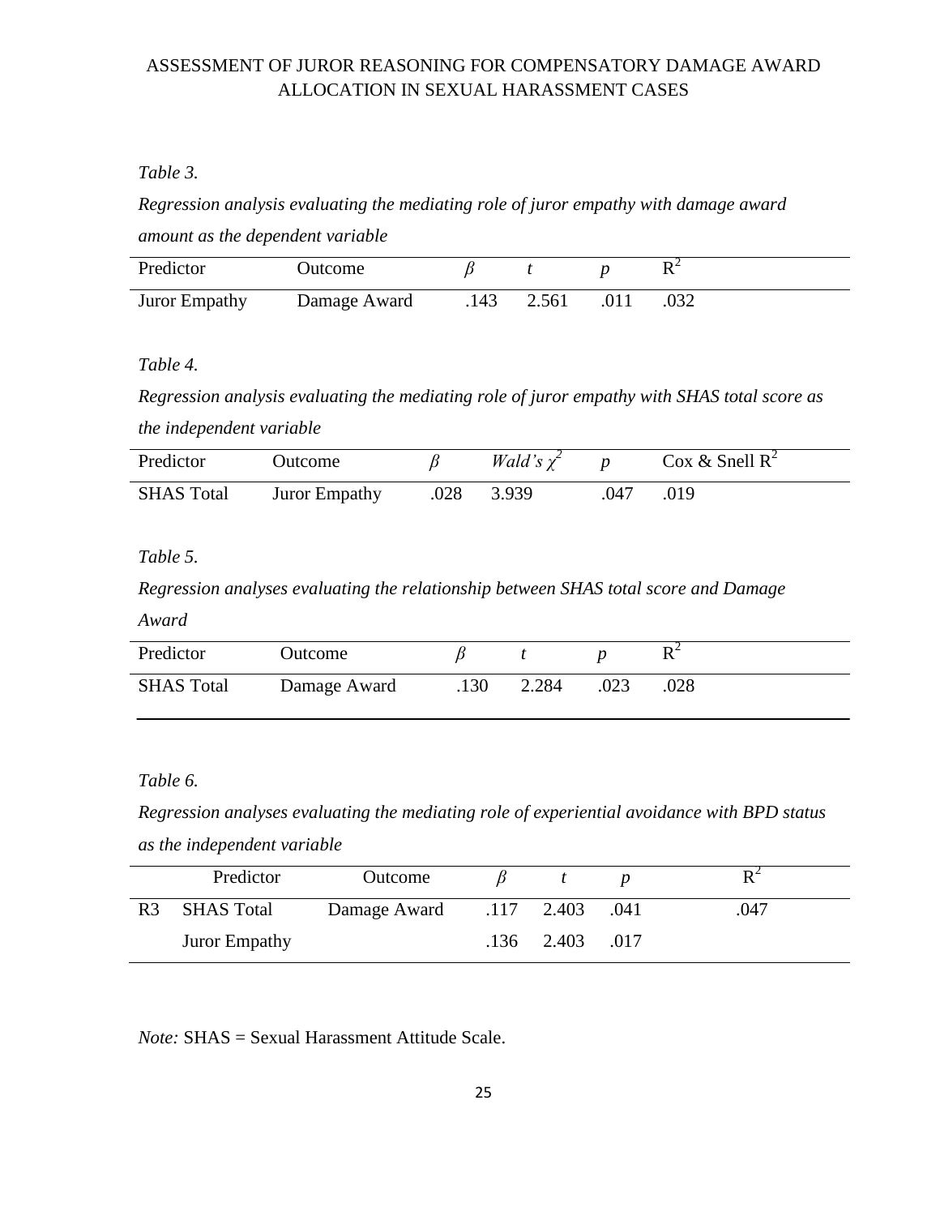*Table 3.*

*Regression analysis evaluating the mediating role of juror empathy with damage award amount as the dependent variable*

| Predictor | Outcome | $\beta$ | $t$ | $p$ | $R^2$ |
|---|---|---|---|---|---|
| Juror Empathy | Damage Award | .143 | 2.561 | .011 | .032 |

*Table 4.*

*Regression analysis evaluating the mediating role of juror empathy with SHAS total score as the independent variable*

| Predictor | Outcome | $\beta$ | *Wald's* $\chi^2$ | $p$ | Cox & Snell $R^2$ |
|---|---|---|---|---|---|
| SHAS Total | Juror Empathy | .028 | 3.939 | .047 | .019 |

*Table 5.*

*Regression analyses evaluating the relationship between SHAS total score and Damage Award*

| Predictor | Outcome | $\beta$ | $t$ | $p$ | $R^2$ |
|---|---|---|---|---|---|
| SHAS Total | Damage Award | .130 | 2.284 | .023 | .028 |

*Table 6.*

*Regression analyses evaluating the mediating role of experiential avoidance with BPD status as the independent variable*

| | Predictor | Outcome | $\beta$ | $t$ | $p$ | $R^2$ |
|---|---|---|---|---|---|---|
| R3 | SHAS Total | Damage Award | .117 | 2.403 | .041 | .047 |
| | Juror Empathy | | .136 | 2.403 | .017 | |

*Note:* SHAS = Sexual Harassment Attitude Scale.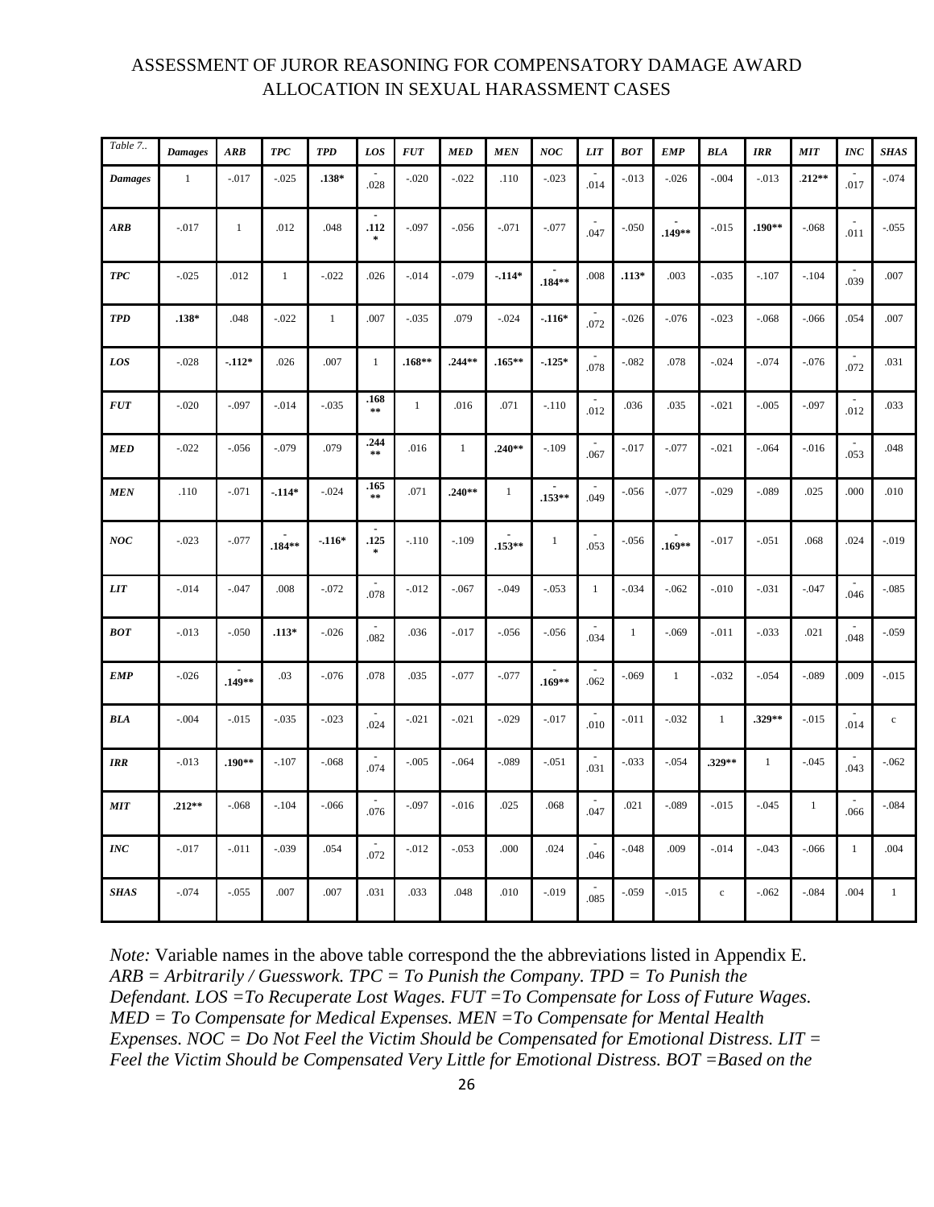ASSESSMENT OF JUROR REASONING FOR COMPENSATORY DAMAGE AWARD ALLOCATION IN SEXUAL HARASSMENT CASES

| *Table 7..* | ***Damages*** | ***ARB*** | ***TPC*** | ***TPD*** | ***LOS*** | ***FUT*** | ***MED*** | ***MEN*** | ***NOC*** | ***LIT*** | ***BOT*** | ***EMP*** | ***BLA*** | ***IRR*** | ***MIT*** | ***INC*** | ***SHAS*** |
|---|---|---|---|---|---|---|---|---|---|---|---|---|---|---|---|---|---|
| ***Damages*** | 1 | -.017 | -.025 | **.138*** | -.028 | -.020 | -.022 | .110 | -.023 | -.014 | -.013 | -.026 | -.004 | -.013 | **.212**** | -.017 | -.074 |
| ***ARB*** | -.017 | 1 | .012 | .048 | **-.112*** | -.097 | -.056 | -.071 | -.077 | -.047 | -.050 | **-.149**** | -.015 | **.190**** | -.068 | -.011 | -.055 |
| ***TPC*** | -.025 | .012 | 1 | -.022 | .026 | -.014 | -.079 | **-.114*** | **-.184**** | .008 | **.113*** | .003 | -.035 | -.107 | -.104 | -.039 | .007 |
| ***TPD*** | **.138*** | .048 | -.022 | 1 | .007 | -.035 | .079 | -.024 | **-.116*** | -.072 | -.026 | -.076 | -.023 | -.068 | -.066 | .054 | .007 |
| ***LOS*** | -.028 | **-.112*** | .026 | .007 | 1 | **.168**** | **.244**** | **.165**** | **-.125*** | -.078 | -.082 | .078 | -.024 | -.074 | -.076 | -.072 | .031 |
| ***FUT*** | -.020 | -.097 | -.014 | -.035 | **.168**** | 1 | .016 | .071 | -.110 | -.012 | .036 | .035 | -.021 | -.005 | -.097 | -.012 | .033 |
| ***MED*** | -.022 | -.056 | -.079 | .079 | **.244**** | .016 | 1 | **.240**** | -.109 | -.067 | -.017 | -.077 | -.021 | -.064 | -.016 | -.053 | .048 |
| ***MEN*** | .110 | -.071 | **-.114*** | -.024 | **.165**** | .071 | **.240**** | 1 | **-.153**** | -.049 | -.056 | -.077 | -.029 | -.089 | .025 | .000 | .010 |
| ***NOC*** | -.023 | -.077 | **-.184**** | **-.116*** | **-.125*** | -.110 | -.109 | **-.153**** | 1 | -.053 | -.056 | **-.169**** | -.017 | -.051 | .068 | .024 | -.019 |
| ***LIT*** | -.014 | -.047 | .008 | -.072 | -.078 | -.012 | -.067 | -.049 | -.053 | 1 | -.034 | -.062 | -.010 | -.031 | -.047 | -.046 | -.085 |
| ***BOT*** | -.013 | -.050 | **.113*** | -.026 | -.082 | .036 | -.017 | -.056 | -.056 | -.034 | 1 | -.069 | -.011 | -.033 | .021 | -.048 | -.059 |
| ***EMP*** | -.026 | **-.149**** | .03 | -.076 | .078 | .035 | -.077 | -.077 | **-.169**** | -.062 | -.069 | 1 | -.032 | -.054 | -.089 | .009 | -.015 |
| ***BLA*** | -.004 | -.015 | -.035 | -.023 | -.024 | -.021 | -.021 | -.029 | -.017 | -.010 | -.011 | -.032 | 1 | **.329**** | -.015 | -.014 | c |
| ***IRR*** | -.013 | **.190**** | -.107 | -.068 | -.074 | -.005 | -.064 | -.089 | -.051 | -.031 | -.033 | -.054 | **.329**** | 1 | -.045 | -.043 | -.062 |
| ***MIT*** | **.212**** | -.068 | -.104 | -.066 | -.076 | -.097 | -.016 | .025 | .068 | -.047 | .021 | -.089 | -.015 | -.045 | 1 | -.066 | -.084 |
| ***INC*** | -.017 | -.011 | -.039 | .054 | -.072 | -.012 | -.053 | .000 | .024 | -.046 | -.048 | .009 | -.014 | -.043 | -.066 | 1 | .004 |
| ***SHAS*** | -.074 | -.055 | .007 | .007 | .031 | .033 | .048 | .010 | -.019 | -.085 | -.059 | -.015 | c | -.062 | -.084 | .004 | 1 |

*Note:* Variable names in the above table correspond the the abbreviations listed in Appendix E. *ARB = Arbitrarily / Guesswork. TPC = To Punish the Company. TPD = To Punish the Defendant. LOS =To Recuperate Lost Wages. FUT =To Compensate for Loss of Future Wages. MED = To Compensate for Medical Expenses. MEN =To Compensate for Mental Health Expenses. NOC = Do Not Feel the Victim Should be Compensated for Emotional Distress. LIT = Feel the Victim Should be Compensated Very Little for Emotional Distress. BOT =Based on the*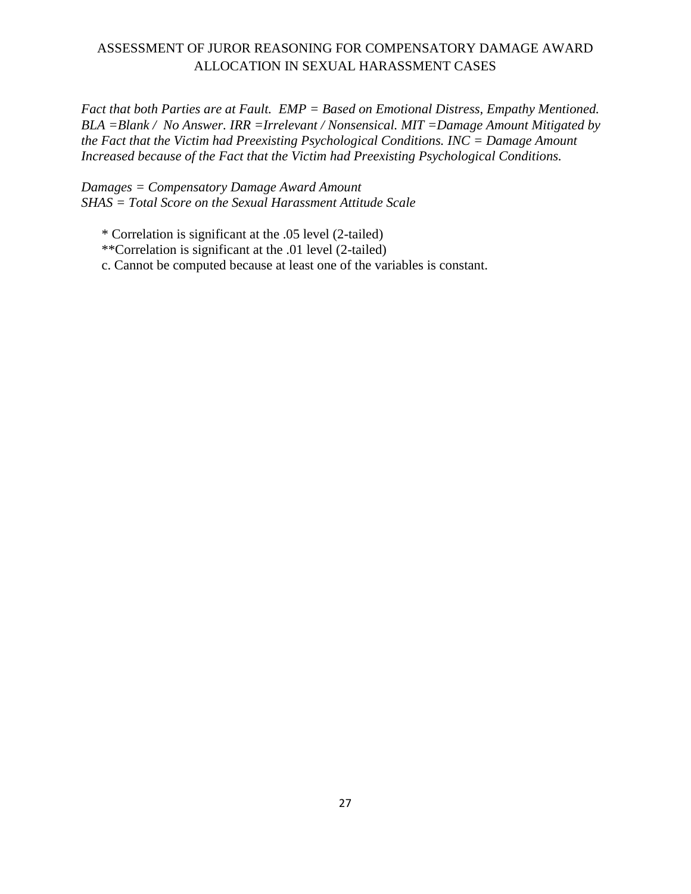*Fact that both Parties are at Fault. EMP = Based on Emotional Distress, Empathy Mentioned. BLA =Blank / No Answer. IRR =Irrelevant / Nonsensical. MIT =Damage Amount Mitigated by the Fact that the Victim had Preexisting Psychological Conditions. INC = Damage Amount Increased because of the Fact that the Victim had Preexisting Psychological Conditions.*

*Damages = Compensatory Damage Award Amount*
*SHAS = Total Score on the Sexual Harassment Attitude Scale*

\* Correlation is significant at the .05 level (2-tailed)
\*\*Correlation is significant at the .01 level (2-tailed)
c. Cannot be computed because at least one of the variables is constant.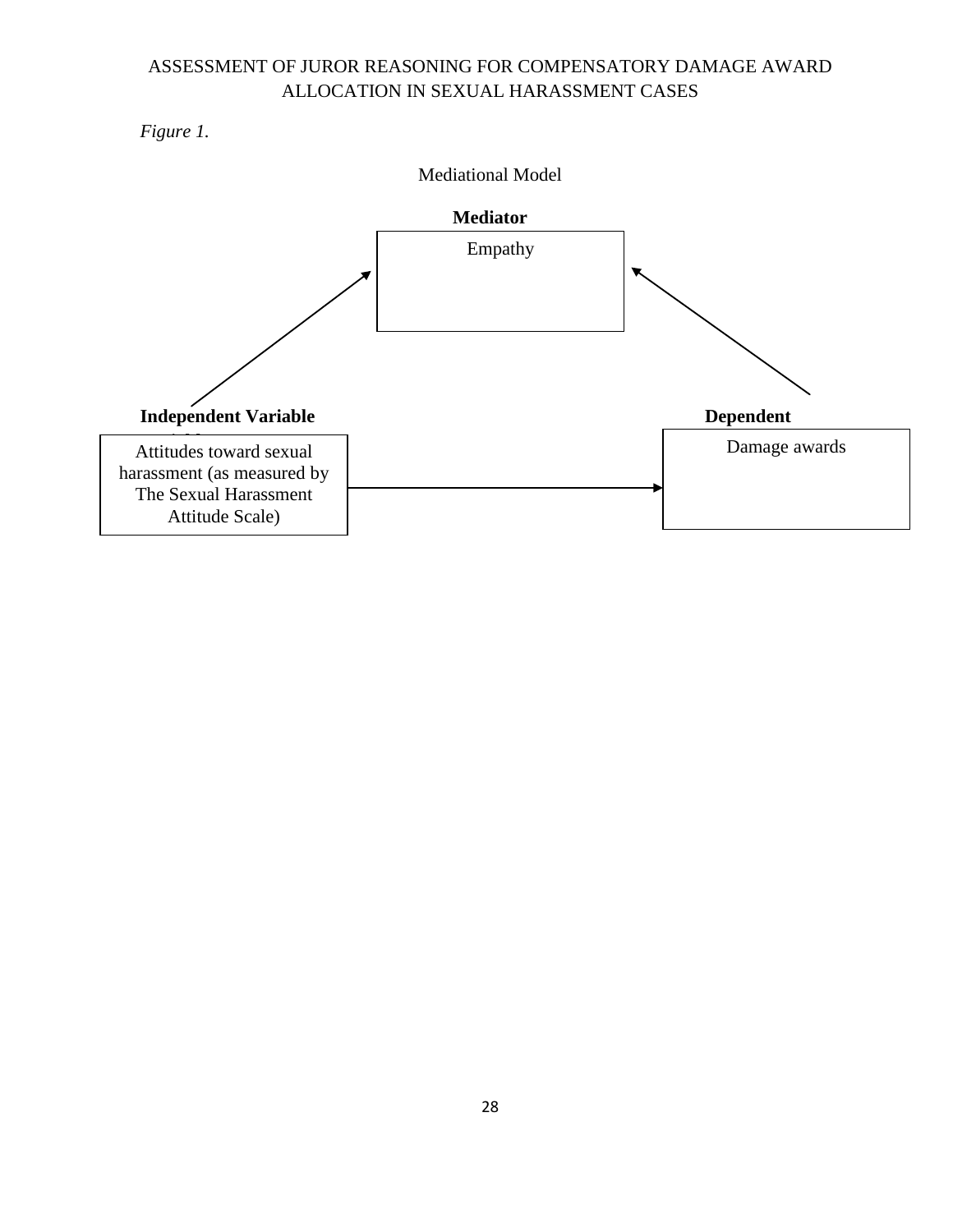*Figure 1.*

Mediational Model

**Mediator**

Empathy

**Independent Variable**

Attitudes toward sexual harassment (as measured by The Sexual Harassment Attitude Scale)

**Dependent**

Damage awards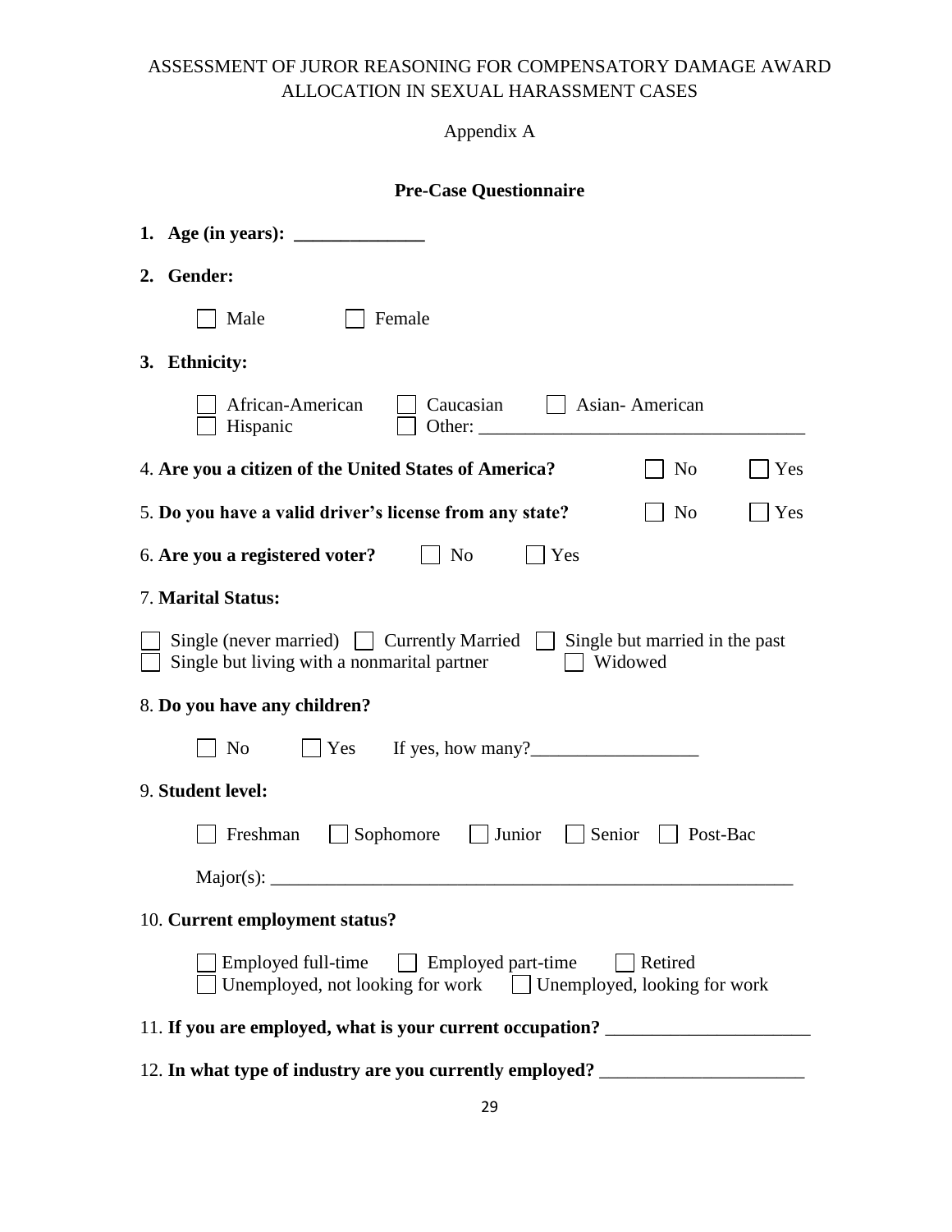ASSESSMENT OF JUROR REASONING FOR COMPENSATORY DAMAGE AWARD ALLOCATION IN SEXUAL HARASSMENT CASES

Appendix A

**Pre-Case Questionnaire**

1. **Age (in years): ______________**

2. **Gender:**

   ☐ Male ☐ Female

3. **Ethnicity:**

   ☐ African-American ☐ Caucasian ☐ Asian- American
   ☐ Hispanic ☐ Other: ___________________________________

4. **Are you a citizen of the United States of America?** ☐ No ☐ Yes

5. **Do you have a valid driver's license from any state?** ☐ No ☐ Yes

6. **Are you a registered voter?** ☐ No ☐ Yes

7. **Marital Status:**

   ☐ Single (never married) ☐ Currently Married ☐ Single but married in the past
   ☐ Single but living with a nonmarital partner ☐ Widowed

8. **Do you have any children?**

   ☐ No ☐ Yes If yes, how many?_________________

9. **Student level:**

   ☐ Freshman ☐ Sophomore ☐ Junior ☐ Senior ☐ Post-Bac

   Major(s): ________________________________________________________

10. **Current employment status?**

    ☐ Employed full-time ☐ Employed part-time ☐ Retired
    ☐ Unemployed, not looking for work ☐ Unemployed, looking for work

11. **If you are employed, what is your current occupation?** _____________________

12. **In what type of industry are you currently employed?** _____________________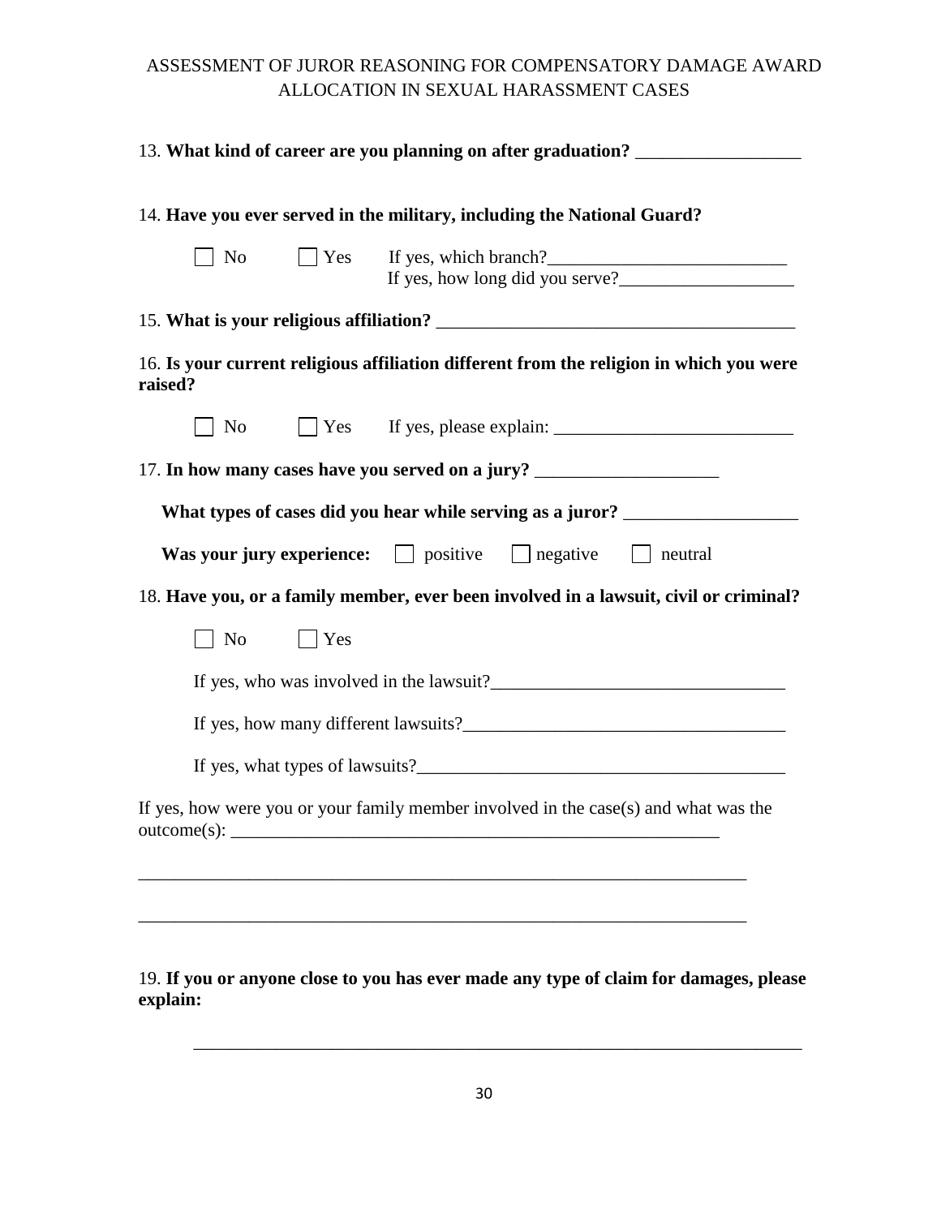13. **What kind of career are you planning on after graduation?** __________________

14. **Have you ever served in the military, including the National Guard?**

☐ No ☐ Yes If yes, which branch?__________________________
If yes, how long did you serve?___________________

15. **What is your religious affiliation?** ______________________________________

16. **Is your current religious affiliation different from the religion in which you were raised?**

☐ No ☐ Yes If yes, please explain: __________________________

17. **In how many cases have you served on a jury?** ____________________

**What types of cases did you hear while serving as a juror?** ___________________

**Was your jury experience:** ☐ positive ☐ negative ☐ neutral

18. **Have you, or a family member, ever been involved in a lawsuit, civil or criminal?**

☐ No ☐ Yes

If yes, who was involved in the lawsuit?________________________________

If yes, how many different lawsuits?___________________________________

If yes, what types of lawsuits?________________________________________

If yes, how were you or your family member involved in the case(s) and what was the outcome(s): ________________________________________________________

___________________________________________________________________

___________________________________________________________________

19. **If you or anyone close to you has ever made any type of claim for damages, please explain:**

___________________________________________________________________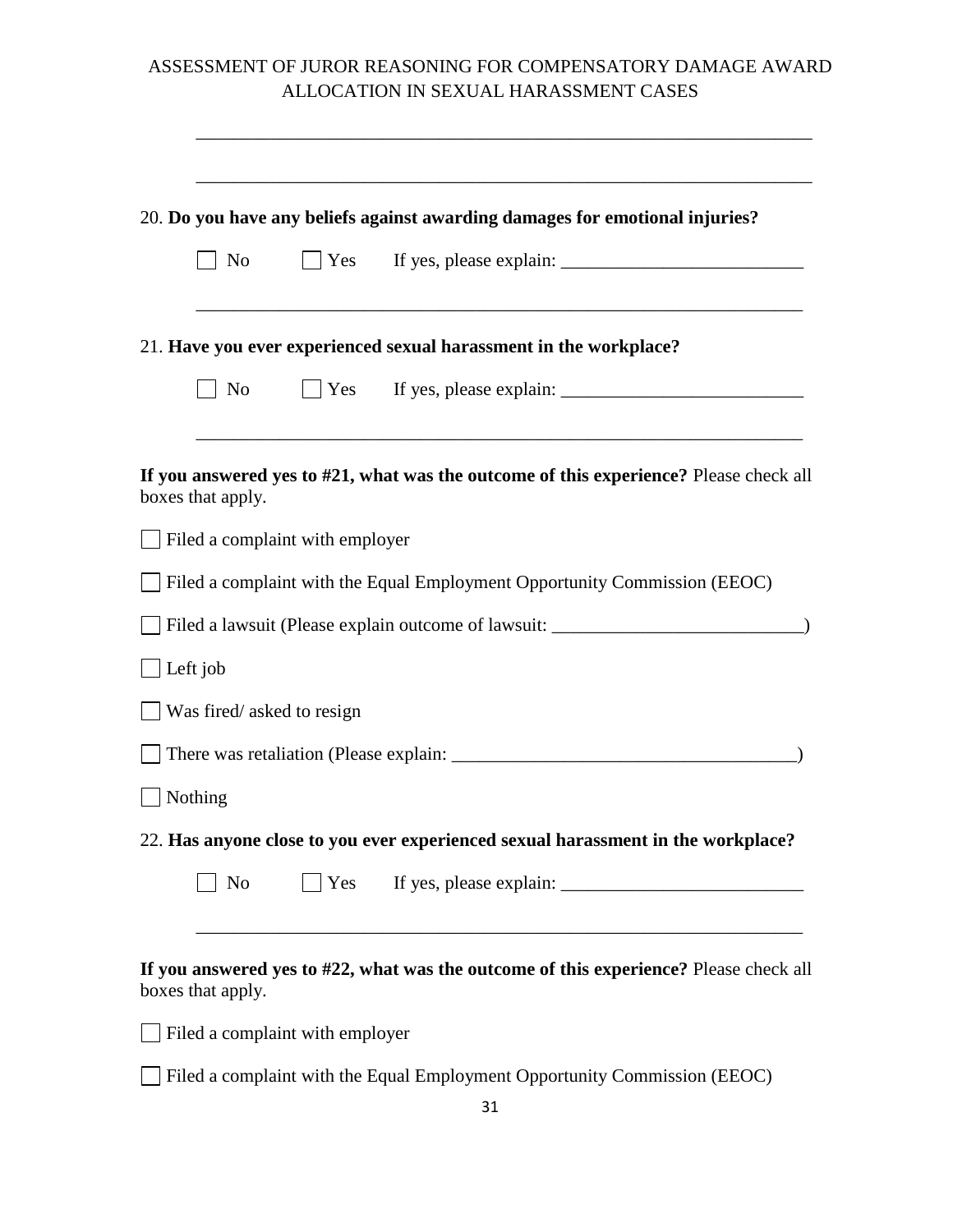_________________________________________________________________

_________________________________________________________________

20. **Do you have any beliefs against awarding damages for emotional injuries?**

☐ No ☐ Yes If yes, please explain: _________________________

_________________________________________________________________

21. **Have you ever experienced sexual harassment in the workplace?**

☐ No ☐ Yes If yes, please explain: _________________________

_________________________________________________________________

**If you answered yes to #21, what was the outcome of this experience?** Please check all boxes that apply.

☐ Filed a complaint with employer

☐ Filed a complaint with the Equal Employment Opportunity Commission (EEOC)

☐ Filed a lawsuit (Please explain outcome of lawsuit: ___________________________)

☐ Left job

☐ Was fired/ asked to resign

☐ There was retaliation (Please explain: _____________________________________)

☐ Nothing

22. **Has anyone close to you ever experienced sexual harassment in the workplace?**

☐ No ☐ Yes If yes, please explain: _________________________

_________________________________________________________________

**If you answered yes to #22, what was the outcome of this experience?** Please check all boxes that apply.

☐ Filed a complaint with employer

☐ Filed a complaint with the Equal Employment Opportunity Commission (EEOC)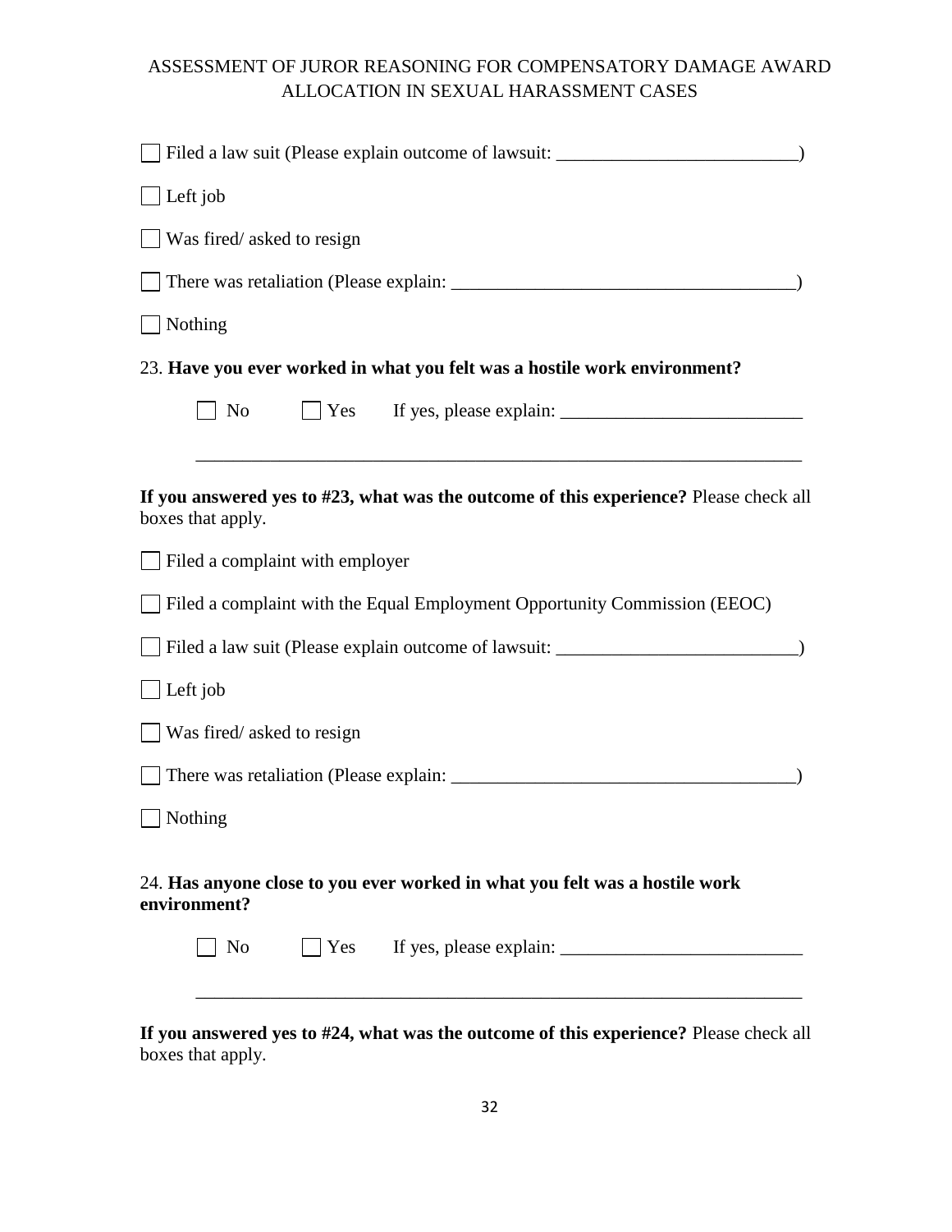☐ Filed a law suit (Please explain outcome of lawsuit: _________________________)

☐ Left job

☐ Was fired/ asked to resign

☐ There was retaliation (Please explain: ____________________________________)

☐ Nothing

23. **Have you ever worked in what you felt was a hostile work environment?**

☐ No ☐ Yes If yes, please explain: _________________________

_________________________________________________________________

**If you answered yes to #23, what was the outcome of this experience?** Please check all boxes that apply.

☐ Filed a complaint with employer

☐ Filed a complaint with the Equal Employment Opportunity Commission (EEOC)

☐ Filed a law suit (Please explain outcome of lawsuit: _________________________)

☐ Left job

☐ Was fired/ asked to resign

☐ There was retaliation (Please explain: ____________________________________)

☐ Nothing

24. **Has anyone close to you ever worked in what you felt was a hostile work environment?**

☐ No ☐ Yes If yes, please explain: _________________________

_________________________________________________________________

**If you answered yes to #24, what was the outcome of this experience?** Please check all boxes that apply.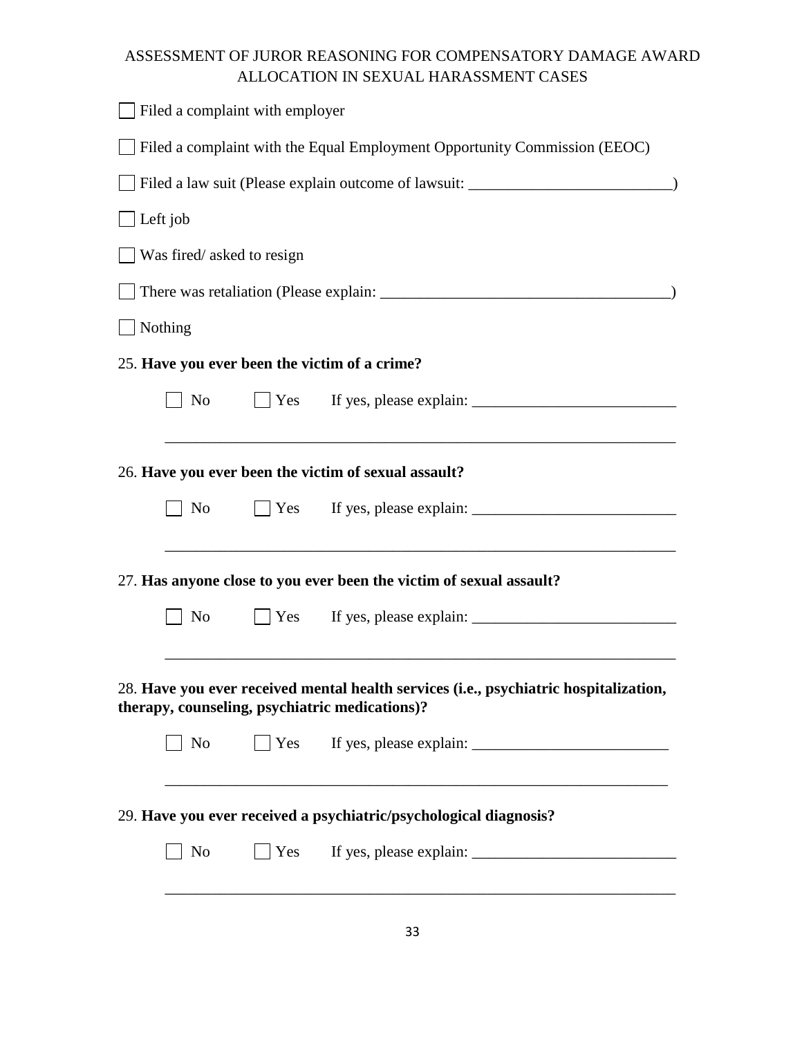☐ Filed a complaint with employer

☐ Filed a complaint with the Equal Employment Opportunity Commission (EEOC)

☐ Filed a law suit (Please explain outcome of lawsuit: __________________________)

☐ Left job

☐ Was fired/ asked to resign

☐ There was retaliation (Please explain: ____________________________________)

☐ Nothing

25. **Have you ever been the victim of a crime?**

☐ No ☐ Yes If yes, please explain: __________________________

_________________________________________________________________

26. **Have you ever been the victim of sexual assault?**

☐ No ☐ Yes If yes, please explain: __________________________

_________________________________________________________________

27. **Has anyone close to you ever been the victim of sexual assault?**

☐ No ☐ Yes If yes, please explain: __________________________

_________________________________________________________________

28. **Have you ever received mental health services (i.e., psychiatric hospitalization, therapy, counseling, psychiatric medications)?**

☐ No ☐ Yes If yes, please explain: _________________________

_________________________________________________________________

29. **Have you ever received a psychiatric/psychological diagnosis?**

☐ No ☐ Yes If yes, please explain: __________________________

_________________________________________________________________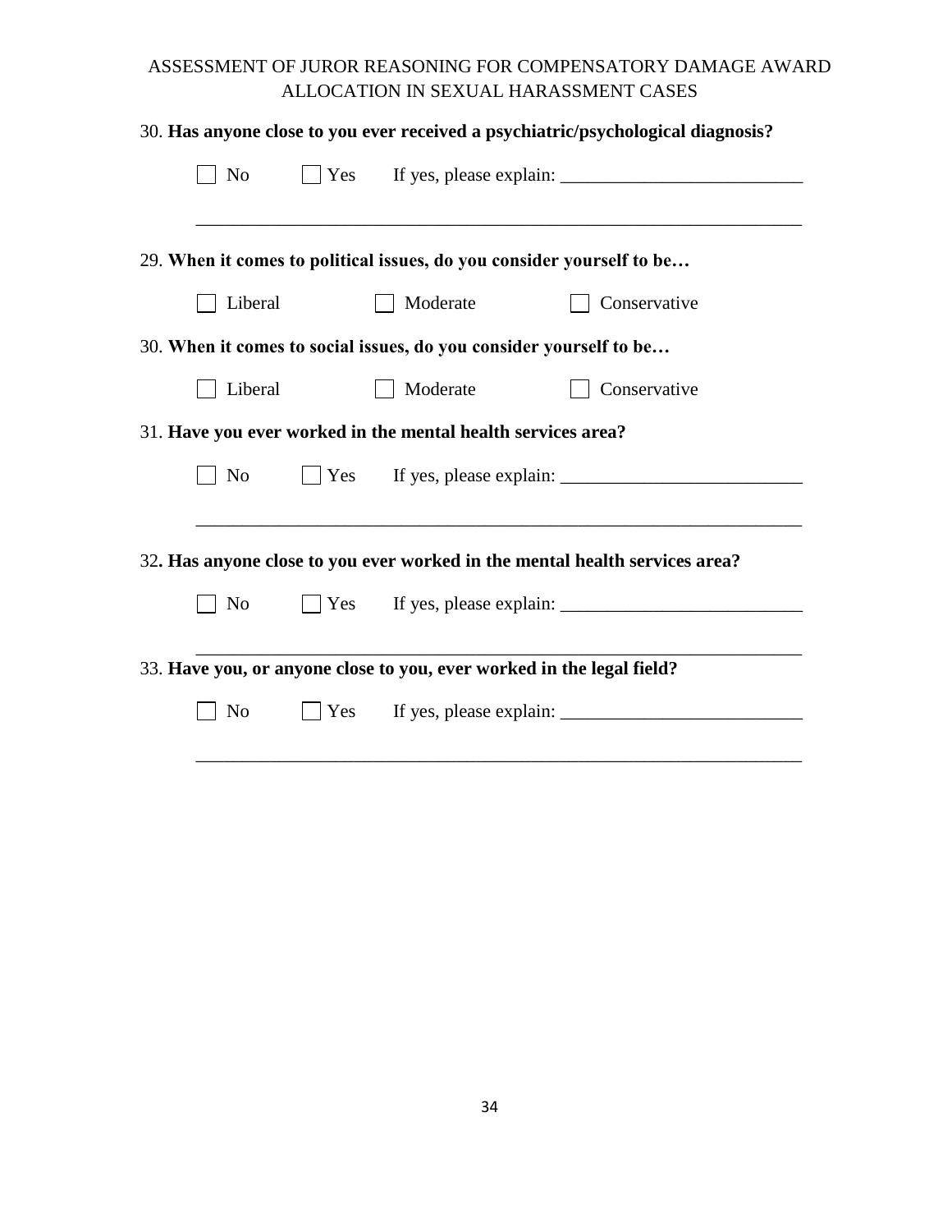30. **Has anyone close to you ever received a psychiatric/psychological diagnosis?**

☐ No ☐ Yes If yes, please explain: ___________________________

___________________________________________________________________

29. **When it comes to political issues, do you consider yourself to be…**

☐ Liberal ☐ Moderate ☐ Conservative

30. **When it comes to social issues, do you consider yourself to be…**

☐ Liberal ☐ Moderate ☐ Conservative

31. **Have you ever worked in the mental health services area?**

☐ No ☐ Yes If yes, please explain: ___________________________

___________________________________________________________________

32**. Has anyone close to you ever worked in the mental health services area?**

☐ No ☐ Yes If yes, please explain: ___________________________

___________________________________________________________________

33. **Have you, or anyone close to you, ever worked in the legal field?**

☐ No ☐ Yes If yes, please explain: ___________________________

___________________________________________________________________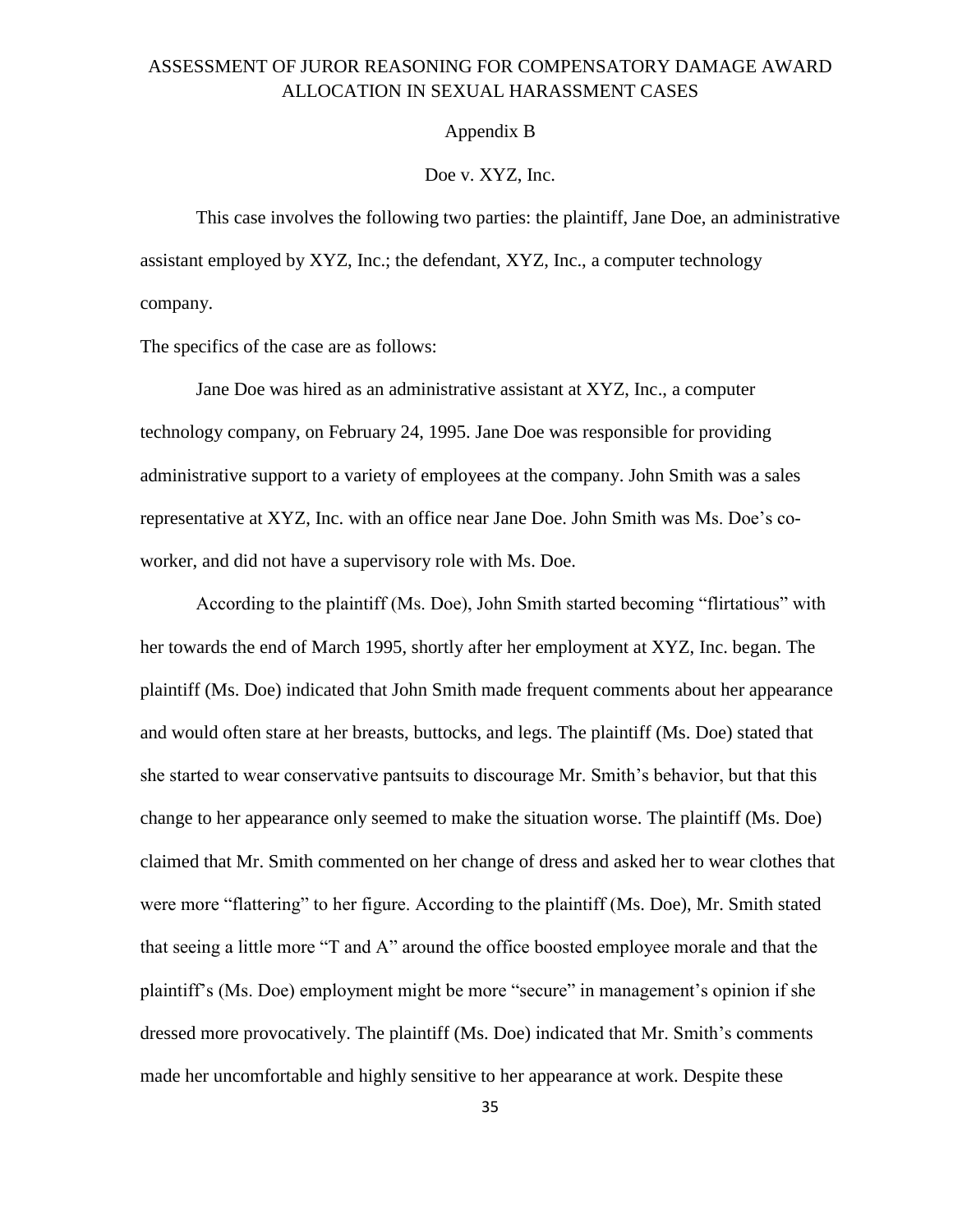Appendix B

Doe v. XYZ, Inc.

This case involves the following two parties: the plaintiff, Jane Doe, an administrative assistant employed by XYZ, Inc.; the defendant, XYZ, Inc., a computer technology company.

The specifics of the case are as follows:

Jane Doe was hired as an administrative assistant at XYZ, Inc., a computer technology company, on February 24, 1995. Jane Doe was responsible for providing administrative support to a variety of employees at the company. John Smith was a sales representative at XYZ, Inc. with an office near Jane Doe. John Smith was Ms. Doe's co-worker, and did not have a supervisory role with Ms. Doe.

According to the plaintiff (Ms. Doe), John Smith started becoming "flirtatious" with her towards the end of March 1995, shortly after her employment at XYZ, Inc. began. The plaintiff (Ms. Doe) indicated that John Smith made frequent comments about her appearance and would often stare at her breasts, buttocks, and legs. The plaintiff (Ms. Doe) stated that she started to wear conservative pantsuits to discourage Mr. Smith's behavior, but that this change to her appearance only seemed to make the situation worse. The plaintiff (Ms. Doe) claimed that Mr. Smith commented on her change of dress and asked her to wear clothes that were more "flattering" to her figure. According to the plaintiff (Ms. Doe), Mr. Smith stated that seeing a little more "T and A" around the office boosted employee morale and that the plaintiff's (Ms. Doe) employment might be more "secure" in management's opinion if she dressed more provocatively. The plaintiff (Ms. Doe) indicated that Mr. Smith's comments made her uncomfortable and highly sensitive to her appearance at work. Despite these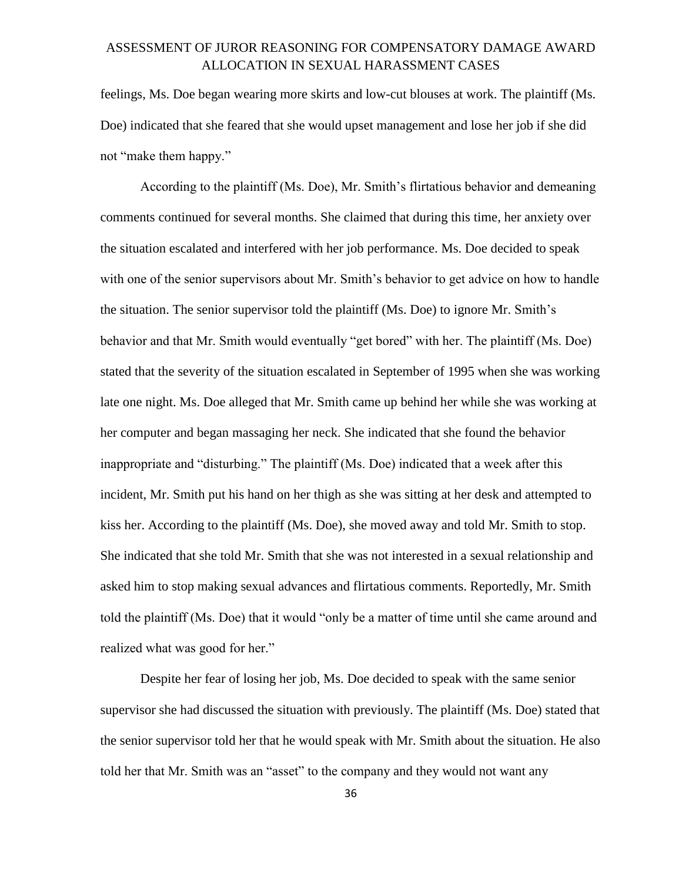feelings, Ms. Doe began wearing more skirts and low-cut blouses at work. The plaintiff (Ms. Doe) indicated that she feared that she would upset management and lose her job if she did not "make them happy."

According to the plaintiff (Ms. Doe), Mr. Smith's flirtatious behavior and demeaning comments continued for several months. She claimed that during this time, her anxiety over the situation escalated and interfered with her job performance. Ms. Doe decided to speak with one of the senior supervisors about Mr. Smith's behavior to get advice on how to handle the situation. The senior supervisor told the plaintiff (Ms. Doe) to ignore Mr. Smith's behavior and that Mr. Smith would eventually "get bored" with her. The plaintiff (Ms. Doe) stated that the severity of the situation escalated in September of 1995 when she was working late one night. Ms. Doe alleged that Mr. Smith came up behind her while she was working at her computer and began massaging her neck. She indicated that she found the behavior inappropriate and "disturbing." The plaintiff (Ms. Doe) indicated that a week after this incident, Mr. Smith put his hand on her thigh as she was sitting at her desk and attempted to kiss her. According to the plaintiff (Ms. Doe), she moved away and told Mr. Smith to stop. She indicated that she told Mr. Smith that she was not interested in a sexual relationship and asked him to stop making sexual advances and flirtatious comments. Reportedly, Mr. Smith told the plaintiff (Ms. Doe) that it would "only be a matter of time until she came around and realized what was good for her."

Despite her fear of losing her job, Ms. Doe decided to speak with the same senior supervisor she had discussed the situation with previously. The plaintiff (Ms. Doe) stated that the senior supervisor told her that he would speak with Mr. Smith about the situation. He also told her that Mr. Smith was an "asset" to the company and they would not want any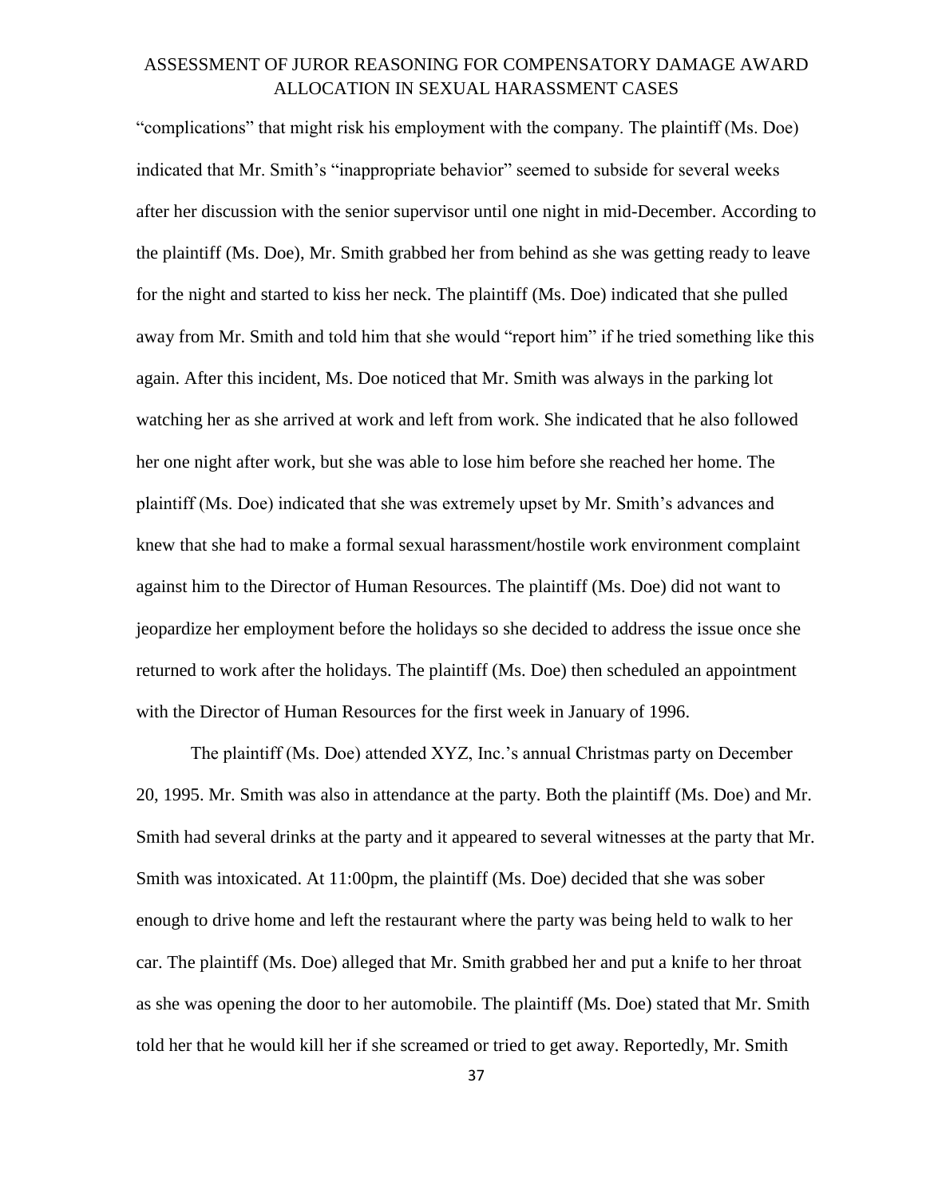"complications" that might risk his employment with the company. The plaintiff (Ms. Doe) indicated that Mr. Smith's "inappropriate behavior" seemed to subside for several weeks after her discussion with the senior supervisor until one night in mid-December. According to the plaintiff (Ms. Doe), Mr. Smith grabbed her from behind as she was getting ready to leave for the night and started to kiss her neck. The plaintiff (Ms. Doe) indicated that she pulled away from Mr. Smith and told him that she would "report him" if he tried something like this again. After this incident, Ms. Doe noticed that Mr. Smith was always in the parking lot watching her as she arrived at work and left from work. She indicated that he also followed her one night after work, but she was able to lose him before she reached her home. The plaintiff (Ms. Doe) indicated that she was extremely upset by Mr. Smith's advances and knew that she had to make a formal sexual harassment/hostile work environment complaint against him to the Director of Human Resources. The plaintiff (Ms. Doe) did not want to jeopardize her employment before the holidays so she decided to address the issue once she returned to work after the holidays. The plaintiff (Ms. Doe) then scheduled an appointment with the Director of Human Resources for the first week in January of 1996.

The plaintiff (Ms. Doe) attended XYZ, Inc.'s annual Christmas party on December 20, 1995. Mr. Smith was also in attendance at the party. Both the plaintiff (Ms. Doe) and Mr. Smith had several drinks at the party and it appeared to several witnesses at the party that Mr. Smith was intoxicated. At 11:00pm, the plaintiff (Ms. Doe) decided that she was sober enough to drive home and left the restaurant where the party was being held to walk to her car. The plaintiff (Ms. Doe) alleged that Mr. Smith grabbed her and put a knife to her throat as she was opening the door to her automobile. The plaintiff (Ms. Doe) stated that Mr. Smith told her that he would kill her if she screamed or tried to get away. Reportedly, Mr. Smith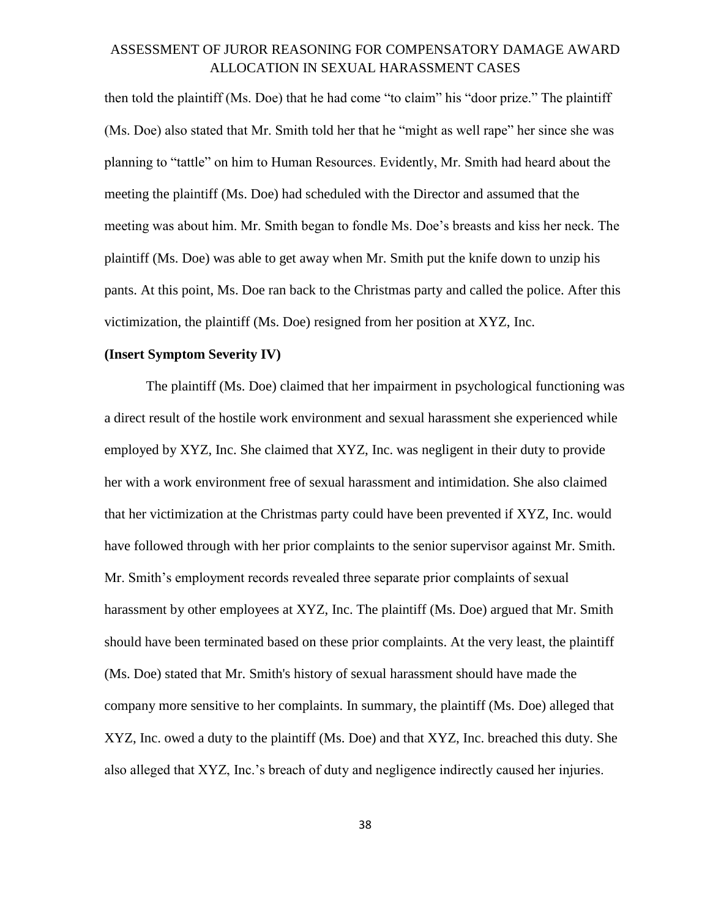then told the plaintiff (Ms. Doe) that he had come "to claim" his "door prize." The plaintiff (Ms. Doe) also stated that Mr. Smith told her that he "might as well rape" her since she was planning to "tattle" on him to Human Resources. Evidently, Mr. Smith had heard about the meeting the plaintiff (Ms. Doe) had scheduled with the Director and assumed that the meeting was about him. Mr. Smith began to fondle Ms. Doe's breasts and kiss her neck. The plaintiff (Ms. Doe) was able to get away when Mr. Smith put the knife down to unzip his pants. At this point, Ms. Doe ran back to the Christmas party and called the police. After this victimization, the plaintiff (Ms. Doe) resigned from her position at XYZ, Inc.

**(Insert Symptom Severity IV)**

The plaintiff (Ms. Doe) claimed that her impairment in psychological functioning was a direct result of the hostile work environment and sexual harassment she experienced while employed by XYZ, Inc. She claimed that XYZ, Inc. was negligent in their duty to provide her with a work environment free of sexual harassment and intimidation. She also claimed that her victimization at the Christmas party could have been prevented if XYZ, Inc. would have followed through with her prior complaints to the senior supervisor against Mr. Smith. Mr. Smith's employment records revealed three separate prior complaints of sexual harassment by other employees at XYZ, Inc. The plaintiff (Ms. Doe) argued that Mr. Smith should have been terminated based on these prior complaints. At the very least, the plaintiff (Ms. Doe) stated that Mr. Smith's history of sexual harassment should have made the company more sensitive to her complaints. In summary, the plaintiff (Ms. Doe) alleged that XYZ, Inc. owed a duty to the plaintiff (Ms. Doe) and that XYZ, Inc. breached this duty. She also alleged that XYZ, Inc.'s breach of duty and negligence indirectly caused her injuries.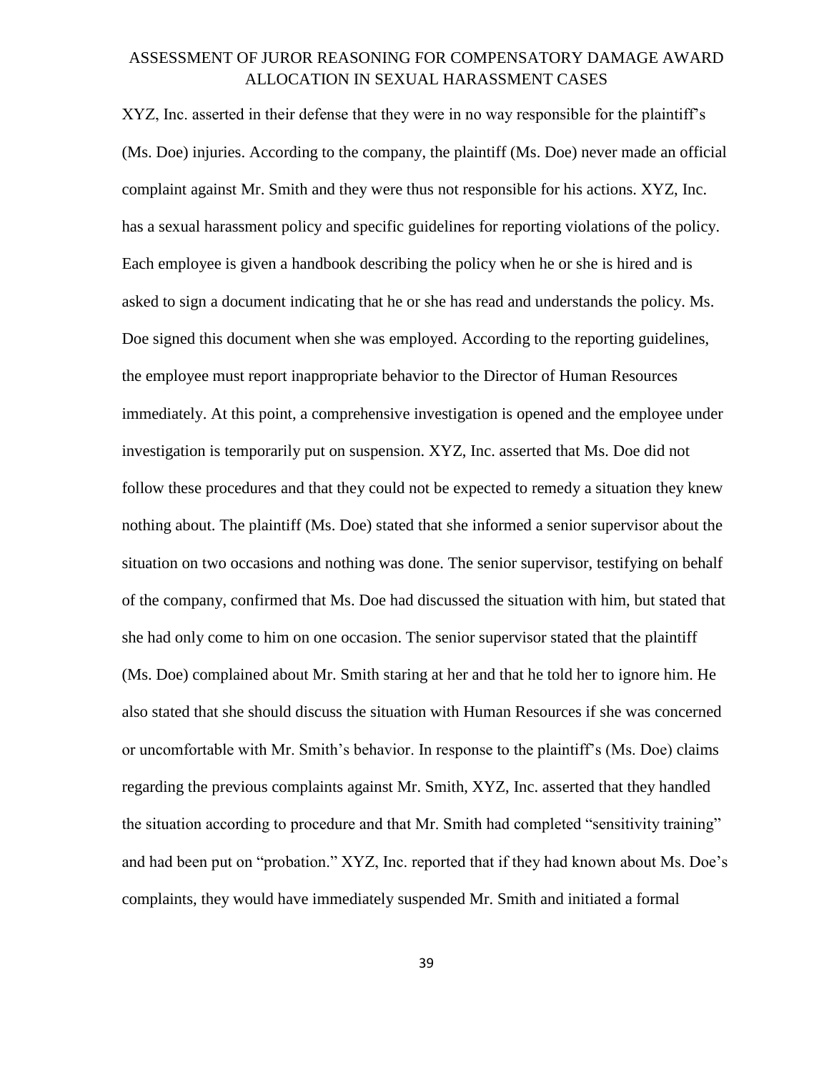XYZ, Inc. asserted in their defense that they were in no way responsible for the plaintiff's (Ms. Doe) injuries. According to the company, the plaintiff (Ms. Doe) never made an official complaint against Mr. Smith and they were thus not responsible for his actions. XYZ, Inc. has a sexual harassment policy and specific guidelines for reporting violations of the policy. Each employee is given a handbook describing the policy when he or she is hired and is asked to sign a document indicating that he or she has read and understands the policy. Ms. Doe signed this document when she was employed. According to the reporting guidelines, the employee must report inappropriate behavior to the Director of Human Resources immediately. At this point, a comprehensive investigation is opened and the employee under investigation is temporarily put on suspension. XYZ, Inc. asserted that Ms. Doe did not follow these procedures and that they could not be expected to remedy a situation they knew nothing about. The plaintiff (Ms. Doe) stated that she informed a senior supervisor about the situation on two occasions and nothing was done. The senior supervisor, testifying on behalf of the company, confirmed that Ms. Doe had discussed the situation with him, but stated that she had only come to him on one occasion. The senior supervisor stated that the plaintiff (Ms. Doe) complained about Mr. Smith staring at her and that he told her to ignore him. He also stated that she should discuss the situation with Human Resources if she was concerned or uncomfortable with Mr. Smith's behavior. In response to the plaintiff's (Ms. Doe) claims regarding the previous complaints against Mr. Smith, XYZ, Inc. asserted that they handled the situation according to procedure and that Mr. Smith had completed "sensitivity training" and had been put on "probation." XYZ, Inc. reported that if they had known about Ms. Doe's complaints, they would have immediately suspended Mr. Smith and initiated a formal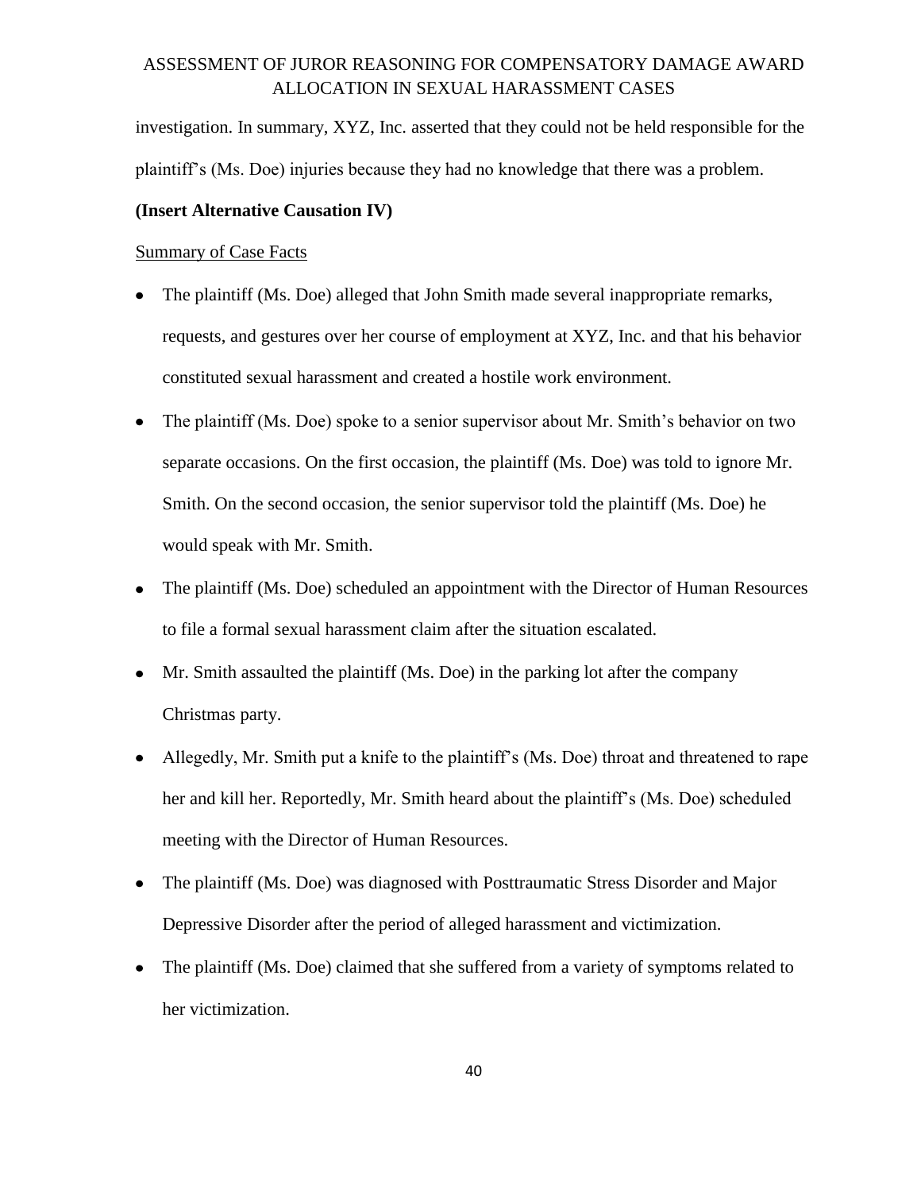investigation. In summary, XYZ, Inc. asserted that they could not be held responsible for the plaintiff's (Ms. Doe) injuries because they had no knowledge that there was a problem.

**(Insert Alternative Causation IV)**

<u>Summary of Case Facts</u>

- The plaintiff (Ms. Doe) alleged that John Smith made several inappropriate remarks, requests, and gestures over her course of employment at XYZ, Inc. and that his behavior constituted sexual harassment and created a hostile work environment.
- The plaintiff (Ms. Doe) spoke to a senior supervisor about Mr. Smith's behavior on two separate occasions. On the first occasion, the plaintiff (Ms. Doe) was told to ignore Mr. Smith. On the second occasion, the senior supervisor told the plaintiff (Ms. Doe) he would speak with Mr. Smith.
- The plaintiff (Ms. Doe) scheduled an appointment with the Director of Human Resources to file a formal sexual harassment claim after the situation escalated.
- Mr. Smith assaulted the plaintiff (Ms. Doe) in the parking lot after the company Christmas party.
- Allegedly, Mr. Smith put a knife to the plaintiff's (Ms. Doe) throat and threatened to rape her and kill her. Reportedly, Mr. Smith heard about the plaintiff's (Ms. Doe) scheduled meeting with the Director of Human Resources.
- The plaintiff (Ms. Doe) was diagnosed with Posttraumatic Stress Disorder and Major Depressive Disorder after the period of alleged harassment and victimization.
- The plaintiff (Ms. Doe) claimed that she suffered from a variety of symptoms related to her victimization.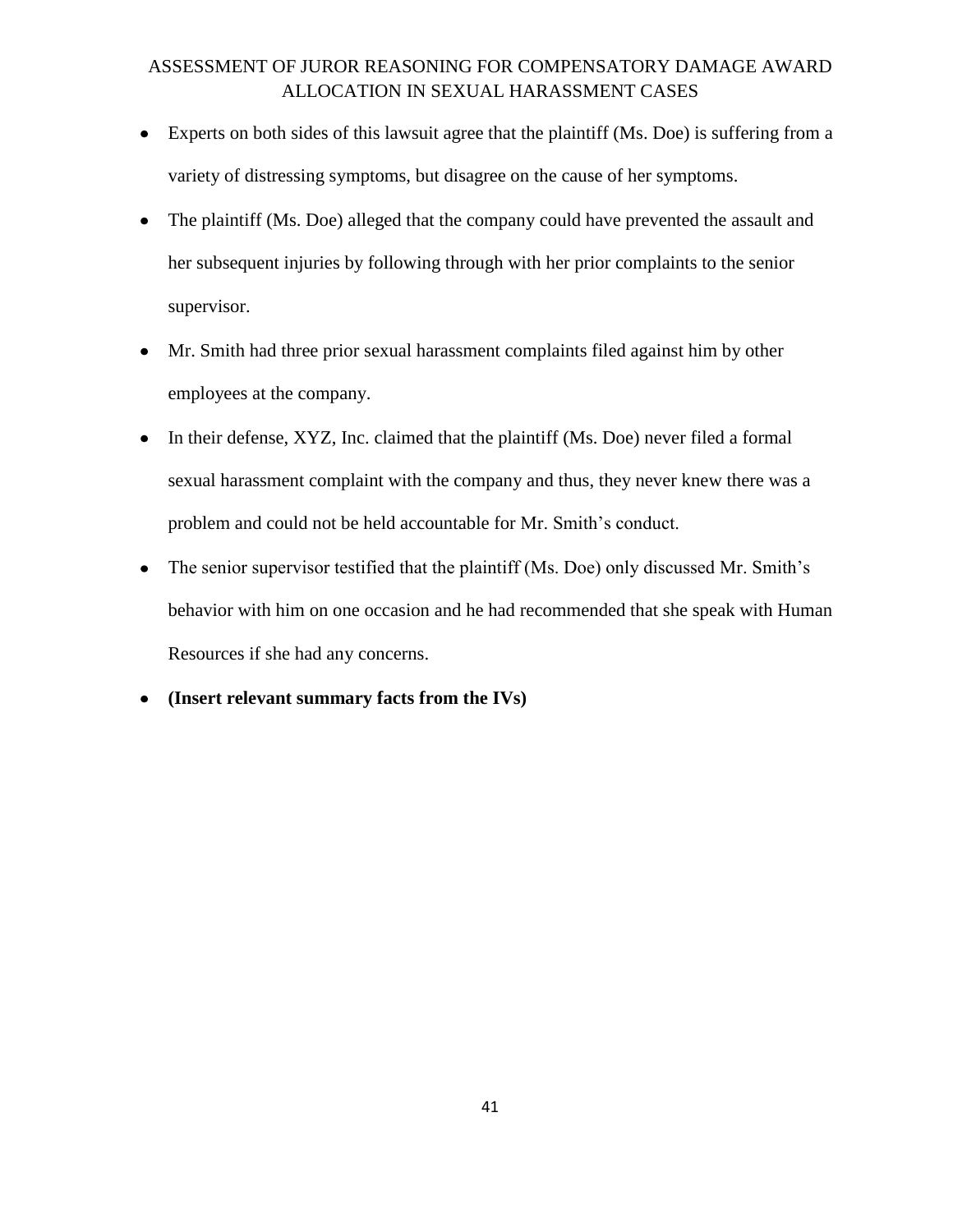- Experts on both sides of this lawsuit agree that the plaintiff (Ms. Doe) is suffering from a variety of distressing symptoms, but disagree on the cause of her symptoms.
- The plaintiff (Ms. Doe) alleged that the company could have prevented the assault and her subsequent injuries by following through with her prior complaints to the senior supervisor.
- Mr. Smith had three prior sexual harassment complaints filed against him by other employees at the company.
- In their defense, XYZ, Inc. claimed that the plaintiff (Ms. Doe) never filed a formal sexual harassment complaint with the company and thus, they never knew there was a problem and could not be held accountable for Mr. Smith's conduct.
- The senior supervisor testified that the plaintiff (Ms. Doe) only discussed Mr. Smith's behavior with him on one occasion and he had recommended that she speak with Human Resources if she had any concerns.
- **(Insert relevant summary facts from the IVs)**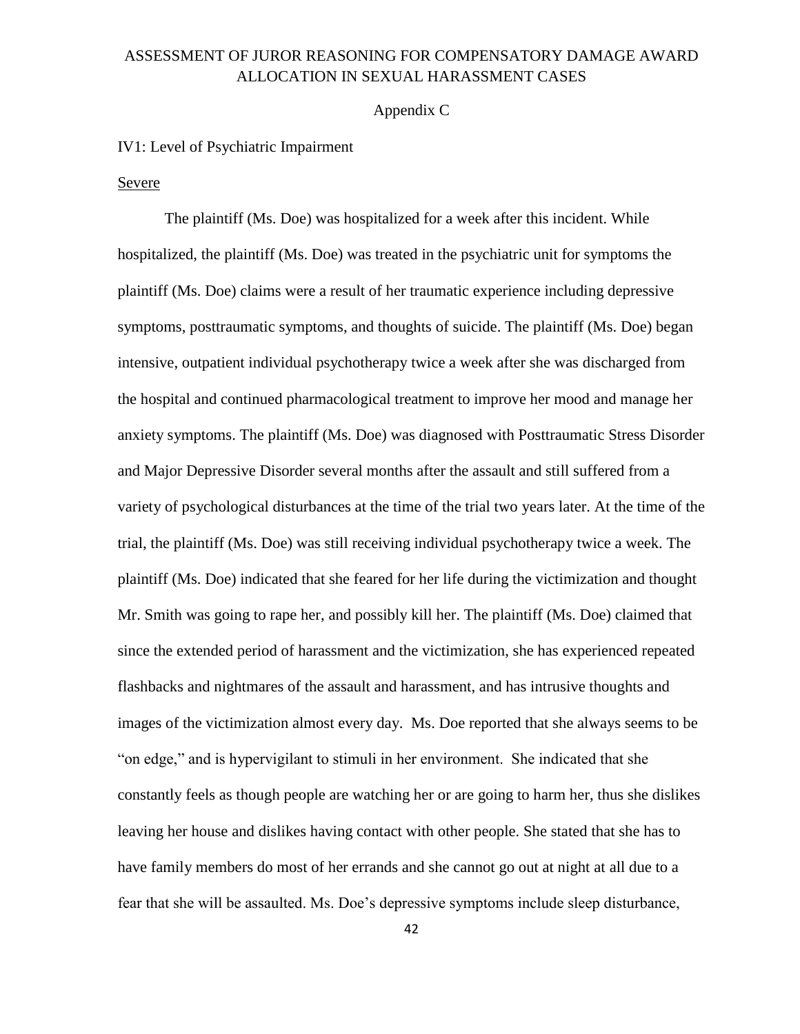Appendix C

IV1: Level of Psychiatric Impairment

Severe

The plaintiff (Ms. Doe) was hospitalized for a week after this incident. While hospitalized, the plaintiff (Ms. Doe) was treated in the psychiatric unit for symptoms the plaintiff (Ms. Doe) claims were a result of her traumatic experience including depressive symptoms, posttraumatic symptoms, and thoughts of suicide. The plaintiff (Ms. Doe) began intensive, outpatient individual psychotherapy twice a week after she was discharged from the hospital and continued pharmacological treatment to improve her mood and manage her anxiety symptoms. The plaintiff (Ms. Doe) was diagnosed with Posttraumatic Stress Disorder and Major Depressive Disorder several months after the assault and still suffered from a variety of psychological disturbances at the time of the trial two years later. At the time of the trial, the plaintiff (Ms. Doe) was still receiving individual psychotherapy twice a week. The plaintiff (Ms. Doe) indicated that she feared for her life during the victimization and thought Mr. Smith was going to rape her, and possibly kill her. The plaintiff (Ms. Doe) claimed that since the extended period of harassment and the victimization, she has experienced repeated flashbacks and nightmares of the assault and harassment, and has intrusive thoughts and images of the victimization almost every day. Ms. Doe reported that she always seems to be "on edge," and is hypervigilant to stimuli in her environment. She indicated that she constantly feels as though people are watching her or are going to harm her, thus she dislikes leaving her house and dislikes having contact with other people. She stated that she has to have family members do most of her errands and she cannot go out at night at all due to a fear that she will be assaulted. Ms. Doe's depressive symptoms include sleep disturbance,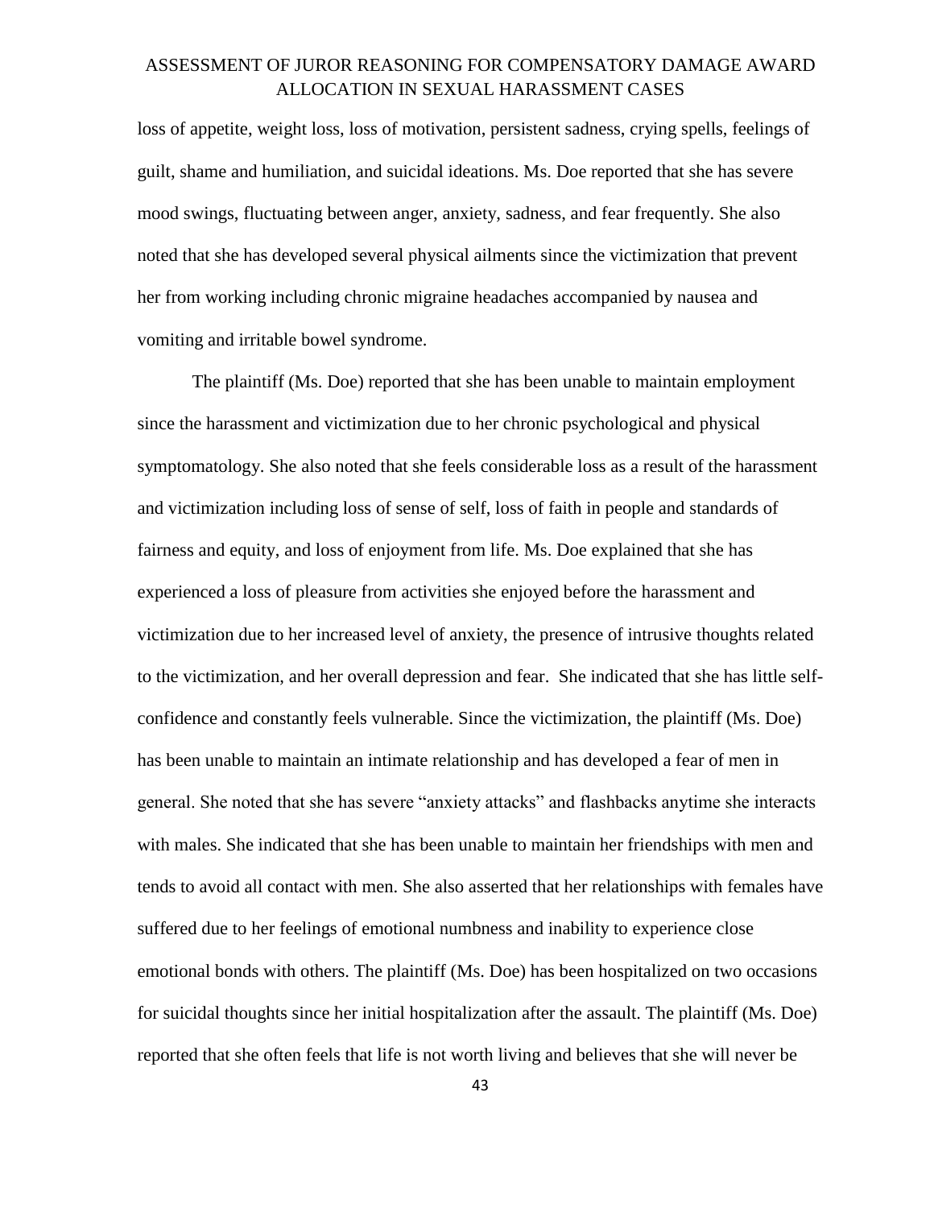loss of appetite, weight loss, loss of motivation, persistent sadness, crying spells, feelings of guilt, shame and humiliation, and suicidal ideations. Ms. Doe reported that she has severe mood swings, fluctuating between anger, anxiety, sadness, and fear frequently. She also noted that she has developed several physical ailments since the victimization that prevent her from working including chronic migraine headaches accompanied by nausea and vomiting and irritable bowel syndrome.

The plaintiff (Ms. Doe) reported that she has been unable to maintain employment since the harassment and victimization due to her chronic psychological and physical symptomatology. She also noted that she feels considerable loss as a result of the harassment and victimization including loss of sense of self, loss of faith in people and standards of fairness and equity, and loss of enjoyment from life. Ms. Doe explained that she has experienced a loss of pleasure from activities she enjoyed before the harassment and victimization due to her increased level of anxiety, the presence of intrusive thoughts related to the victimization, and her overall depression and fear. She indicated that she has little self-confidence and constantly feels vulnerable. Since the victimization, the plaintiff (Ms. Doe) has been unable to maintain an intimate relationship and has developed a fear of men in general. She noted that she has severe "anxiety attacks" and flashbacks anytime she interacts with males. She indicated that she has been unable to maintain her friendships with men and tends to avoid all contact with men. She also asserted that her relationships with females have suffered due to her feelings of emotional numbness and inability to experience close emotional bonds with others. The plaintiff (Ms. Doe) has been hospitalized on two occasions for suicidal thoughts since her initial hospitalization after the assault. The plaintiff (Ms. Doe) reported that she often feels that life is not worth living and believes that she will never be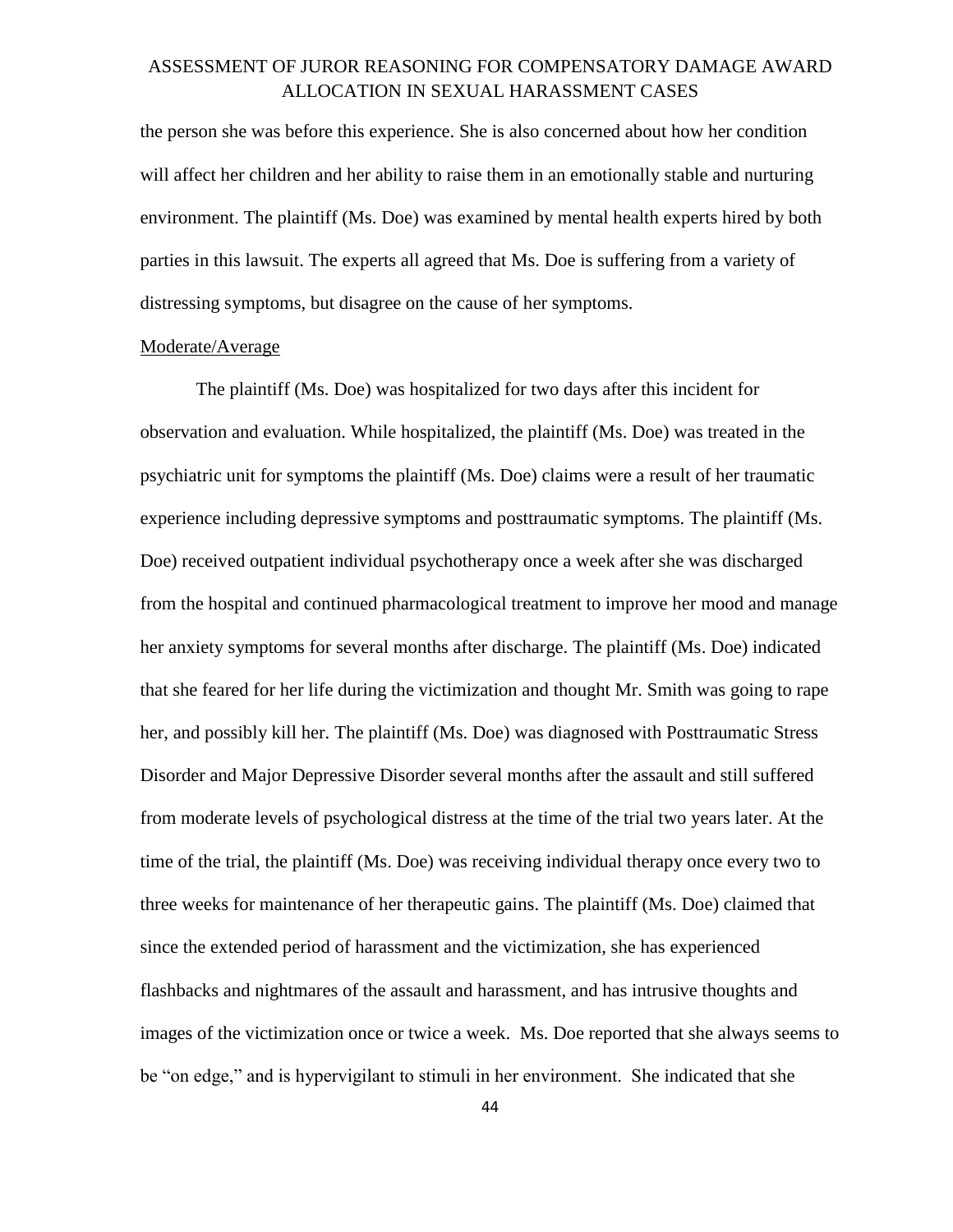the person she was before this experience. She is also concerned about how her condition will affect her children and her ability to raise them in an emotionally stable and nurturing environment. The plaintiff (Ms. Doe) was examined by mental health experts hired by both parties in this lawsuit. The experts all agreed that Ms. Doe is suffering from a variety of distressing symptoms, but disagree on the cause of her symptoms.

Moderate/Average

The plaintiff (Ms. Doe) was hospitalized for two days after this incident for observation and evaluation. While hospitalized, the plaintiff (Ms. Doe) was treated in the psychiatric unit for symptoms the plaintiff (Ms. Doe) claims were a result of her traumatic experience including depressive symptoms and posttraumatic symptoms. The plaintiff (Ms. Doe) received outpatient individual psychotherapy once a week after she was discharged from the hospital and continued pharmacological treatment to improve her mood and manage her anxiety symptoms for several months after discharge. The plaintiff (Ms. Doe) indicated that she feared for her life during the victimization and thought Mr. Smith was going to rape her, and possibly kill her. The plaintiff (Ms. Doe) was diagnosed with Posttraumatic Stress Disorder and Major Depressive Disorder several months after the assault and still suffered from moderate levels of psychological distress at the time of the trial two years later. At the time of the trial, the plaintiff (Ms. Doe) was receiving individual therapy once every two to three weeks for maintenance of her therapeutic gains. The plaintiff (Ms. Doe) claimed that since the extended period of harassment and the victimization, she has experienced flashbacks and nightmares of the assault and harassment, and has intrusive thoughts and images of the victimization once or twice a week. Ms. Doe reported that she always seems to be "on edge," and is hypervigilant to stimuli in her environment. She indicated that she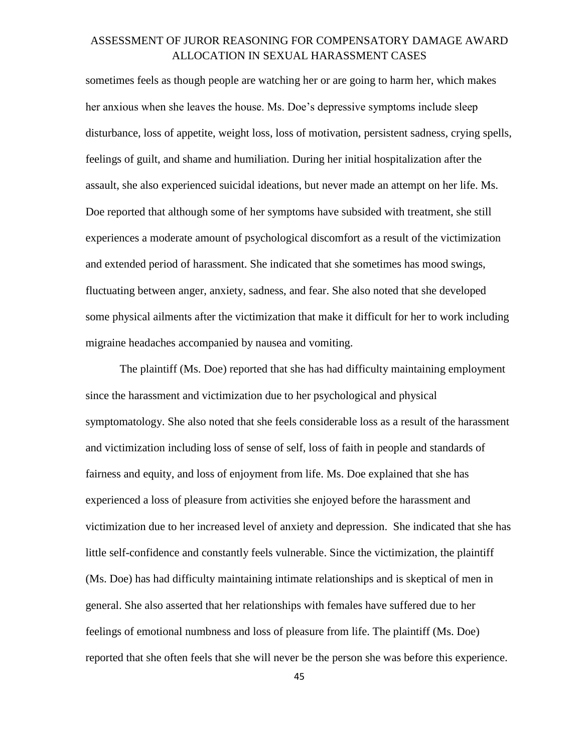sometimes feels as though people are watching her or are going to harm her, which makes her anxious when she leaves the house. Ms. Doe's depressive symptoms include sleep disturbance, loss of appetite, weight loss, loss of motivation, persistent sadness, crying spells, feelings of guilt, and shame and humiliation. During her initial hospitalization after the assault, she also experienced suicidal ideations, but never made an attempt on her life. Ms. Doe reported that although some of her symptoms have subsided with treatment, she still experiences a moderate amount of psychological discomfort as a result of the victimization and extended period of harassment. She indicated that she sometimes has mood swings, fluctuating between anger, anxiety, sadness, and fear. She also noted that she developed some physical ailments after the victimization that make it difficult for her to work including migraine headaches accompanied by nausea and vomiting.

The plaintiff (Ms. Doe) reported that she has had difficulty maintaining employment since the harassment and victimization due to her psychological and physical symptomatology. She also noted that she feels considerable loss as a result of the harassment and victimization including loss of sense of self, loss of faith in people and standards of fairness and equity, and loss of enjoyment from life. Ms. Doe explained that she has experienced a loss of pleasure from activities she enjoyed before the harassment and victimization due to her increased level of anxiety and depression. She indicated that she has little self-confidence and constantly feels vulnerable. Since the victimization, the plaintiff (Ms. Doe) has had difficulty maintaining intimate relationships and is skeptical of men in general. She also asserted that her relationships with females have suffered due to her feelings of emotional numbness and loss of pleasure from life. The plaintiff (Ms. Doe) reported that she often feels that she will never be the person she was before this experience.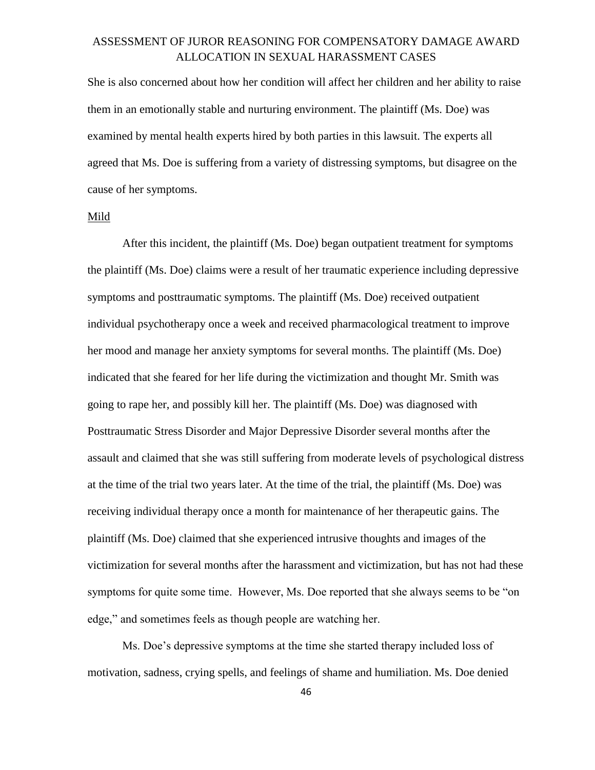She is also concerned about how her condition will affect her children and her ability to raise them in an emotionally stable and nurturing environment. The plaintiff (Ms. Doe) was examined by mental health experts hired by both parties in this lawsuit. The experts all agreed that Ms. Doe is suffering from a variety of distressing symptoms, but disagree on the cause of her symptoms.

Mild

After this incident, the plaintiff (Ms. Doe) began outpatient treatment for symptoms the plaintiff (Ms. Doe) claims were a result of her traumatic experience including depressive symptoms and posttraumatic symptoms. The plaintiff (Ms. Doe) received outpatient individual psychotherapy once a week and received pharmacological treatment to improve her mood and manage her anxiety symptoms for several months. The plaintiff (Ms. Doe) indicated that she feared for her life during the victimization and thought Mr. Smith was going to rape her, and possibly kill her. The plaintiff (Ms. Doe) was diagnosed with Posttraumatic Stress Disorder and Major Depressive Disorder several months after the assault and claimed that she was still suffering from moderate levels of psychological distress at the time of the trial two years later. At the time of the trial, the plaintiff (Ms. Doe) was receiving individual therapy once a month for maintenance of her therapeutic gains. The plaintiff (Ms. Doe) claimed that she experienced intrusive thoughts and images of the victimization for several months after the harassment and victimization, but has not had these symptoms for quite some time. However, Ms. Doe reported that she always seems to be "on edge," and sometimes feels as though people are watching her.

Ms. Doe's depressive symptoms at the time she started therapy included loss of motivation, sadness, crying spells, and feelings of shame and humiliation. Ms. Doe denied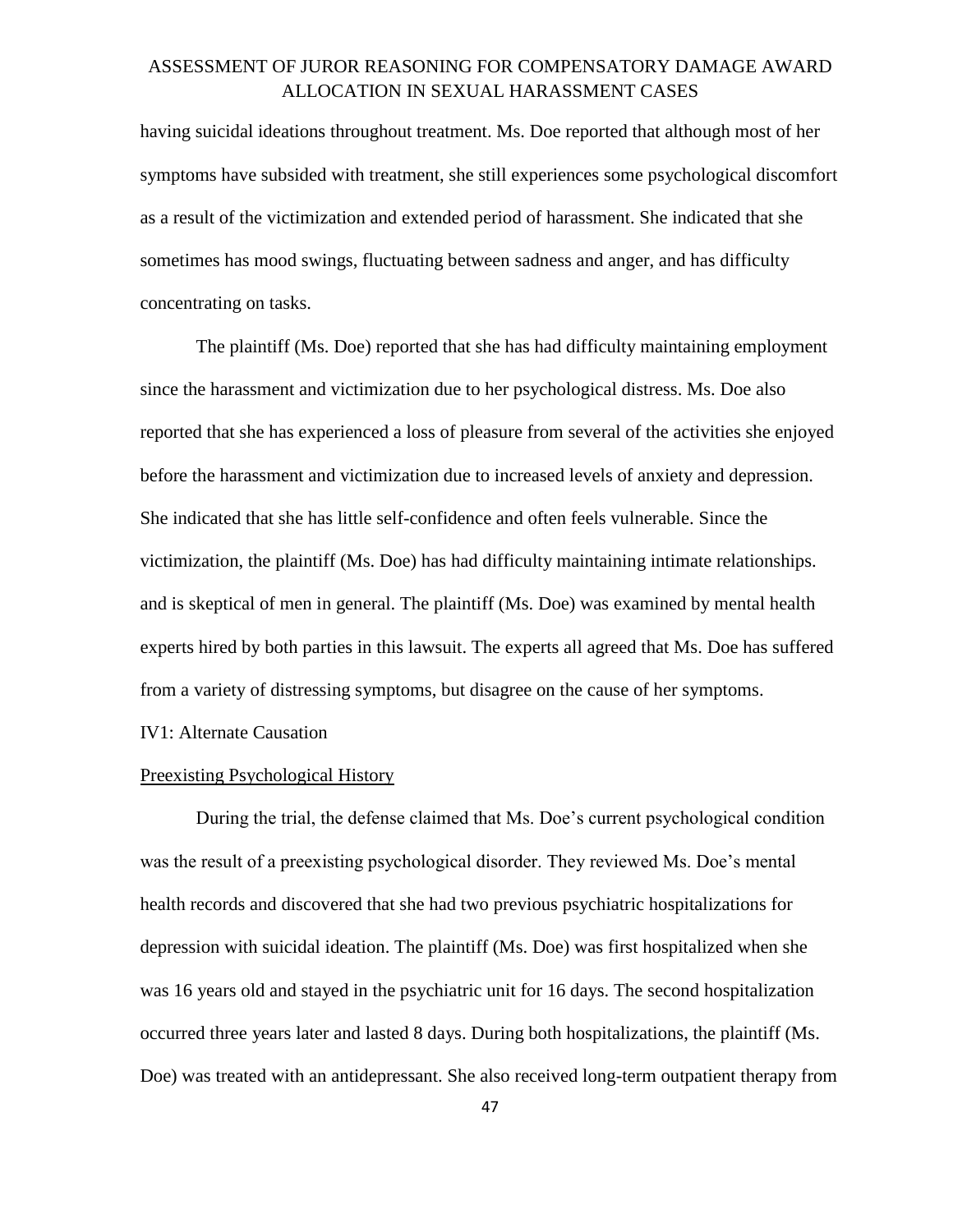having suicidal ideations throughout treatment. Ms. Doe reported that although most of her symptoms have subsided with treatment, she still experiences some psychological discomfort as a result of the victimization and extended period of harassment. She indicated that she sometimes has mood swings, fluctuating between sadness and anger, and has difficulty concentrating on tasks.

The plaintiff (Ms. Doe) reported that she has had difficulty maintaining employment since the harassment and victimization due to her psychological distress. Ms. Doe also reported that she has experienced a loss of pleasure from several of the activities she enjoyed before the harassment and victimization due to increased levels of anxiety and depression. She indicated that she has little self-confidence and often feels vulnerable. Since the victimization, the plaintiff (Ms. Doe) has had difficulty maintaining intimate relationships. and is skeptical of men in general. The plaintiff (Ms. Doe) was examined by mental health experts hired by both parties in this lawsuit. The experts all agreed that Ms. Doe has suffered from a variety of distressing symptoms, but disagree on the cause of her symptoms.

IV1: Alternate Causation

<u>Preexisting Psychological History</u>

During the trial, the defense claimed that Ms. Doe's current psychological condition was the result of a preexisting psychological disorder. They reviewed Ms. Doe's mental health records and discovered that she had two previous psychiatric hospitalizations for depression with suicidal ideation. The plaintiff (Ms. Doe) was first hospitalized when she was 16 years old and stayed in the psychiatric unit for 16 days. The second hospitalization occurred three years later and lasted 8 days. During both hospitalizations, the plaintiff (Ms. Doe) was treated with an antidepressant. She also received long-term outpatient therapy from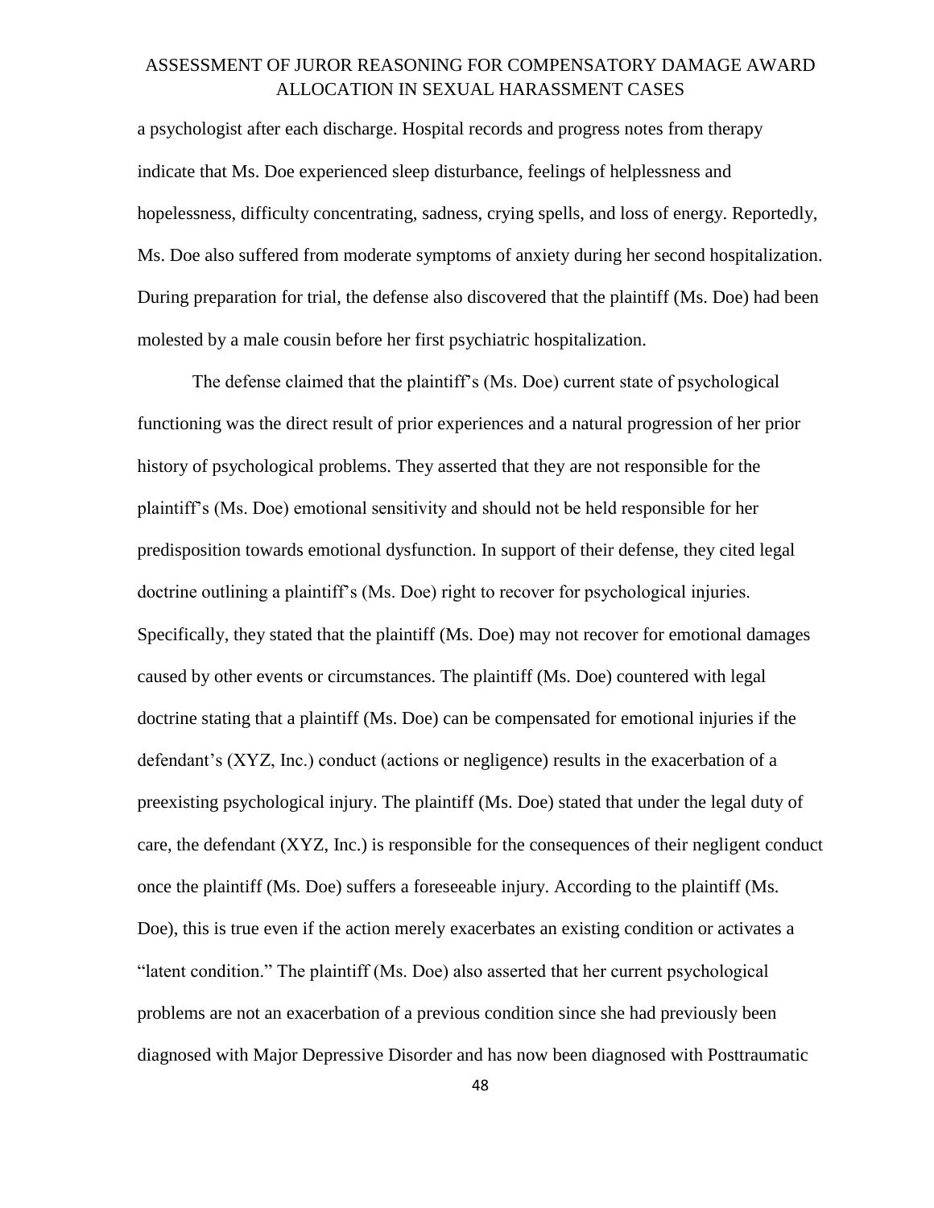a psychologist after each discharge. Hospital records and progress notes from therapy indicate that Ms. Doe experienced sleep disturbance, feelings of helplessness and hopelessness, difficulty concentrating, sadness, crying spells, and loss of energy. Reportedly, Ms. Doe also suffered from moderate symptoms of anxiety during her second hospitalization. During preparation for trial, the defense also discovered that the plaintiff (Ms. Doe) had been molested by a male cousin before her first psychiatric hospitalization.

The defense claimed that the plaintiff's (Ms. Doe) current state of psychological functioning was the direct result of prior experiences and a natural progression of her prior history of psychological problems. They asserted that they are not responsible for the plaintiff's (Ms. Doe) emotional sensitivity and should not be held responsible for her predisposition towards emotional dysfunction. In support of their defense, they cited legal doctrine outlining a plaintiff's (Ms. Doe) right to recover for psychological injuries. Specifically, they stated that the plaintiff (Ms. Doe) may not recover for emotional damages caused by other events or circumstances. The plaintiff (Ms. Doe) countered with legal doctrine stating that a plaintiff (Ms. Doe) can be compensated for emotional injuries if the defendant's (XYZ, Inc.) conduct (actions or negligence) results in the exacerbation of a preexisting psychological injury. The plaintiff (Ms. Doe) stated that under the legal duty of care, the defendant (XYZ, Inc.) is responsible for the consequences of their negligent conduct once the plaintiff (Ms. Doe) suffers a foreseeable injury. According to the plaintiff (Ms. Doe), this is true even if the action merely exacerbates an existing condition or activates a "latent condition." The plaintiff (Ms. Doe) also asserted that her current psychological problems are not an exacerbation of a previous condition since she had previously been diagnosed with Major Depressive Disorder and has now been diagnosed with Posttraumatic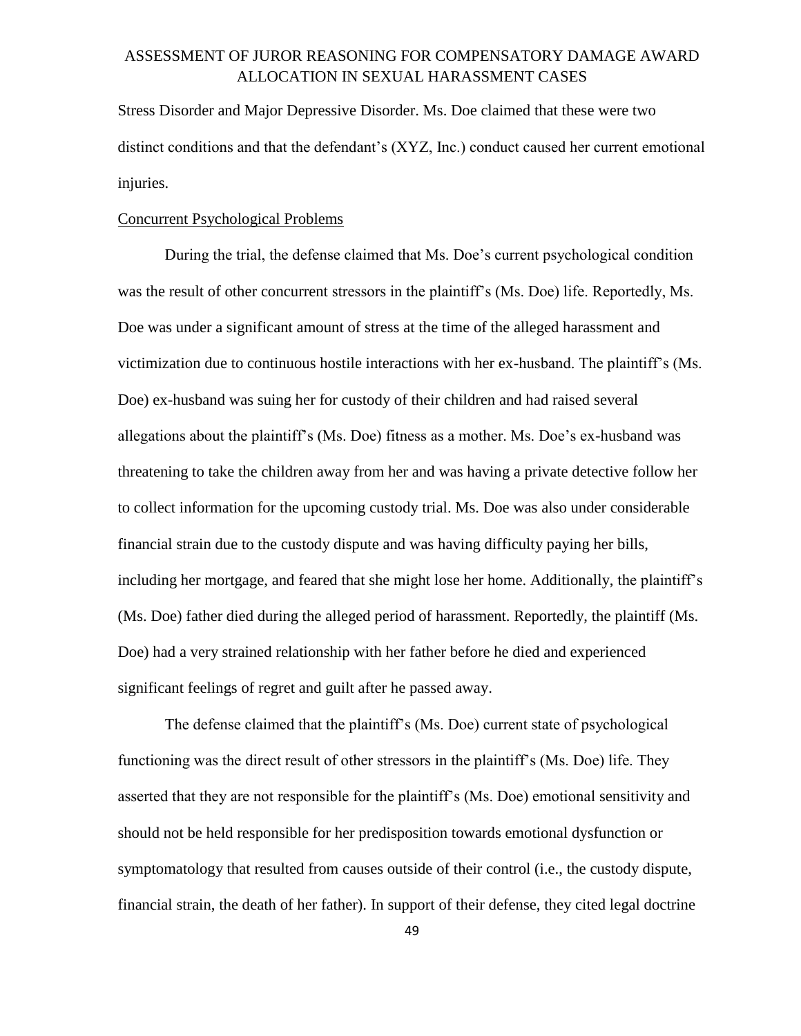Stress Disorder and Major Depressive Disorder. Ms. Doe claimed that these were two distinct conditions and that the defendant's (XYZ, Inc.) conduct caused her current emotional injuries.

<u>Concurrent Psychological Problems</u>

During the trial, the defense claimed that Ms. Doe's current psychological condition was the result of other concurrent stressors in the plaintiff's (Ms. Doe) life. Reportedly, Ms. Doe was under a significant amount of stress at the time of the alleged harassment and victimization due to continuous hostile interactions with her ex-husband. The plaintiff's (Ms. Doe) ex-husband was suing her for custody of their children and had raised several allegations about the plaintiff's (Ms. Doe) fitness as a mother. Ms. Doe's ex-husband was threatening to take the children away from her and was having a private detective follow her to collect information for the upcoming custody trial. Ms. Doe was also under considerable financial strain due to the custody dispute and was having difficulty paying her bills, including her mortgage, and feared that she might lose her home. Additionally, the plaintiff's (Ms. Doe) father died during the alleged period of harassment. Reportedly, the plaintiff (Ms. Doe) had a very strained relationship with her father before he died and experienced significant feelings of regret and guilt after he passed away.

The defense claimed that the plaintiff's (Ms. Doe) current state of psychological functioning was the direct result of other stressors in the plaintiff's (Ms. Doe) life. They asserted that they are not responsible for the plaintiff's (Ms. Doe) emotional sensitivity and should not be held responsible for her predisposition towards emotional dysfunction or symptomatology that resulted from causes outside of their control (i.e., the custody dispute, financial strain, the death of her father). In support of their defense, they cited legal doctrine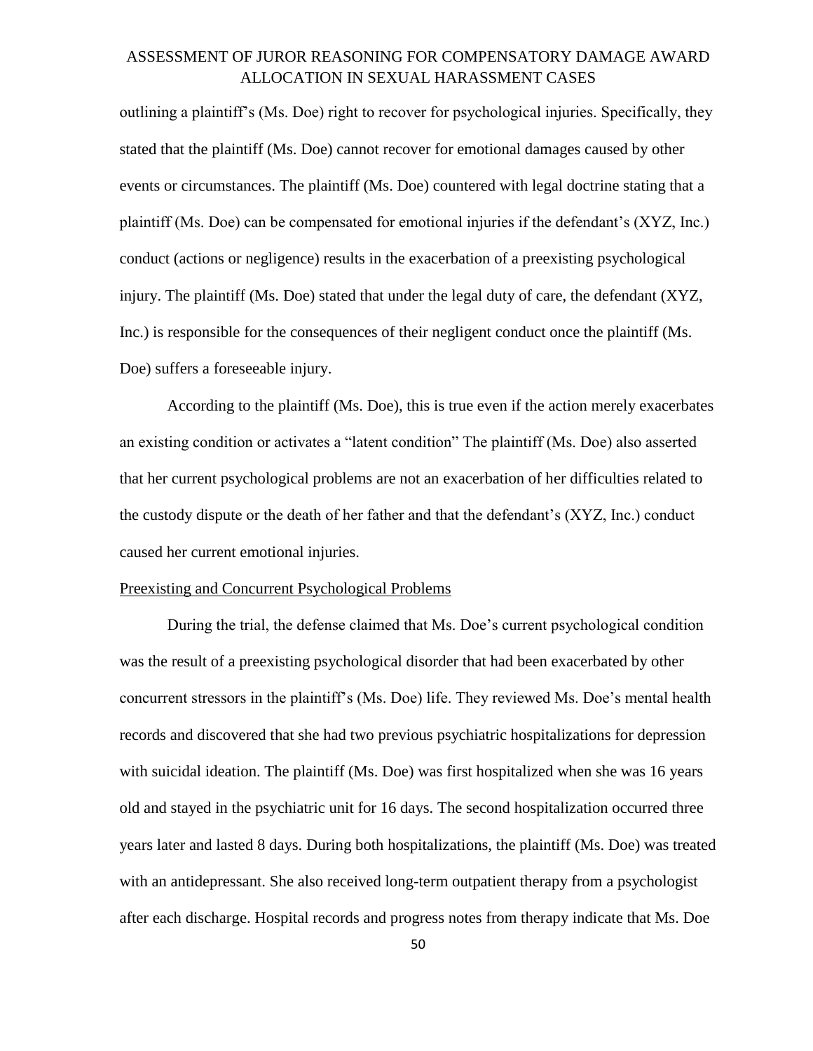outlining a plaintiff's (Ms. Doe) right to recover for psychological injuries. Specifically, they stated that the plaintiff (Ms. Doe) cannot recover for emotional damages caused by other events or circumstances. The plaintiff (Ms. Doe) countered with legal doctrine stating that a plaintiff (Ms. Doe) can be compensated for emotional injuries if the defendant's (XYZ, Inc.) conduct (actions or negligence) results in the exacerbation of a preexisting psychological injury. The plaintiff (Ms. Doe) stated that under the legal duty of care, the defendant (XYZ, Inc.) is responsible for the consequences of their negligent conduct once the plaintiff (Ms. Doe) suffers a foreseeable injury.

According to the plaintiff (Ms. Doe), this is true even if the action merely exacerbates an existing condition or activates a "latent condition" The plaintiff (Ms. Doe) also asserted that her current psychological problems are not an exacerbation of her difficulties related to the custody dispute or the death of her father and that the defendant's (XYZ, Inc.) conduct caused her current emotional injuries.

<u>Preexisting and Concurrent Psychological Problems</u>

During the trial, the defense claimed that Ms. Doe's current psychological condition was the result of a preexisting psychological disorder that had been exacerbated by other concurrent stressors in the plaintiff's (Ms. Doe) life. They reviewed Ms. Doe's mental health records and discovered that she had two previous psychiatric hospitalizations for depression with suicidal ideation. The plaintiff (Ms. Doe) was first hospitalized when she was 16 years old and stayed in the psychiatric unit for 16 days. The second hospitalization occurred three years later and lasted 8 days. During both hospitalizations, the plaintiff (Ms. Doe) was treated with an antidepressant. She also received long-term outpatient therapy from a psychologist after each discharge. Hospital records and progress notes from therapy indicate that Ms. Doe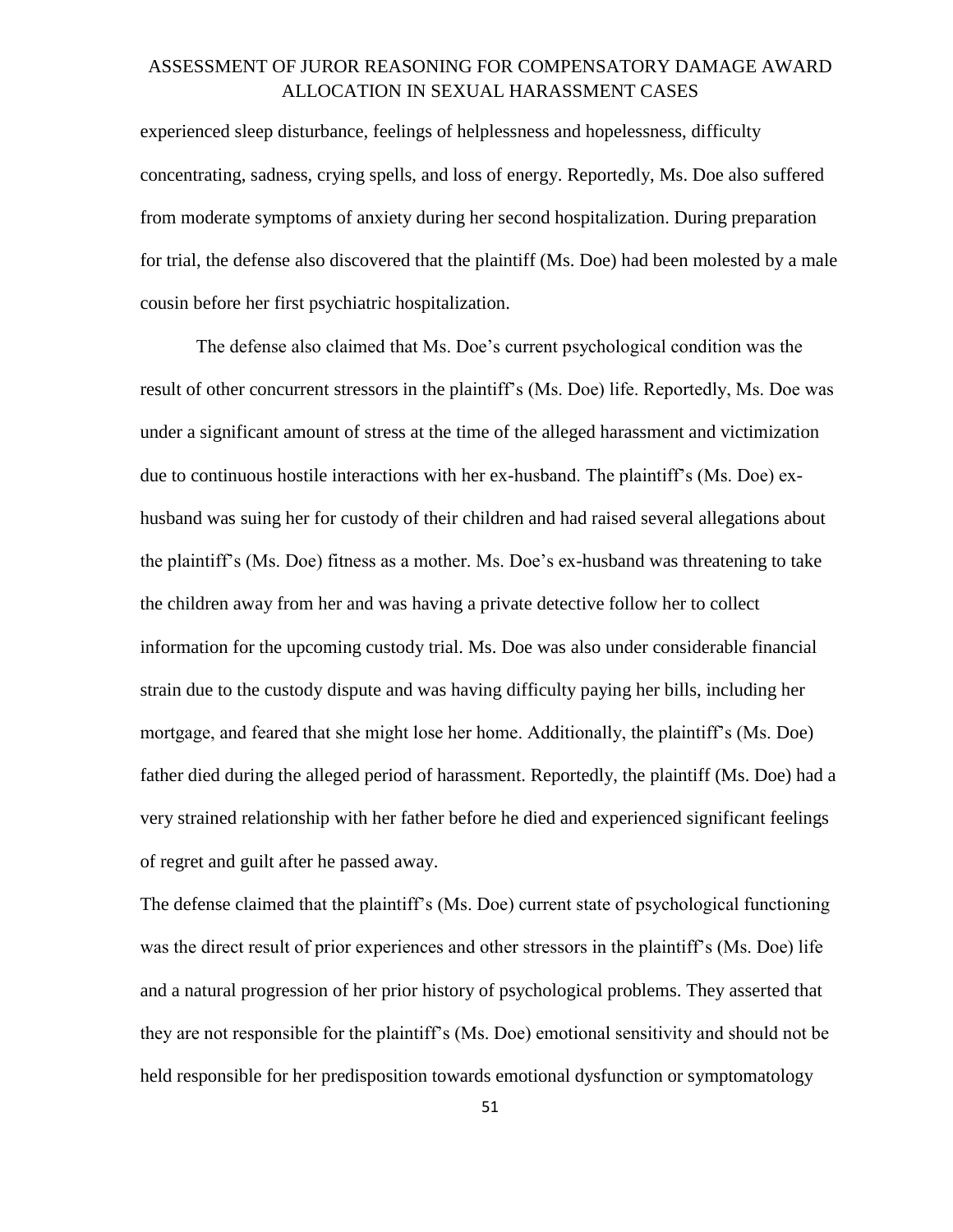experienced sleep disturbance, feelings of helplessness and hopelessness, difficulty concentrating, sadness, crying spells, and loss of energy. Reportedly, Ms. Doe also suffered from moderate symptoms of anxiety during her second hospitalization. During preparation for trial, the defense also discovered that the plaintiff (Ms. Doe) had been molested by a male cousin before her first psychiatric hospitalization.

The defense also claimed that Ms. Doe's current psychological condition was the result of other concurrent stressors in the plaintiff's (Ms. Doe) life. Reportedly, Ms. Doe was under a significant amount of stress at the time of the alleged harassment and victimization due to continuous hostile interactions with her ex-husband. The plaintiff's (Ms. Doe) ex-husband was suing her for custody of their children and had raised several allegations about the plaintiff's (Ms. Doe) fitness as a mother. Ms. Doe's ex-husband was threatening to take the children away from her and was having a private detective follow her to collect information for the upcoming custody trial. Ms. Doe was also under considerable financial strain due to the custody dispute and was having difficulty paying her bills, including her mortgage, and feared that she might lose her home. Additionally, the plaintiff's (Ms. Doe) father died during the alleged period of harassment. Reportedly, the plaintiff (Ms. Doe) had a very strained relationship with her father before he died and experienced significant feelings of regret and guilt after he passed away.

The defense claimed that the plaintiff's (Ms. Doe) current state of psychological functioning was the direct result of prior experiences and other stressors in the plaintiff's (Ms. Doe) life and a natural progression of her prior history of psychological problems. They asserted that they are not responsible for the plaintiff's (Ms. Doe) emotional sensitivity and should not be held responsible for her predisposition towards emotional dysfunction or symptomatology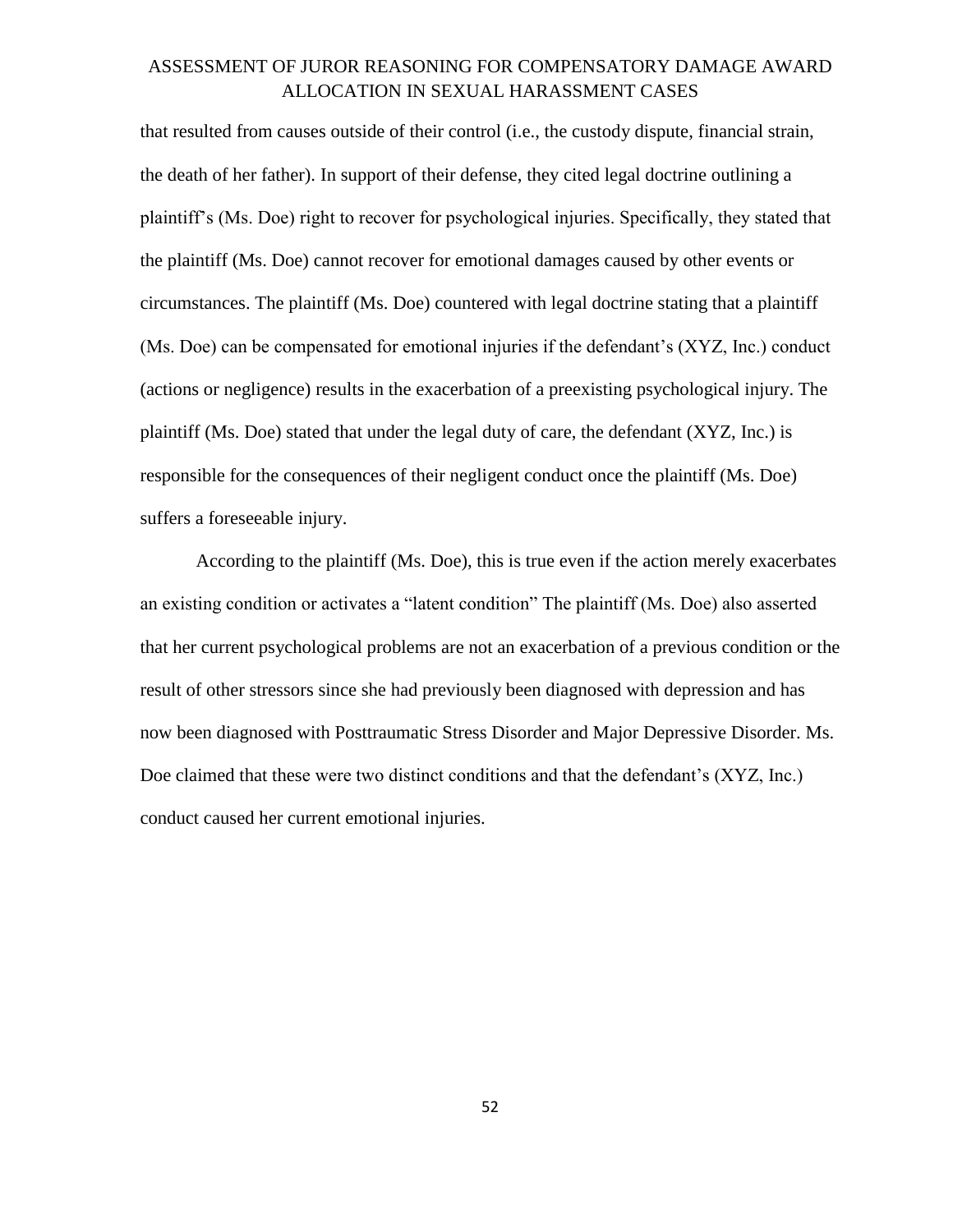that resulted from causes outside of their control (i.e., the custody dispute, financial strain, the death of her father). In support of their defense, they cited legal doctrine outlining a plaintiff's (Ms. Doe) right to recover for psychological injuries. Specifically, they stated that the plaintiff (Ms. Doe) cannot recover for emotional damages caused by other events or circumstances. The plaintiff (Ms. Doe) countered with legal doctrine stating that a plaintiff (Ms. Doe) can be compensated for emotional injuries if the defendant's (XYZ, Inc.) conduct (actions or negligence) results in the exacerbation of a preexisting psychological injury. The plaintiff (Ms. Doe) stated that under the legal duty of care, the defendant (XYZ, Inc.) is responsible for the consequences of their negligent conduct once the plaintiff (Ms. Doe) suffers a foreseeable injury.

According to the plaintiff (Ms. Doe), this is true even if the action merely exacerbates an existing condition or activates a "latent condition" The plaintiff (Ms. Doe) also asserted that her current psychological problems are not an exacerbation of a previous condition or the result of other stressors since she had previously been diagnosed with depression and has now been diagnosed with Posttraumatic Stress Disorder and Major Depressive Disorder. Ms. Doe claimed that these were two distinct conditions and that the defendant's (XYZ, Inc.) conduct caused her current emotional injuries.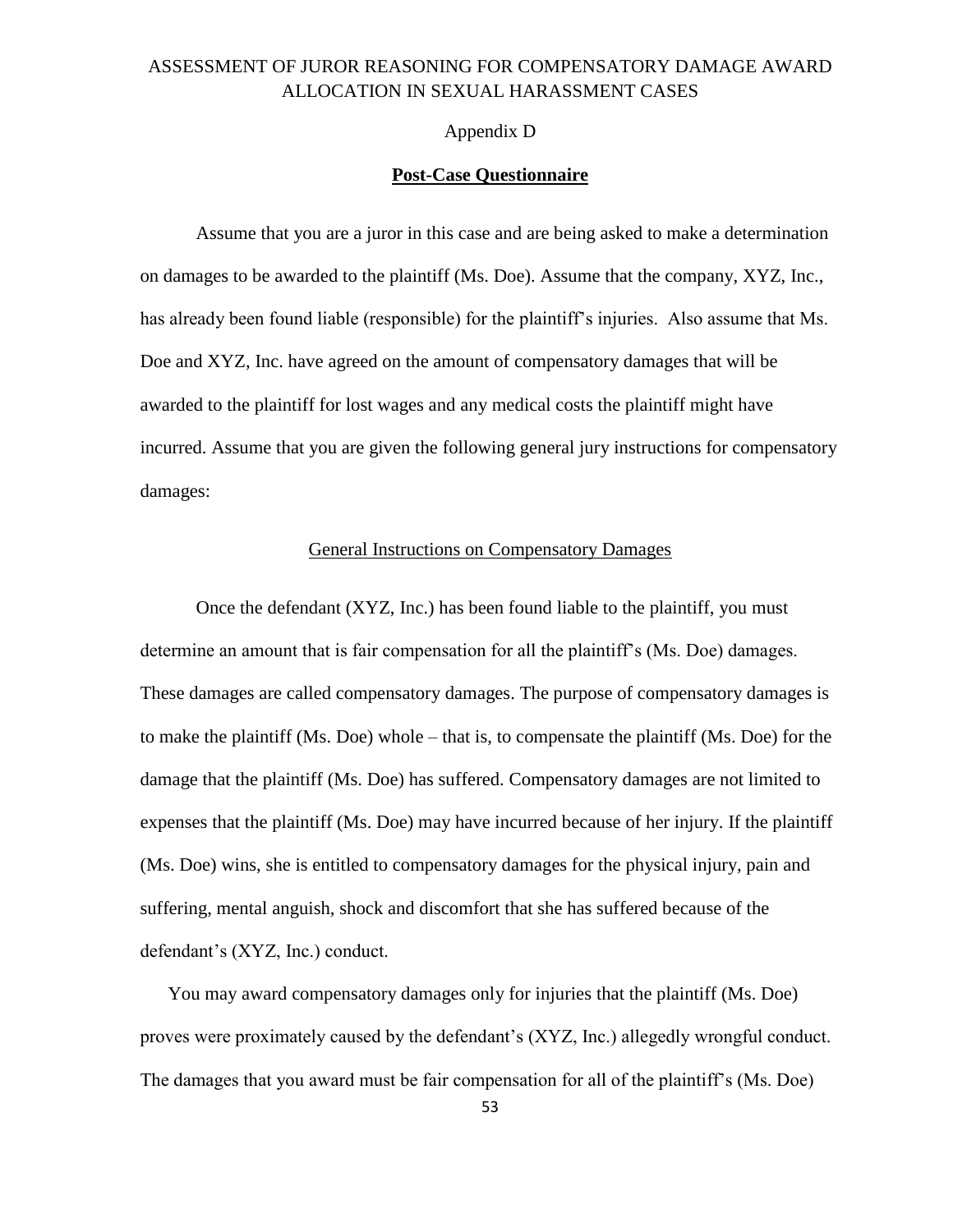Appendix D

**Post-Case Questionnaire**

Assume that you are a juror in this case and are being asked to make a determination on damages to be awarded to the plaintiff (Ms. Doe). Assume that the company, XYZ, Inc., has already been found liable (responsible) for the plaintiff's injuries. Also assume that Ms. Doe and XYZ, Inc. have agreed on the amount of compensatory damages that will be awarded to the plaintiff for lost wages and any medical costs the plaintiff might have incurred. Assume that you are given the following general jury instructions for compensatory damages:

General Instructions on Compensatory Damages

Once the defendant (XYZ, Inc.) has been found liable to the plaintiff, you must determine an amount that is fair compensation for all the plaintiff's (Ms. Doe) damages. These damages are called compensatory damages. The purpose of compensatory damages is to make the plaintiff (Ms. Doe) whole – that is, to compensate the plaintiff (Ms. Doe) for the damage that the plaintiff (Ms. Doe) has suffered. Compensatory damages are not limited to expenses that the plaintiff (Ms. Doe) may have incurred because of her injury. If the plaintiff (Ms. Doe) wins, she is entitled to compensatory damages for the physical injury, pain and suffering, mental anguish, shock and discomfort that she has suffered because of the defendant's (XYZ, Inc.) conduct.

You may award compensatory damages only for injuries that the plaintiff (Ms. Doe) proves were proximately caused by the defendant's (XYZ, Inc.) allegedly wrongful conduct. The damages that you award must be fair compensation for all of the plaintiff's (Ms. Doe)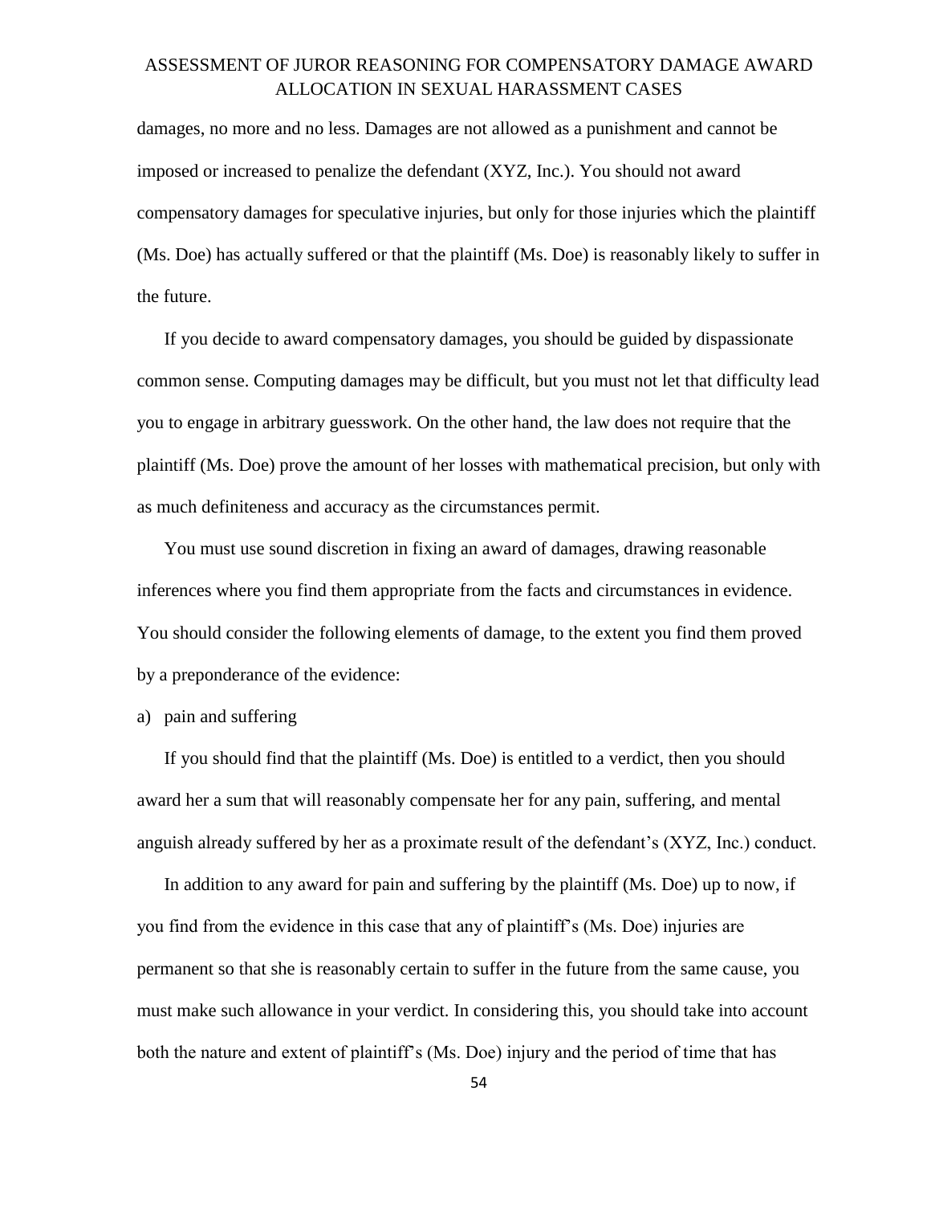damages, no more and no less. Damages are not allowed as a punishment and cannot be imposed or increased to penalize the defendant (XYZ, Inc.). You should not award compensatory damages for speculative injuries, but only for those injuries which the plaintiff (Ms. Doe) has actually suffered or that the plaintiff (Ms. Doe) is reasonably likely to suffer in the future.

If you decide to award compensatory damages, you should be guided by dispassionate common sense. Computing damages may be difficult, but you must not let that difficulty lead you to engage in arbitrary guesswork. On the other hand, the law does not require that the plaintiff (Ms. Doe) prove the amount of her losses with mathematical precision, but only with as much definiteness and accuracy as the circumstances permit.

You must use sound discretion in fixing an award of damages, drawing reasonable inferences where you find them appropriate from the facts and circumstances in evidence. You should consider the following elements of damage, to the extent you find them proved by a preponderance of the evidence:

a) pain and suffering

If you should find that the plaintiff (Ms. Doe) is entitled to a verdict, then you should award her a sum that will reasonably compensate her for any pain, suffering, and mental anguish already suffered by her as a proximate result of the defendant's (XYZ, Inc.) conduct.

In addition to any award for pain and suffering by the plaintiff (Ms. Doe) up to now, if you find from the evidence in this case that any of plaintiff's (Ms. Doe) injuries are permanent so that she is reasonably certain to suffer in the future from the same cause, you must make such allowance in your verdict. In considering this, you should take into account both the nature and extent of plaintiff's (Ms. Doe) injury and the period of time that has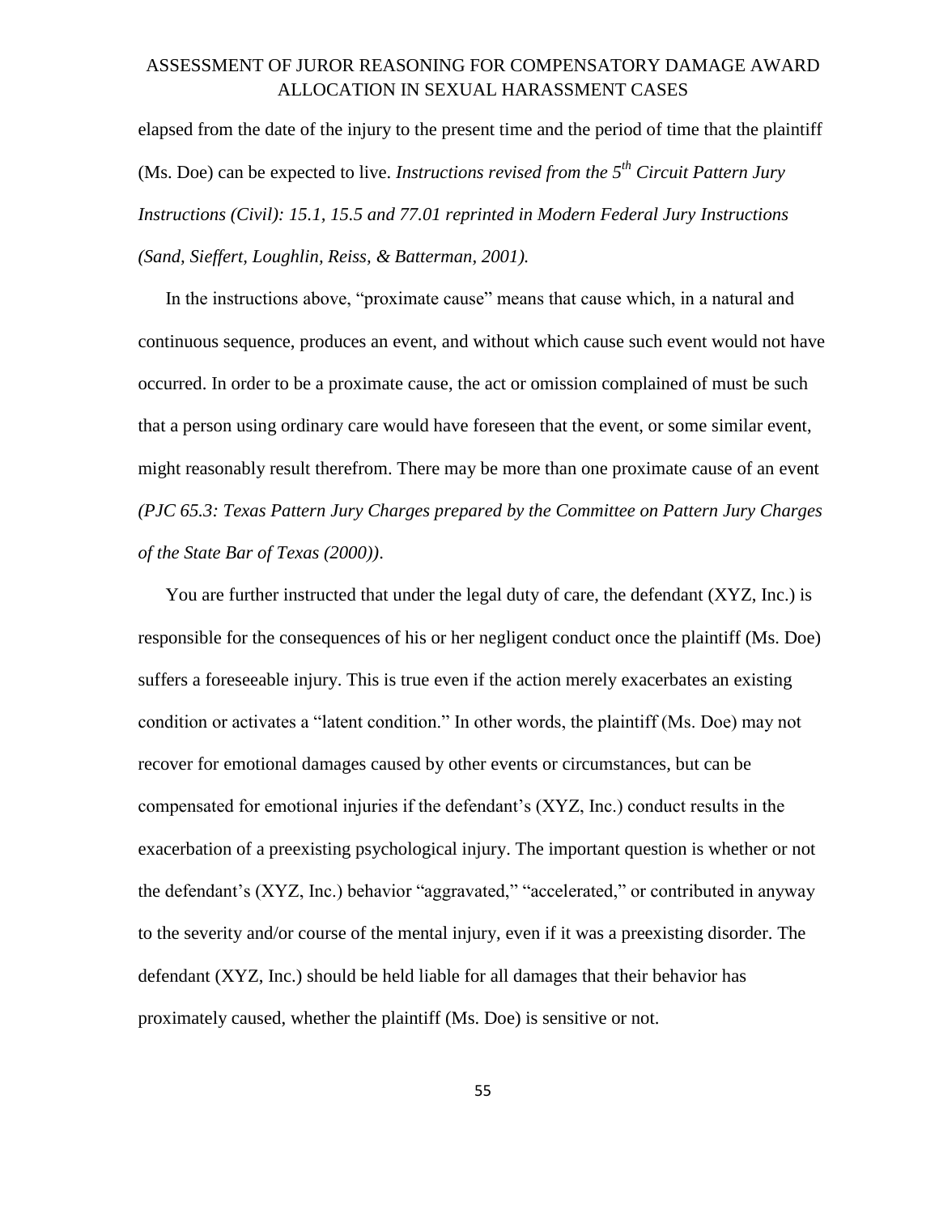elapsed from the date of the injury to the present time and the period of time that the plaintiff (Ms. Doe) can be expected to live. *Instructions revised from the 5th Circuit Pattern Jury Instructions (Civil): 15.1, 15.5 and 77.01 reprinted in Modern Federal Jury Instructions (Sand, Sieffert, Loughlin, Reiss, & Batterman, 2001).*

In the instructions above, "proximate cause" means that cause which, in a natural and continuous sequence, produces an event, and without which cause such event would not have occurred. In order to be a proximate cause, the act or omission complained of must be such that a person using ordinary care would have foreseen that the event, or some similar event, might reasonably result therefrom. There may be more than one proximate cause of an event *(PJC 65.3: Texas Pattern Jury Charges prepared by the Committee on Pattern Jury Charges of the State Bar of Texas (2000))*.

You are further instructed that under the legal duty of care, the defendant (XYZ, Inc.) is responsible for the consequences of his or her negligent conduct once the plaintiff (Ms. Doe) suffers a foreseeable injury. This is true even if the action merely exacerbates an existing condition or activates a "latent condition." In other words, the plaintiff (Ms. Doe) may not recover for emotional damages caused by other events or circumstances, but can be compensated for emotional injuries if the defendant's (XYZ, Inc.) conduct results in the exacerbation of a preexisting psychological injury. The important question is whether or not the defendant's (XYZ, Inc.) behavior "aggravated," "accelerated," or contributed in anyway to the severity and/or course of the mental injury, even if it was a preexisting disorder. The defendant (XYZ, Inc.) should be held liable for all damages that their behavior has proximately caused, whether the plaintiff (Ms. Doe) is sensitive or not.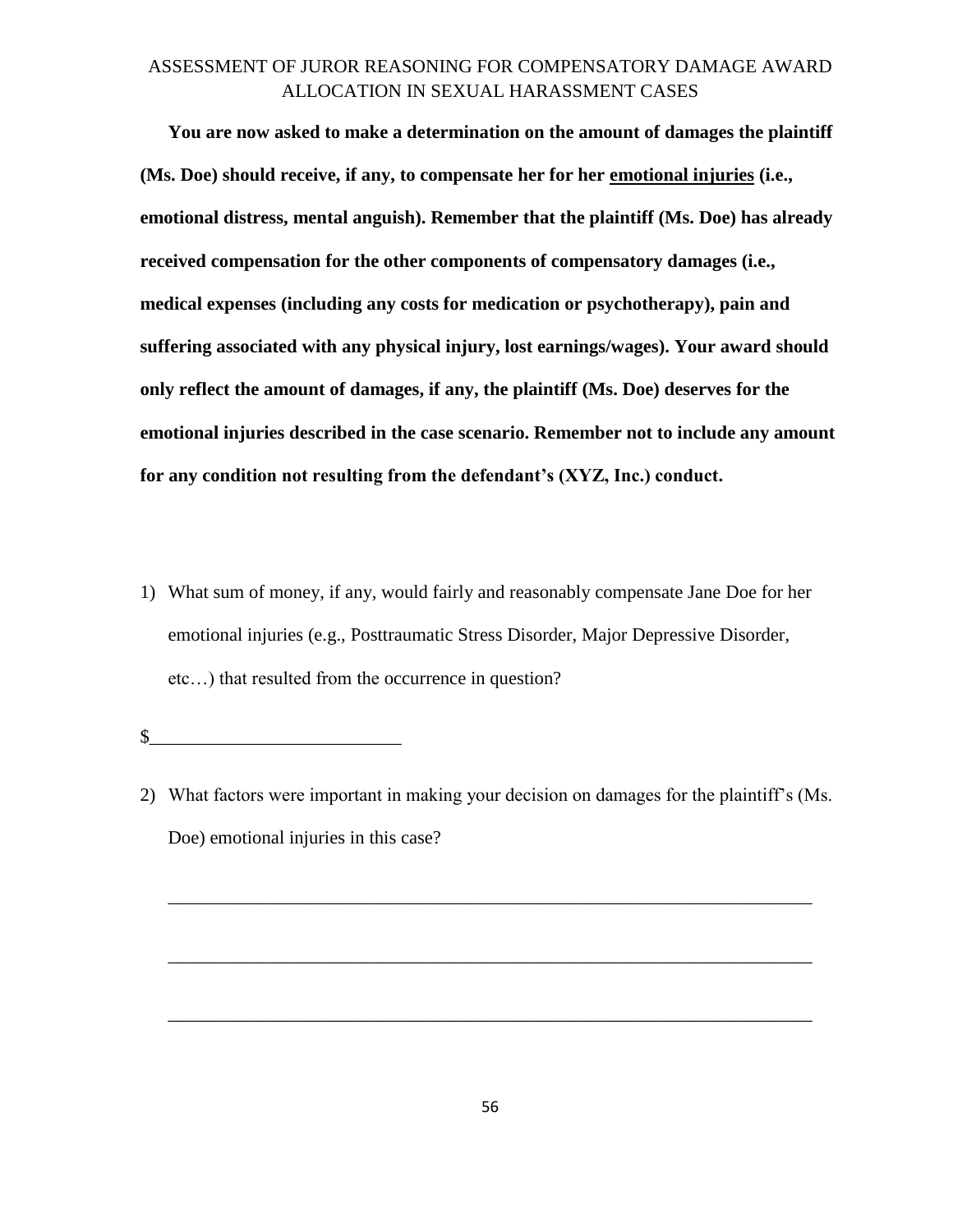# ASSESSMENT OF JUROR REASONING FOR COMPENSATORY DAMAGE AWARD ALLOCATION IN SEXUAL HARASSMENT CASES

**You are now asked to make a determination on the amount of damages the plaintiff (Ms. Doe) should receive, if any, to compensate her for her <u>emotional injuries</u> (i.e., emotional distress, mental anguish). Remember that the plaintiff (Ms. Doe) has already received compensation for the other components of compensatory damages (i.e., medical expenses (including any costs for medication or psychotherapy), pain and suffering associated with any physical injury, lost earnings/wages). Your award should only reflect the amount of damages, if any, the plaintiff (Ms. Doe) deserves for the emotional injuries described in the case scenario. Remember not to include any amount for any condition not resulting from the defendant's (XYZ, Inc.) conduct.**

1) What sum of money, if any, would fairly and reasonably compensate Jane Doe for her emotional injuries (e.g., Posttraumatic Stress Disorder, Major Depressive Disorder, etc…) that resulted from the occurrence in question?

$__________________________

2) What factors were important in making your decision on damages for the plaintiff's (Ms. Doe) emotional injuries in this case?

_______________________________________________________________________

_______________________________________________________________________

_______________________________________________________________________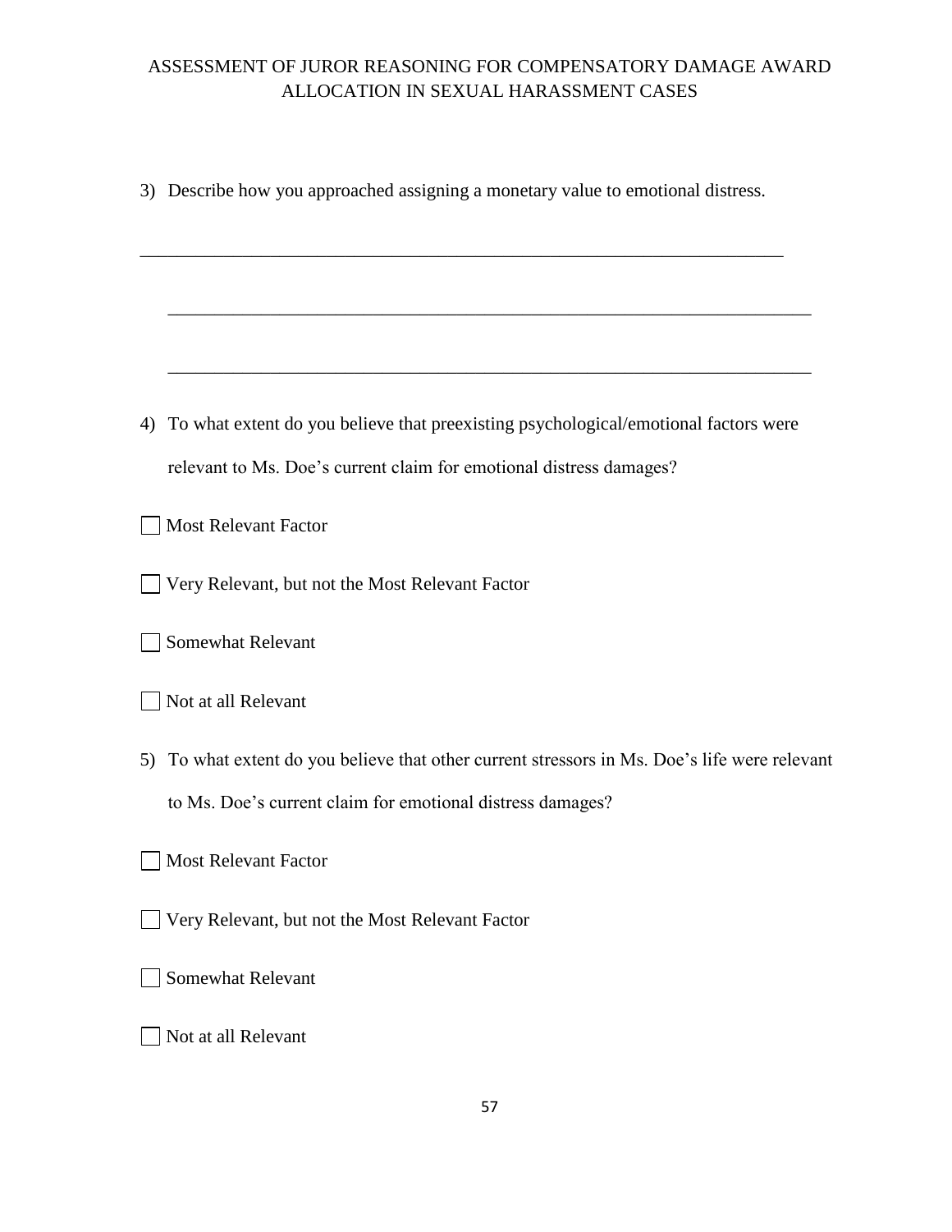ASSESSMENT OF JUROR REASONING FOR COMPENSATORY DAMAGE AWARD ALLOCATION IN SEXUAL HARASSMENT CASES

3) Describe how you approached assigning a monetary value to emotional distress.

______________________________________________________________________

______________________________________________________________________

______________________________________________________________________

4) To what extent do you believe that preexisting psychological/emotional factors were relevant to Ms. Doe's current claim for emotional distress damages?

☐ Most Relevant Factor

☐ Very Relevant, but not the Most Relevant Factor

☐ Somewhat Relevant

☐ Not at all Relevant

5) To what extent do you believe that other current stressors in Ms. Doe's life were relevant to Ms. Doe's current claim for emotional distress damages?

☐ Most Relevant Factor

☐ Very Relevant, but not the Most Relevant Factor

☐ Somewhat Relevant

☐ Not at all Relevant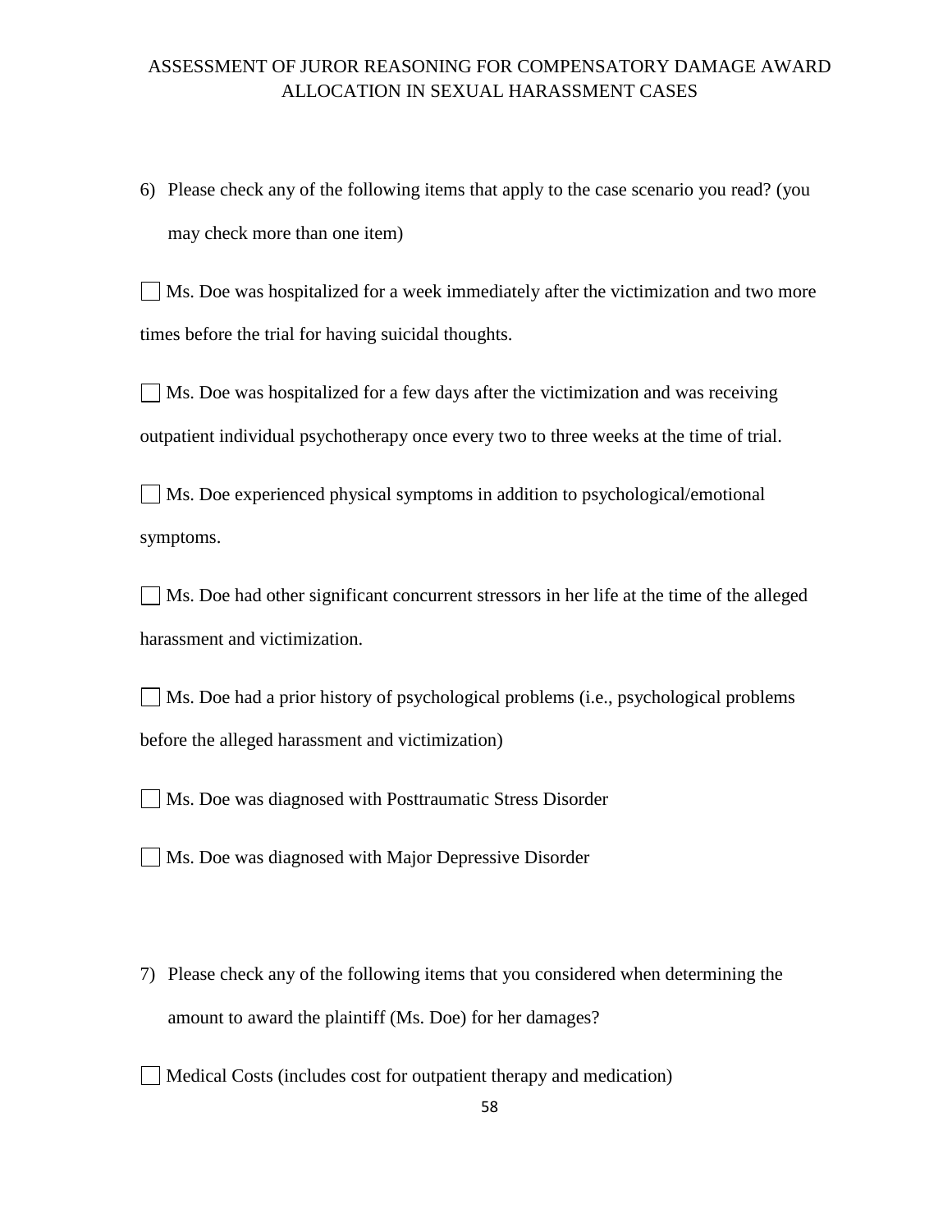6) Please check any of the following items that apply to the case scenario you read? (you may check more than one item)

☐ Ms. Doe was hospitalized for a week immediately after the victimization and two more times before the trial for having suicidal thoughts.

☐ Ms. Doe was hospitalized for a few days after the victimization and was receiving outpatient individual psychotherapy once every two to three weeks at the time of trial.

☐ Ms. Doe experienced physical symptoms in addition to psychological/emotional symptoms.

☐ Ms. Doe had other significant concurrent stressors in her life at the time of the alleged harassment and victimization.

☐ Ms. Doe had a prior history of psychological problems (i.e., psychological problems before the alleged harassment and victimization)

☐ Ms. Doe was diagnosed with Posttraumatic Stress Disorder

☐ Ms. Doe was diagnosed with Major Depressive Disorder

7) Please check any of the following items that you considered when determining the amount to award the plaintiff (Ms. Doe) for her damages?

☐ Medical Costs (includes cost for outpatient therapy and medication)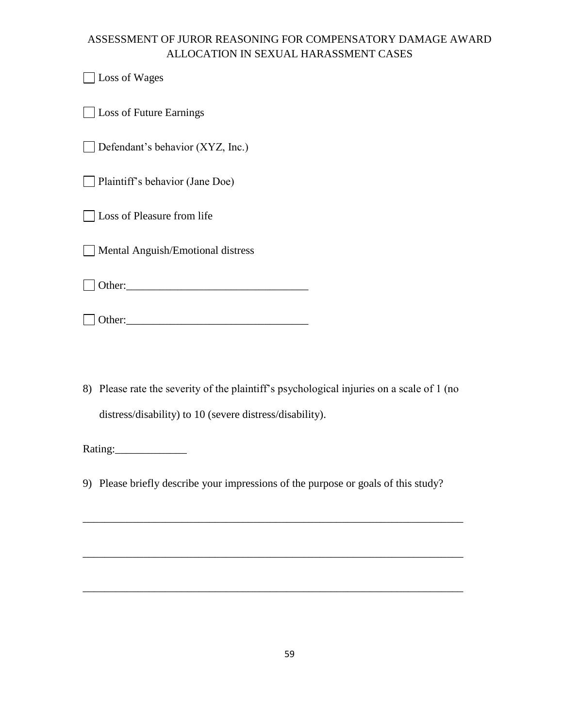☐ Loss of Wages

☐ Loss of Future Earnings

☐ Defendant's behavior (XYZ, Inc.)

☐ Plaintiff's behavior (Jane Doe)

☐ Loss of Pleasure from life

☐ Mental Anguish/Emotional distress

☐ Other:_________________________________

☐ Other:_________________________________

8) Please rate the severity of the plaintiff's psychological injuries on a scale of 1 (no distress/disability) to 10 (severe distress/disability).

Rating:_____________

9) Please briefly describe your impressions of the purpose or goals of this study?

_____________________________________________________________________

_____________________________________________________________________

_____________________________________________________________________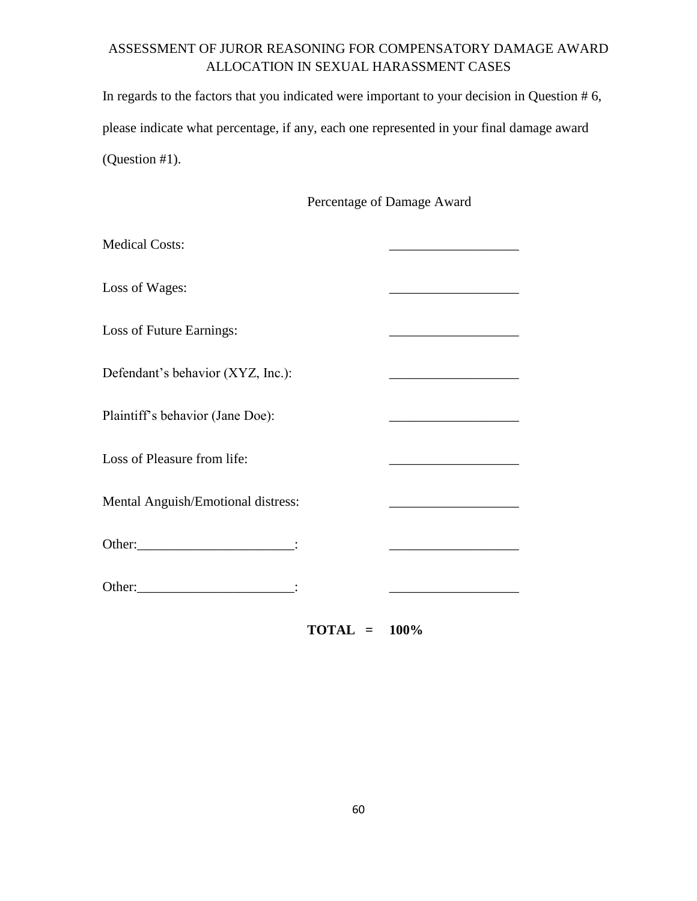ASSESSMENT OF JUROR REASONING FOR COMPENSATORY DAMAGE AWARD ALLOCATION IN SEXUAL HARASSMENT CASES

In regards to the factors that you indicated were important to your decision in Question # 6, please indicate what percentage, if any, each one represented in your final damage award (Question #1).

| | Percentage of Damage Award |
|---|---|
| Medical Costs: | ___________________ |
| Loss of Wages: | ___________________ |
| Loss of Future Earnings: | ___________________ |
| Defendant's behavior (XYZ, Inc.): | ___________________ |
| Plaintiff's behavior (Jane Doe): | ___________________ |
| Loss of Pleasure from life: | ___________________ |
| Mental Anguish/Emotional distress: | ___________________ |
| Other:_______________________: | ___________________ |
| Other:_______________________: | ___________________ |
| **TOTAL =** | **100%** |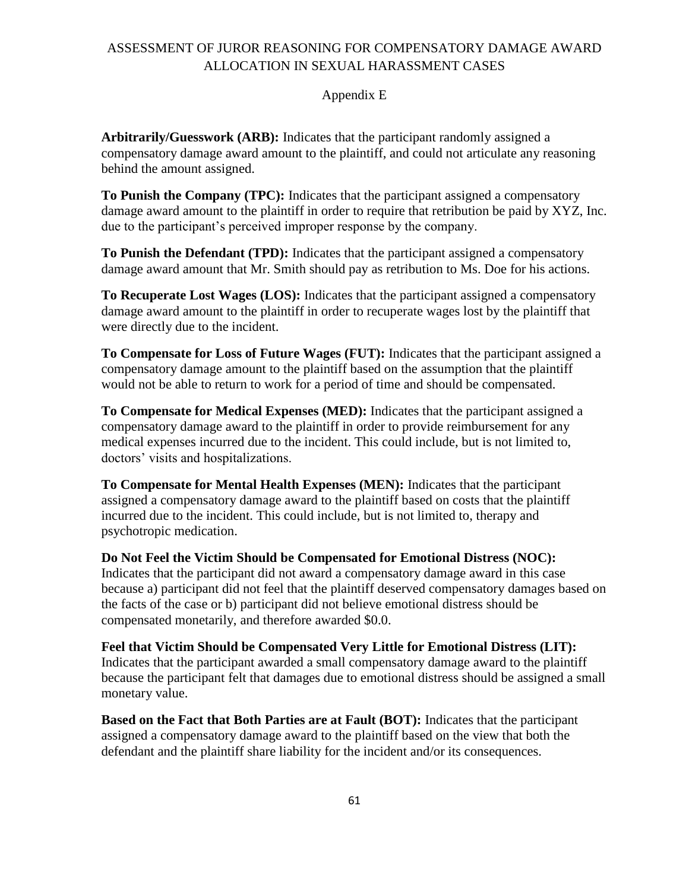ASSESSMENT OF JUROR REASONING FOR COMPENSATORY DAMAGE AWARD ALLOCATION IN SEXUAL HARASSMENT CASES

Appendix E

**Arbitrarily/Guesswork (ARB):** Indicates that the participant randomly assigned a compensatory damage award amount to the plaintiff, and could not articulate any reasoning behind the amount assigned.

**To Punish the Company (TPC):** Indicates that the participant assigned a compensatory damage award amount to the plaintiff in order to require that retribution be paid by XYZ, Inc. due to the participant's perceived improper response by the company.

**To Punish the Defendant (TPD):** Indicates that the participant assigned a compensatory damage award amount that Mr. Smith should pay as retribution to Ms. Doe for his actions.

**To Recuperate Lost Wages (LOS):** Indicates that the participant assigned a compensatory damage award amount to the plaintiff in order to recuperate wages lost by the plaintiff that were directly due to the incident.

**To Compensate for Loss of Future Wages (FUT):** Indicates that the participant assigned a compensatory damage award amount to the plaintiff based on the assumption that the plaintiff would not be able to return to work for a period of time and should be compensated.

**To Compensate for Medical Expenses (MED):** Indicates that the participant assigned a compensatory damage award to the plaintiff in order to provide reimbursement for any medical expenses incurred due to the incident. This could include, but is not limited to, doctors' visits and hospitalizations.

**To Compensate for Mental Health Expenses (MEN):** Indicates that the participant assigned a compensatory damage award to the plaintiff based on costs that the plaintiff incurred due to the incident. This could include, but is not limited to, therapy and psychotropic medication.

**Do Not Feel the Victim Should be Compensated for Emotional Distress (NOC):** Indicates that the participant did not award a compensatory damage award in this case because a) participant did not feel that the plaintiff deserved compensatory damages based on the facts of the case or b) participant did not believe emotional distress should be compensated monetarily, and therefore awarded $0.0.

**Feel that Victim Should be Compensated Very Little for Emotional Distress (LIT):** Indicates that the participant awarded a small compensatory damage award to the plaintiff because the participant felt that damages due to emotional distress should be assigned a small monetary value.

**Based on the Fact that Both Parties are at Fault (BOT):** Indicates that the participant assigned a compensatory damage award to the plaintiff based on the view that both the defendant and the plaintiff share liability for the incident and/or its consequences.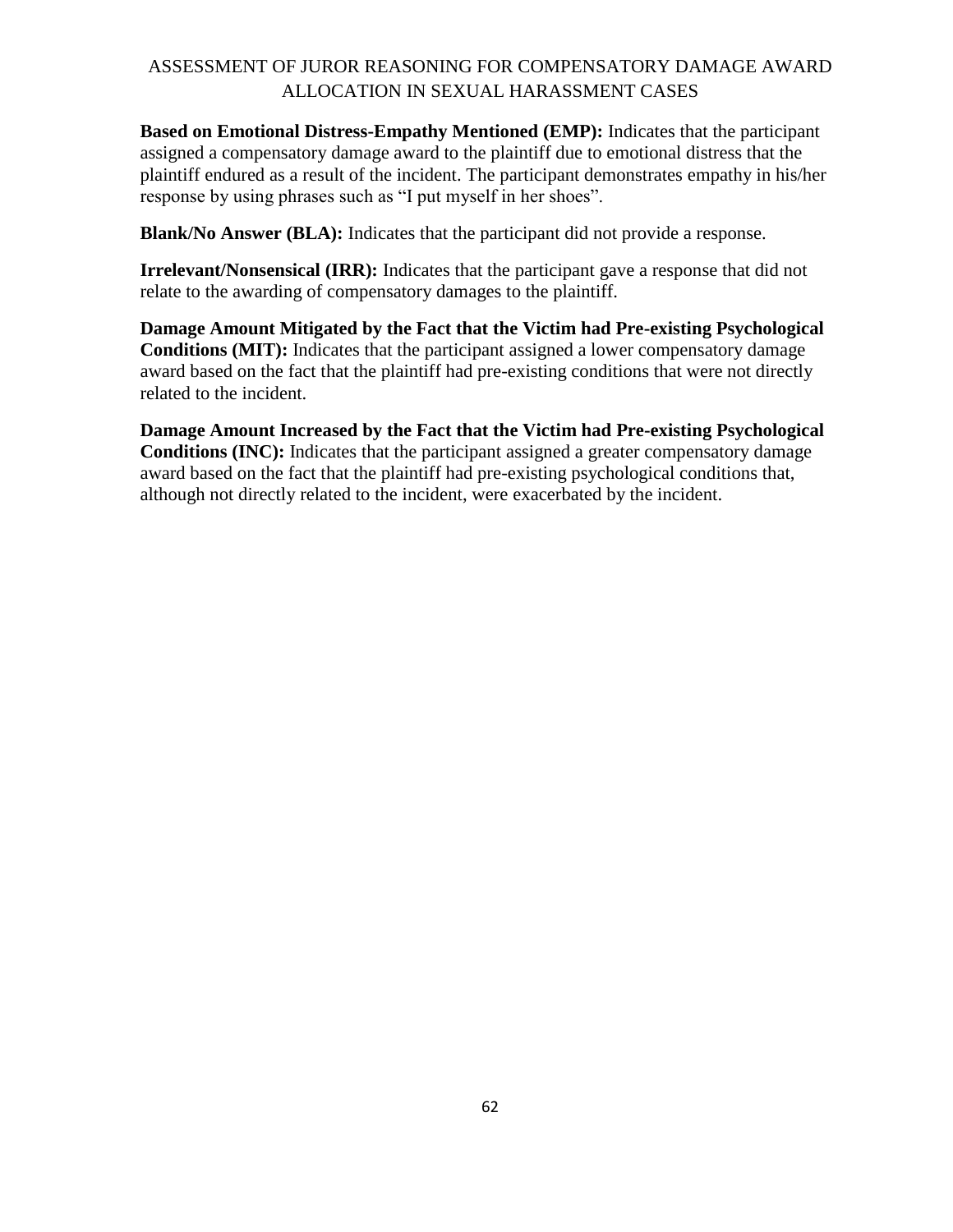**Based on Emotional Distress-Empathy Mentioned (EMP):** Indicates that the participant assigned a compensatory damage award to the plaintiff due to emotional distress that the plaintiff endured as a result of the incident. The participant demonstrates empathy in his/her response by using phrases such as "I put myself in her shoes".

**Blank/No Answer (BLA):** Indicates that the participant did not provide a response.

**Irrelevant/Nonsensical (IRR):** Indicates that the participant gave a response that did not relate to the awarding of compensatory damages to the plaintiff.

**Damage Amount Mitigated by the Fact that the Victim had Pre-existing Psychological Conditions (MIT):** Indicates that the participant assigned a lower compensatory damage award based on the fact that the plaintiff had pre-existing conditions that were not directly related to the incident.

**Damage Amount Increased by the Fact that the Victim had Pre-existing Psychological Conditions (INC):** Indicates that the participant assigned a greater compensatory damage award based on the fact that the plaintiff had pre-existing psychological conditions that, although not directly related to the incident, were exacerbated by the incident.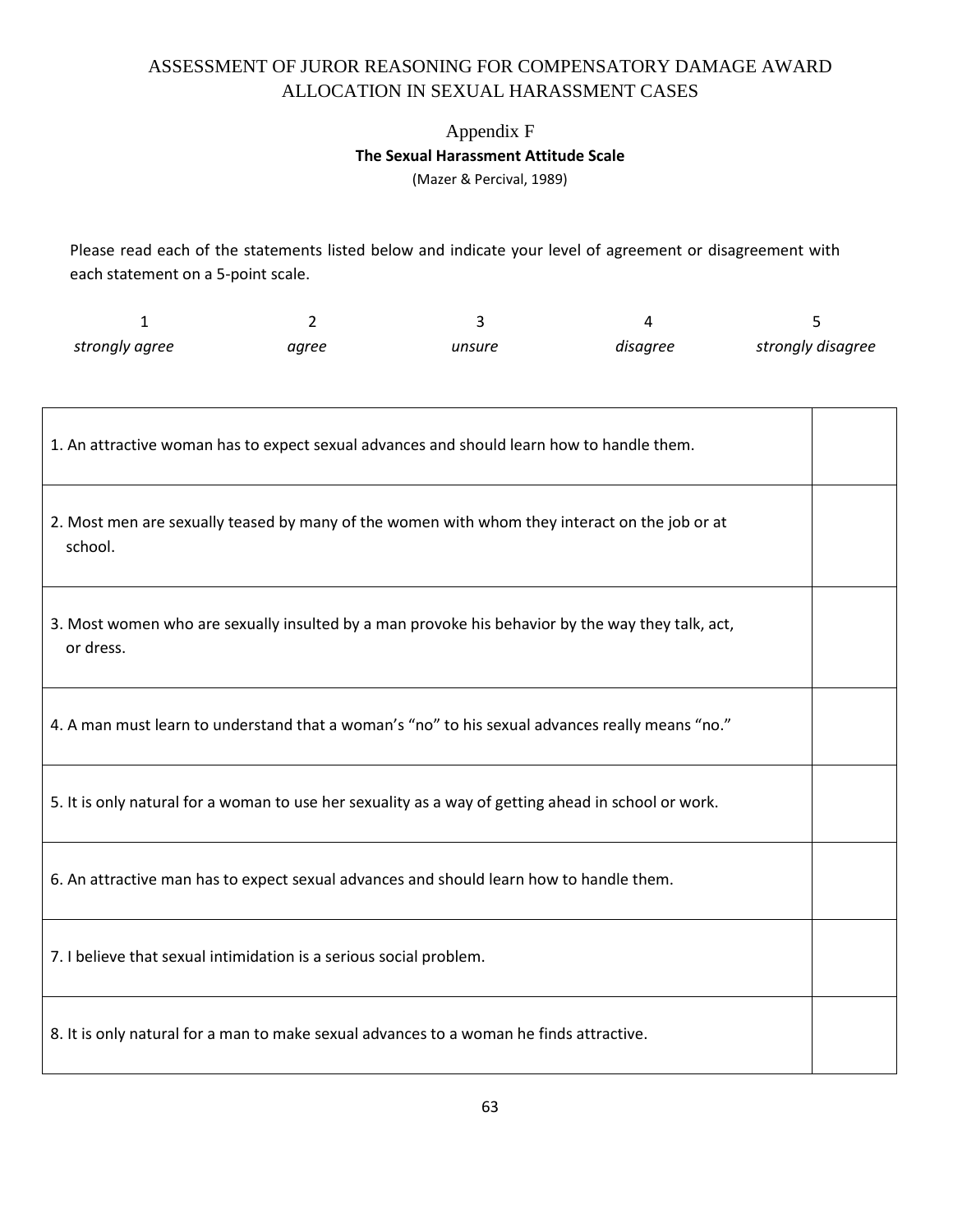## Appendix F

**The Sexual Harassment Attitude Scale**

(Mazer & Percival, 1989)

Please read each of the statements listed below and indicate your level of agreement or disagreement with each statement on a 5-point scale.

| 1 | 2 | 3 | 4 | 5 |
|---|---|---|---|---|
| *strongly agree* | *agree* | *unsure* | *disagree* | *strongly disagree* |

| Statement | |
|---|---|
| 1. An attractive woman has to expect sexual advances and should learn how to handle them. | |
| 2. Most men are sexually teased by many of the women with whom they interact on the job or at school. | |
| 3. Most women who are sexually insulted by a man provoke his behavior by the way they talk, act, or dress. | |
| 4. A man must learn to understand that a woman's "no" to his sexual advances really means "no." | |
| 5. It is only natural for a woman to use her sexuality as a way of getting ahead in school or work. | |
| 6. An attractive man has to expect sexual advances and should learn how to handle them. | |
| 7. I believe that sexual intimidation is a serious social problem. | |
| 8. It is only natural for a man to make sexual advances to a woman he finds attractive. | |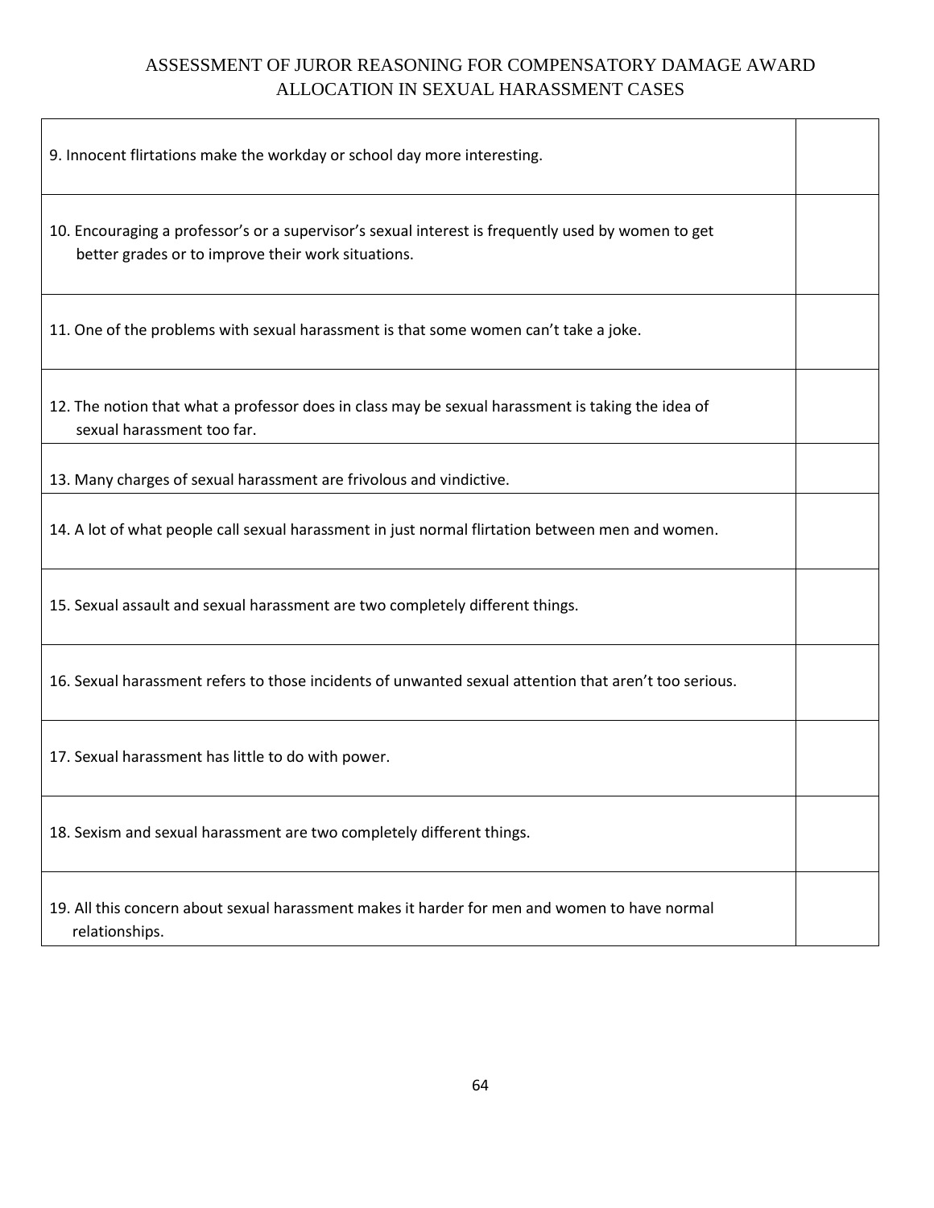| | |
|---|---|
| 9. Innocent flirtations make the workday or school day more interesting. | |
| 10. Encouraging a professor's or a supervisor's sexual interest is frequently used by women to get better grades or to improve their work situations. | |
| 11. One of the problems with sexual harassment is that some women can't take a joke. | |
| 12. The notion that what a professor does in class may be sexual harassment is taking the idea of sexual harassment too far. | |
| 13. Many charges of sexual harassment are frivolous and vindictive. | |
| 14. A lot of what people call sexual harassment in just normal flirtation between men and women. | |
| 15. Sexual assault and sexual harassment are two completely different things. | |
| 16. Sexual harassment refers to those incidents of unwanted sexual attention that aren't too serious. | |
| 17. Sexual harassment has little to do with power. | |
| 18. Sexism and sexual harassment are two completely different things. | |
| 19. All this concern about sexual harassment makes it harder for men and women to have normal relationships. | |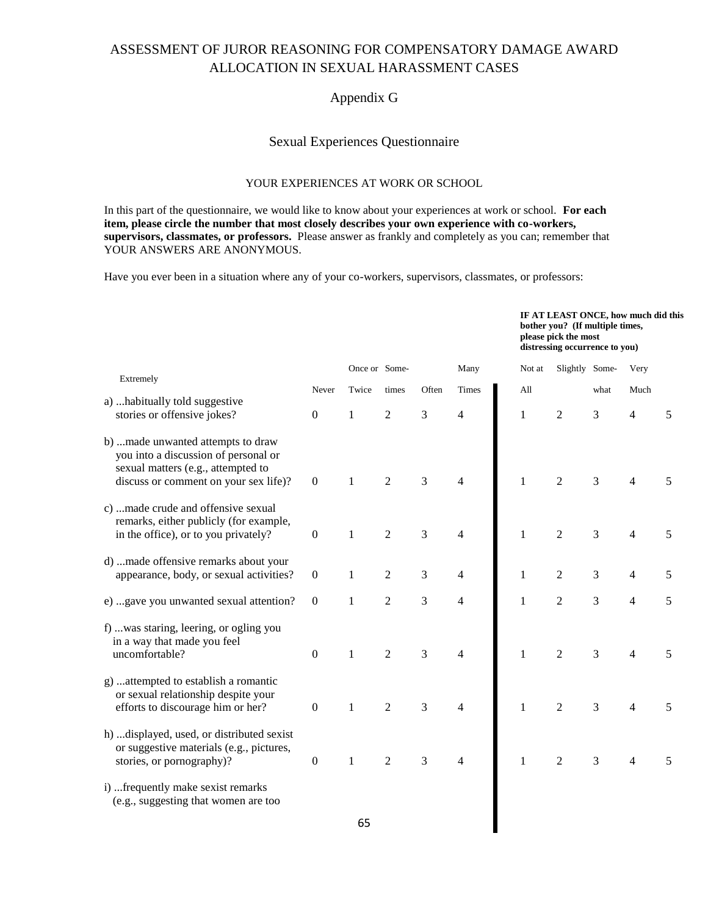# ASSESSMENT OF JUROR REASONING FOR COMPENSATORY DAMAGE AWARD ALLOCATION IN SEXUAL HARASSMENT CASES

## Appendix G

### Sexual Experiences Questionnaire

YOUR EXPERIENCES AT WORK OR SCHOOL

In this part of the questionnaire, we would like to know about your experiences at work or school. **For each item, please circle the number that most closely describes your own experience with co-workers, supervisors, classmates, or professors.** Please answer as frankly and completely as you can; remember that YOUR ANSWERS ARE ANONYMOUS.

Have you ever been in a situation where any of your co-workers, supervisors, classmates, or professors:

| | Never | Once or Twice | Some-times | Often | Many Times | **IF AT LEAST ONCE, how much did this bother you? (If multiple times, please pick the most distressing occurrence to you)** Not at All | Slightly | Some-what | Very Much | Extremely |
|---|---|---|---|---|---|---|---|---|---|---|
| a) ...habitually told suggestive stories or offensive jokes? | 0 | 1 | 2 | 3 | 4 | 1 | 2 | 3 | 4 | 5 |
| b) ...made unwanted attempts to draw you into a discussion of personal or sexual matters (e.g., attempted to discuss or comment on your sex life)? | 0 | 1 | 2 | 3 | 4 | 1 | 2 | 3 | 4 | 5 |
| c) ...made crude and offensive sexual remarks, either publicly (for example, in the office), or to you privately? | 0 | 1 | 2 | 3 | 4 | 1 | 2 | 3 | 4 | 5 |
| d) ...made offensive remarks about your appearance, body, or sexual activities? | 0 | 1 | 2 | 3 | 4 | 1 | 2 | 3 | 4 | 5 |
| e) ...gave you unwanted sexual attention? | 0 | 1 | 2 | 3 | 4 | 1 | 2 | 3 | 4 | 5 |
| f) ...was staring, leering, or ogling you in a way that made you feel uncomfortable? | 0 | 1 | 2 | 3 | 4 | 1 | 2 | 3 | 4 | 5 |
| g) ...attempted to establish a romantic or sexual relationship despite your efforts to discourage him or her? | 0 | 1 | 2 | 3 | 4 | 1 | 2 | 3 | 4 | 5 |
| h) ...displayed, used, or distributed sexist or suggestive materials (e.g., pictures, stories, or pornography)? | 0 | 1 | 2 | 3 | 4 | 1 | 2 | 3 | 4 | 5 |
| i) ...frequently make sexist remarks (e.g., suggesting that women are too | | | | | | | | | | |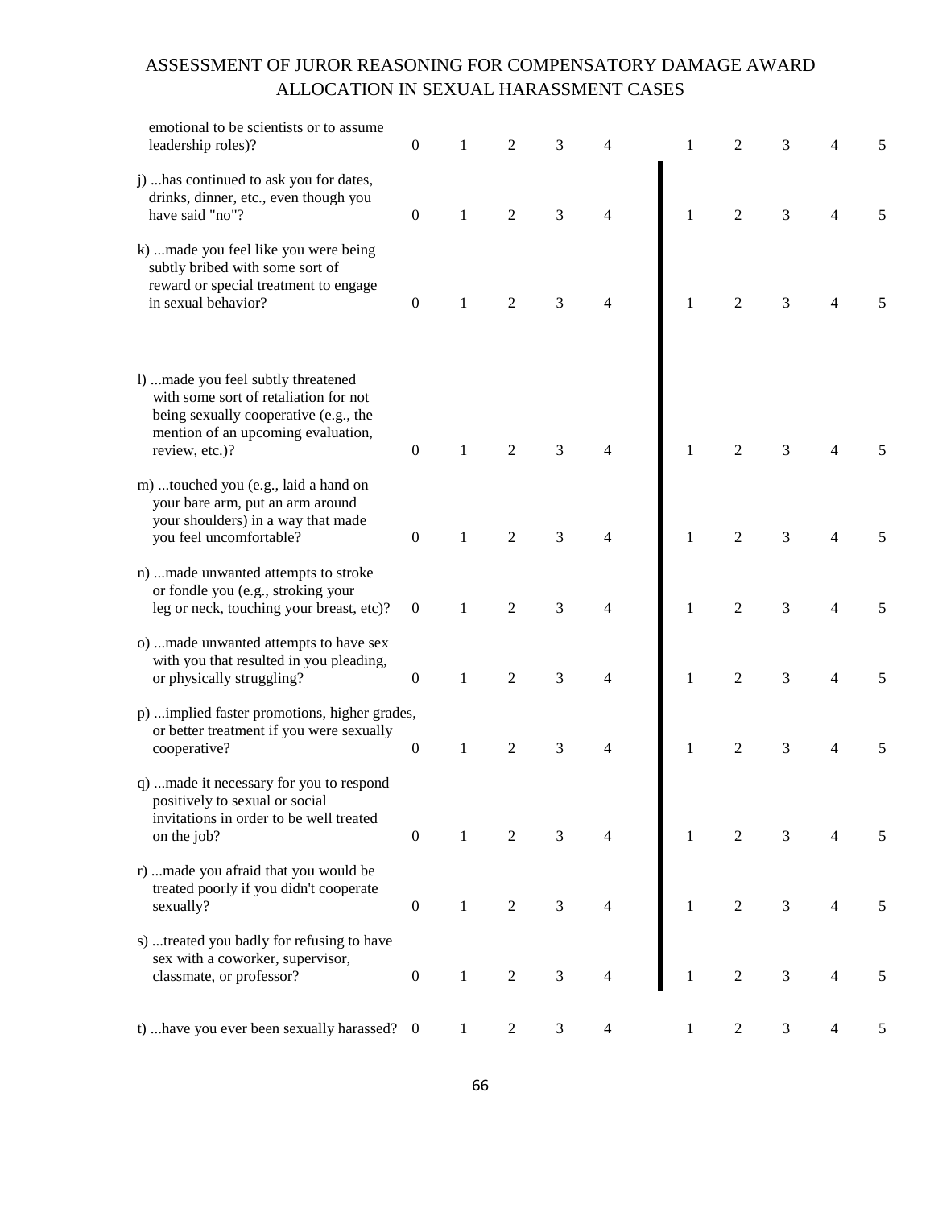| | | | | | | | | | | |
|---|---|---|---|---|---|---|---|---|---|---|
| emotional to be scientists or to assume leadership roles)? | 0 | 1 | 2 | 3 | 4 | 1 | 2 | 3 | 4 | 5 |
| j) ...has continued to ask you for dates, drinks, dinner, etc., even though you have said "no"? | 0 | 1 | 2 | 3 | 4 | 1 | 2 | 3 | 4 | 5 |
| k) ...made you feel like you were being subtly bribed with some sort of reward or special treatment to engage in sexual behavior? | 0 | 1 | 2 | 3 | 4 | 1 | 2 | 3 | 4 | 5 |
| l) ...made you feel subtly threatened with some sort of retaliation for not being sexually cooperative (e.g., the mention of an upcoming evaluation, review, etc.)? | 0 | 1 | 2 | 3 | 4 | 1 | 2 | 3 | 4 | 5 |
| m) ...touched you (e.g., laid a hand on your bare arm, put an arm around your shoulders) in a way that made you feel uncomfortable? | 0 | 1 | 2 | 3 | 4 | 1 | 2 | 3 | 4 | 5 |
| n) ...made unwanted attempts to stroke or fondle you (e.g., stroking your leg or neck, touching your breast, etc)? | 0 | 1 | 2 | 3 | 4 | 1 | 2 | 3 | 4 | 5 |
| o) ...made unwanted attempts to have sex with you that resulted in you pleading, or physically struggling? | 0 | 1 | 2 | 3 | 4 | 1 | 2 | 3 | 4 | 5 |
| p) ...implied faster promotions, higher grades, or better treatment if you were sexually cooperative? | 0 | 1 | 2 | 3 | 4 | 1 | 2 | 3 | 4 | 5 |
| q) ...made it necessary for you to respond positively to sexual or social invitations in order to be well treated on the job? | 0 | 1 | 2 | 3 | 4 | 1 | 2 | 3 | 4 | 5 |
| r) ...made you afraid that you would be treated poorly if you didn't cooperate sexually? | 0 | 1 | 2 | 3 | 4 | 1 | 2 | 3 | 4 | 5 |
| s) ...treated you badly for refusing to have sex with a coworker, supervisor, classmate, or professor? | 0 | 1 | 2 | 3 | 4 | 1 | 2 | 3 | 4 | 5 |
| t) ...have you ever been sexually harassed? | 0 | 1 | 2 | 3 | 4 | 1 | 2 | 3 | 4 | 5 |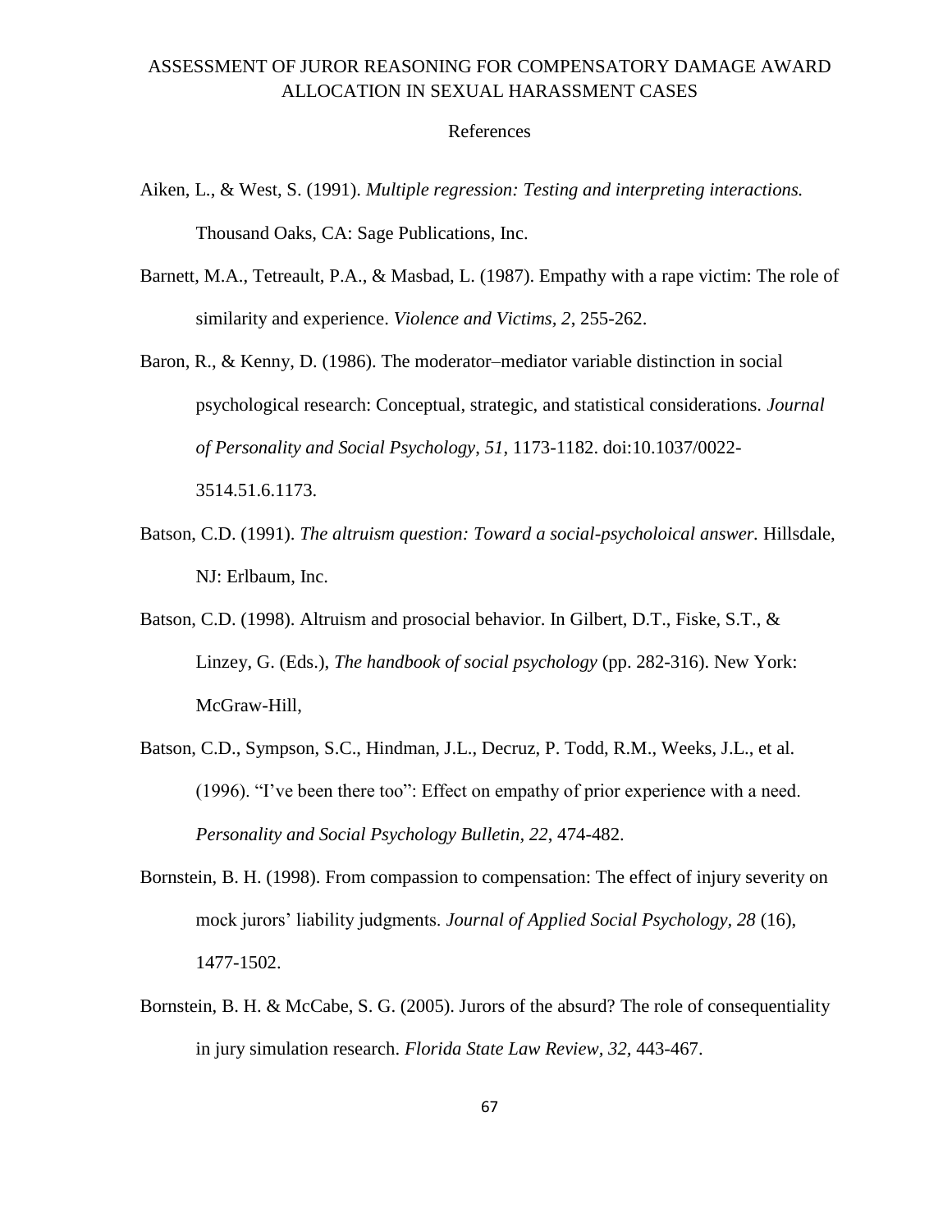References

Aiken, L., & West, S. (1991). *Multiple regression: Testing and interpreting interactions.* Thousand Oaks, CA: Sage Publications, Inc.

Barnett, M.A., Tetreault, P.A., & Masbad, L. (1987). Empathy with a rape victim: The role of similarity and experience. *Violence and Victims, 2*, 255-262.

Baron, R., & Kenny, D. (1986). The moderator–mediator variable distinction in social psychological research: Conceptual, strategic, and statistical considerations. *Journal of Personality and Social Psychology*, *51*, 1173-1182. doi:10.1037/0022-3514.51.6.1173.

Batson, C.D. (1991). *The altruism question: Toward a social-psycholoical answer.* Hillsdale, NJ: Erlbaum, Inc.

Batson, C.D. (1998). Altruism and prosocial behavior. In Gilbert, D.T., Fiske, S.T., & Linzey, G. (Eds.), *The handbook of social psychology* (pp. 282-316). New York: McGraw-Hill,

Batson, C.D., Sympson, S.C., Hindman, J.L., Decruz, P. Todd, R.M., Weeks, J.L., et al. (1996). "I've been there too": Effect on empathy of prior experience with a need. *Personality and Social Psychology Bulletin, 22*, 474-482.

Bornstein, B. H. (1998). From compassion to compensation: The effect of injury severity on mock jurors' liability judgments. *Journal of Applied Social Psychology, 28* (16), 1477-1502.

Bornstein, B. H. & McCabe, S. G. (2005). Jurors of the absurd? The role of consequentiality in jury simulation research. *Florida State Law Review, 32*, 443-467.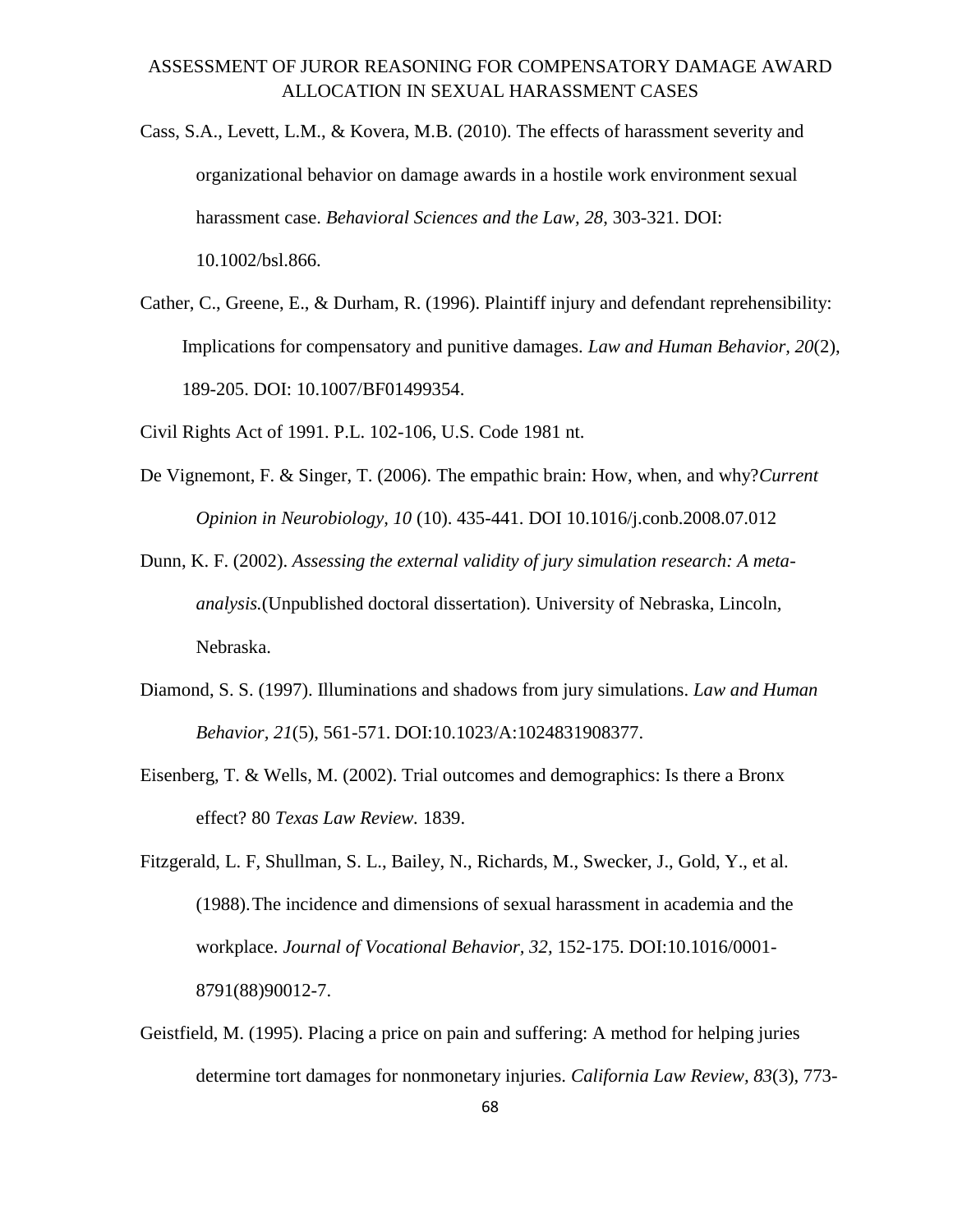Cass, S.A., Levett, L.M., & Kovera, M.B. (2010). The effects of harassment severity and organizational behavior on damage awards in a hostile work environment sexual harassment case. *Behavioral Sciences and the Law, 28*, 303-321. DOI: 10.1002/bsl.866.

Cather, C., Greene, E., & Durham, R. (1996). Plaintiff injury and defendant reprehensibility: Implications for compensatory and punitive damages. *Law and Human Behavior, 20*(2), 189-205. DOI: 10.1007/BF01499354.

Civil Rights Act of 1991. P.L. 102-106, U.S. Code 1981 nt.

De Vignemont, F. & Singer, T. (2006). The empathic brain: How, when, and why?*Current Opinion in Neurobiology, 10* (10). 435-441. DOI 10.1016/j.conb.2008.07.012

Dunn, K. F. (2002). *Assessing the external validity of jury simulation research: A meta-analysis.*(Unpublished doctoral dissertation). University of Nebraska, Lincoln, Nebraska.

Diamond, S. S. (1997). Illuminations and shadows from jury simulations. *Law and Human Behavior, 21*(5), 561-571. DOI:10.1023/A:1024831908377.

Eisenberg, T. & Wells, M. (2002). Trial outcomes and demographics: Is there a Bronx effect? 80 *Texas Law Review.* 1839.

Fitzgerald, L. F, Shullman, S. L., Bailey, N., Richards, M., Swecker, J., Gold, Y., et al. (1988).The incidence and dimensions of sexual harassment in academia and the workplace. *Journal of Vocational Behavior, 32,* 152-175. DOI:10.1016/0001-8791(88)90012-7.

Geistfield, M. (1995). Placing a price on pain and suffering: A method for helping juries determine tort damages for nonmonetary injuries. *California Law Review, 83*(3), 773-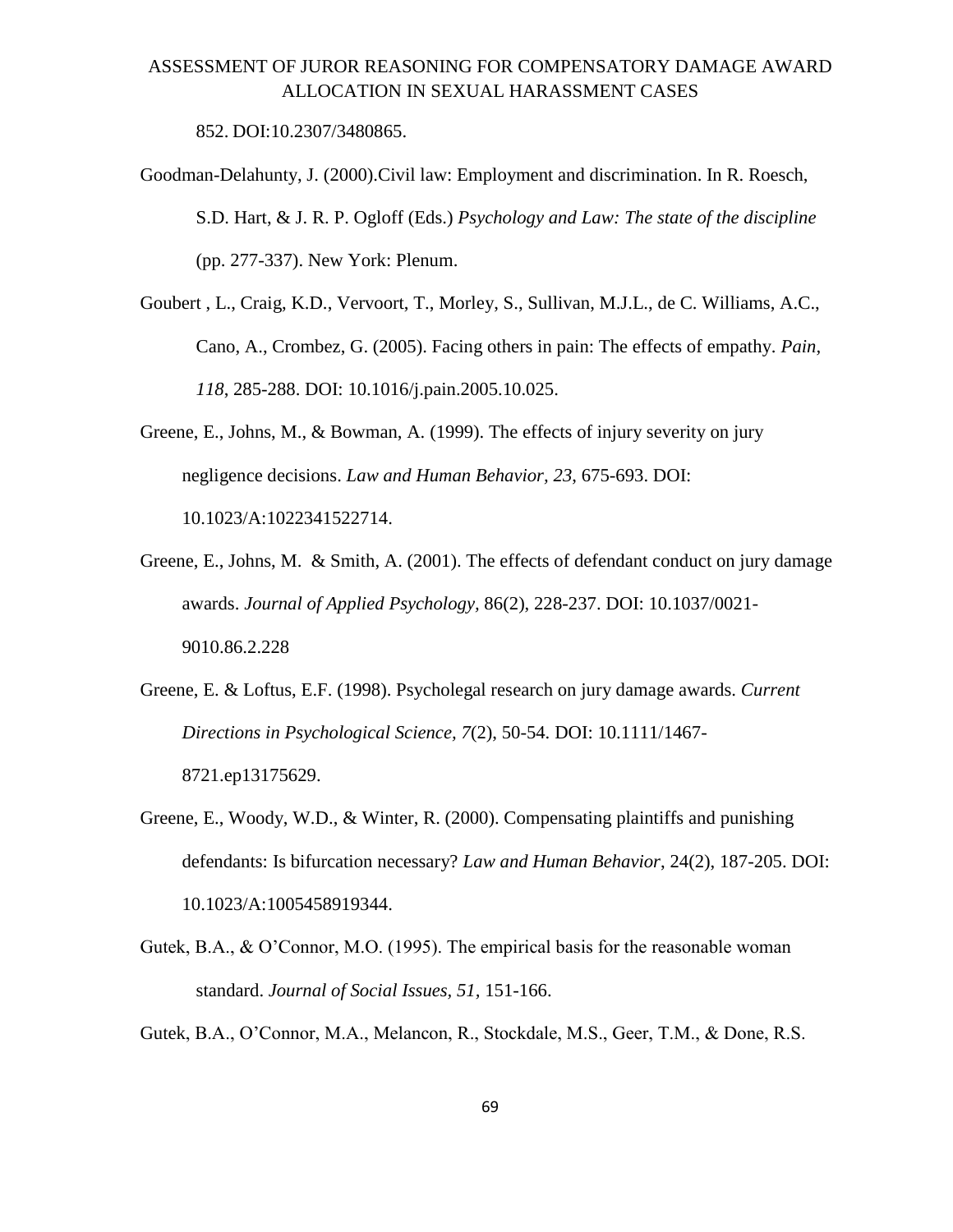852. DOI:10.2307/3480865.

Goodman-Delahunty, J. (2000).Civil law: Employment and discrimination. In R. Roesch, S.D. Hart, & J. R. P. Ogloff (Eds.) *Psychology and Law: The state of the discipline* (pp. 277-337). New York: Plenum.

Goubert , L., Craig, K.D., Vervoort, T., Morley, S., Sullivan, M.J.L., de C. Williams, A.C., Cano, A., Crombez, G. (2005). Facing others in pain: The effects of empathy. *Pain, 118*, 285-288. DOI: 10.1016/j.pain.2005.10.025.

Greene, E., Johns, M., & Bowman, A. (1999). The effects of injury severity on jury negligence decisions. *Law and Human Behavior, 23*, 675-693. DOI: 10.1023/A:1022341522714.

Greene, E., Johns, M. & Smith, A. (2001). The effects of defendant conduct on jury damage awards. *Journal of Applied Psychology,* 86(2), 228-237. DOI: 10.1037/0021-9010.86.2.228

Greene, E. & Loftus, E.F. (1998). Psycholegal research on jury damage awards. *Current Directions in Psychological Science, 7*(2), 50-54. DOI: 10.1111/1467-8721.ep13175629.

Greene, E., Woody, W.D., & Winter, R. (2000). Compensating plaintiffs and punishing defendants: Is bifurcation necessary? *Law and Human Behavior*, 24(2), 187-205. DOI: 10.1023/A:1005458919344.

Gutek, B.A., & O'Connor, M.O. (1995). The empirical basis for the reasonable woman standard. *Journal of Social Issues, 51*, 151-166.

Gutek, B.A., O'Connor, M.A., Melancon, R., Stockdale, M.S., Geer, T.M., & Done, R.S.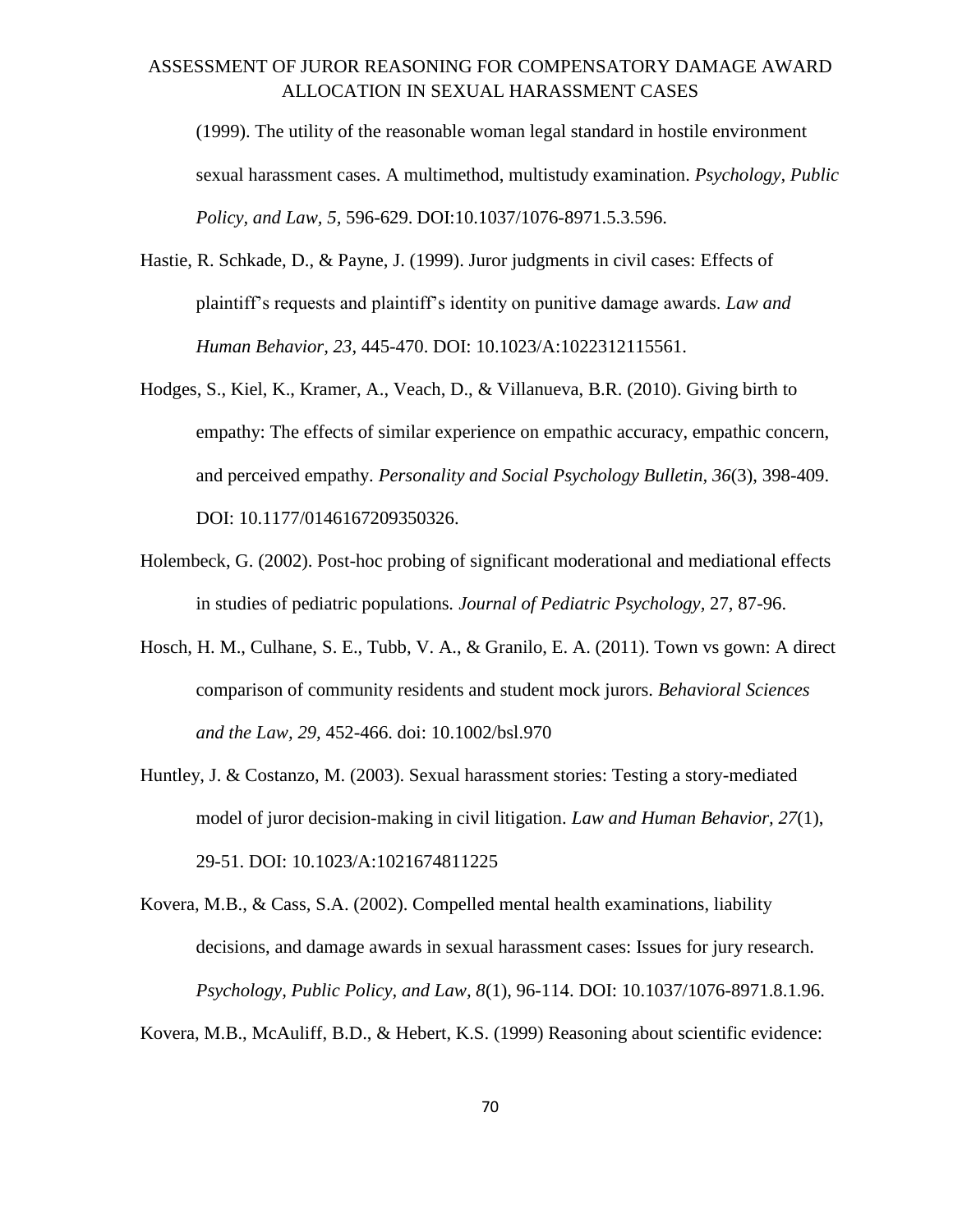(1999). The utility of the reasonable woman legal standard in hostile environment sexual harassment cases. A multimethod, multistudy examination. *Psychology, Public Policy, and Law, 5*, 596-629. DOI:10.1037/1076-8971.5.3.596.

Hastie, R. Schkade, D., & Payne, J. (1999). Juror judgments in civil cases: Effects of plaintiff's requests and plaintiff's identity on punitive damage awards. *Law and Human Behavior, 23*, 445-470. DOI: 10.1023/A:1022312115561.

Hodges, S., Kiel, K., Kramer, A., Veach, D., & Villanueva, B.R. (2010). Giving birth to empathy: The effects of similar experience on empathic accuracy, empathic concern, and perceived empathy. *Personality and Social Psychology Bulletin, 36*(3), 398-409. DOI: 10.1177/0146167209350326.

Holembeck, G. (2002). Post-hoc probing of significant moderational and mediational effects in studies of pediatric populations. *Journal of Pediatric Psychology,* 27, 87-96.

Hosch, H. M., Culhane, S. E., Tubb, V. A., & Granilo, E. A. (2011). Town vs gown: A direct comparison of community residents and student mock jurors. *Behavioral Sciences and the Law, 29,* 452-466. doi: 10.1002/bsl.970

Huntley, J. & Costanzo, M. (2003). Sexual harassment stories: Testing a story-mediated model of juror decision-making in civil litigation. *Law and Human Behavior, 27*(1), 29-51. DOI: 10.1023/A:1021674811225

Kovera, M.B., & Cass, S.A. (2002). Compelled mental health examinations, liability decisions, and damage awards in sexual harassment cases: Issues for jury research. *Psychology, Public Policy, and Law, 8*(1), 96-114. DOI: 10.1037/1076-8971.8.1.96.

Kovera, M.B., McAuliff, B.D., & Hebert, K.S. (1999) Reasoning about scientific evidence: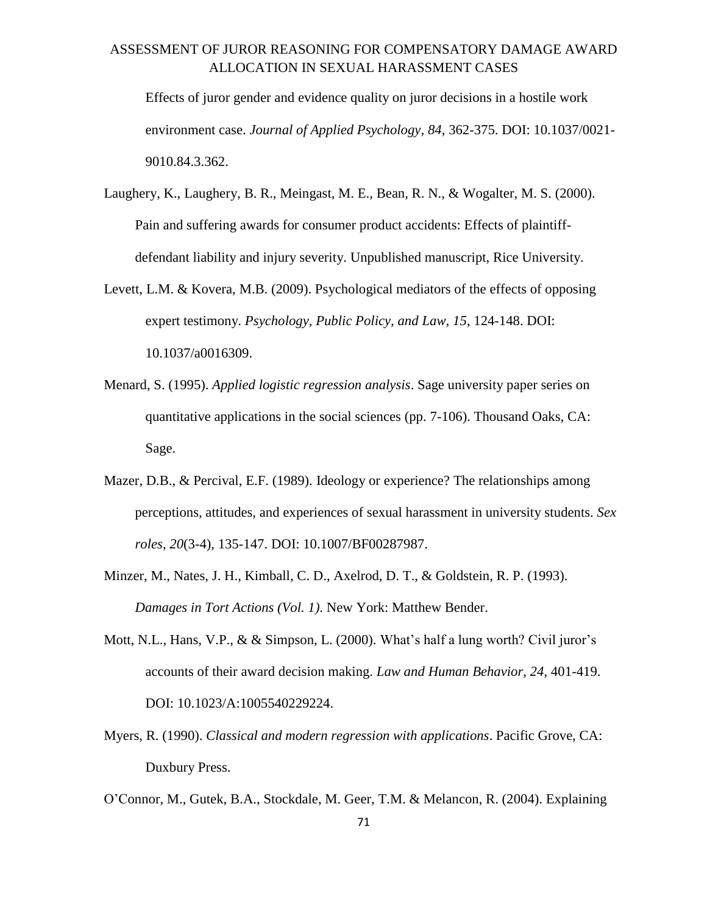Effects of juror gender and evidence quality on juror decisions in a hostile work environment case. *Journal of Applied Psychology, 84*, 362-375. DOI: 10.1037/0021-9010.84.3.362.

Laughery, K., Laughery, B. R., Meingast, M. E., Bean, R. N., & Wogalter, M. S. (2000). Pain and suffering awards for consumer product accidents: Effects of plaintiff-defendant liability and injury severity. Unpublished manuscript, Rice University.

Levett, L.M. & Kovera, M.B. (2009). Psychological mediators of the effects of opposing expert testimony. *Psychology, Public Policy, and Law, 15*, 124-148. DOI: 10.1037/a0016309.

Menard, S. (1995). *Applied logistic regression analysis*. Sage university paper series on quantitative applications in the social sciences (pp. 7-106). Thousand Oaks, CA: Sage.

Mazer, D.B., & Percival, E.F. (1989). Ideology or experience? The relationships among perceptions, attitudes, and experiences of sexual harassment in university students. *Sex roles, 20*(3-4), 135-147. DOI: 10.1007/BF00287987.

Minzer, M., Nates, J. H., Kimball, C. D., Axelrod, D. T., & Goldstein, R. P. (1993). *Damages in Tort Actions (Vol. 1)*. New York: Matthew Bender.

Mott, N.L., Hans, V.P., & & Simpson, L. (2000). What's half a lung worth? Civil juror's accounts of their award decision making. *Law and Human Behavior, 24*, 401-419. DOI: 10.1023/A:1005540229224.

Myers, R. (1990). *Classical and modern regression with applications*. Pacific Grove, CA: Duxbury Press.

O'Connor, M., Gutek, B.A., Stockdale, M. Geer, T.M. & Melancon, R. (2004). Explaining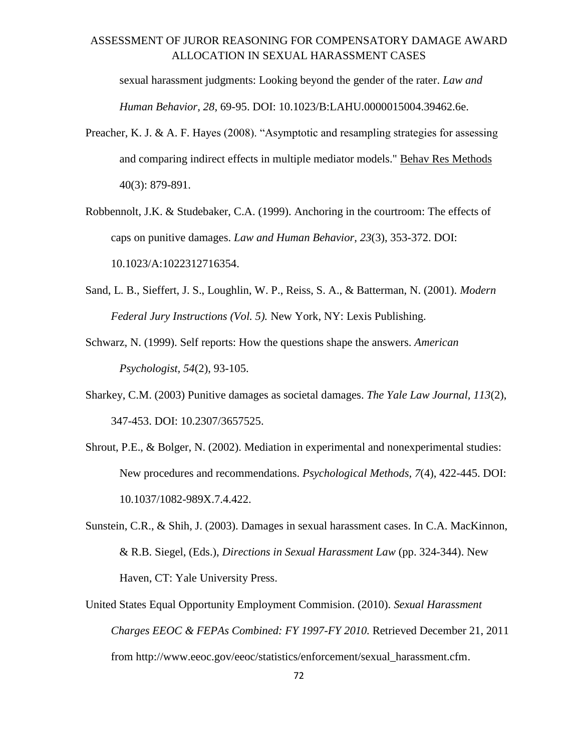sexual harassment judgments: Looking beyond the gender of the rater. *Law and Human Behavior, 28*, 69-95. DOI: 10.1023/B:LAHU.0000015004.39462.6e.

Preacher, K. J. & A. F. Hayes (2008). "Asymptotic and resampling strategies for assessing and comparing indirect effects in multiple mediator models." Behav Res Methods 40(3): 879-891.

Robbennolt, J.K. & Studebaker, C.A. (1999). Anchoring in the courtroom: The effects of caps on punitive damages. *Law and Human Behavior, 23*(3), 353-372. DOI: 10.1023/A:1022312716354.

Sand, L. B., Sieffert, J. S., Loughlin, W. P., Reiss, S. A., & Batterman, N. (2001). *Modern Federal Jury Instructions (Vol. 5).* New York, NY: Lexis Publishing.

Schwarz, N. (1999). Self reports: How the questions shape the answers. *American Psychologist, 54*(2), 93-105.

Sharkey, C.M. (2003) Punitive damages as societal damages. *The Yale Law Journal, 113*(2), 347-453. DOI: 10.2307/3657525.

Shrout, P.E., & Bolger, N. (2002). Mediation in experimental and nonexperimental studies: New procedures and recommendations. *Psychological Methods, 7*(4), 422-445. DOI: 10.1037/1082-989X.7.4.422.

Sunstein, C.R., & Shih, J. (2003). Damages in sexual harassment cases. In C.A. MacKinnon, & R.B. Siegel, (Eds.), *Directions in Sexual Harassment Law* (pp. 324-344). New Haven, CT: Yale University Press.

United States Equal Opportunity Employment Commision. (2010). *Sexual Harassment Charges EEOC & FEPAs Combined: FY 1997-FY 2010.* Retrieved December 21, 2011 from http://www.eeoc.gov/eeoc/statistics/enforcement/sexual_harassment.cfm.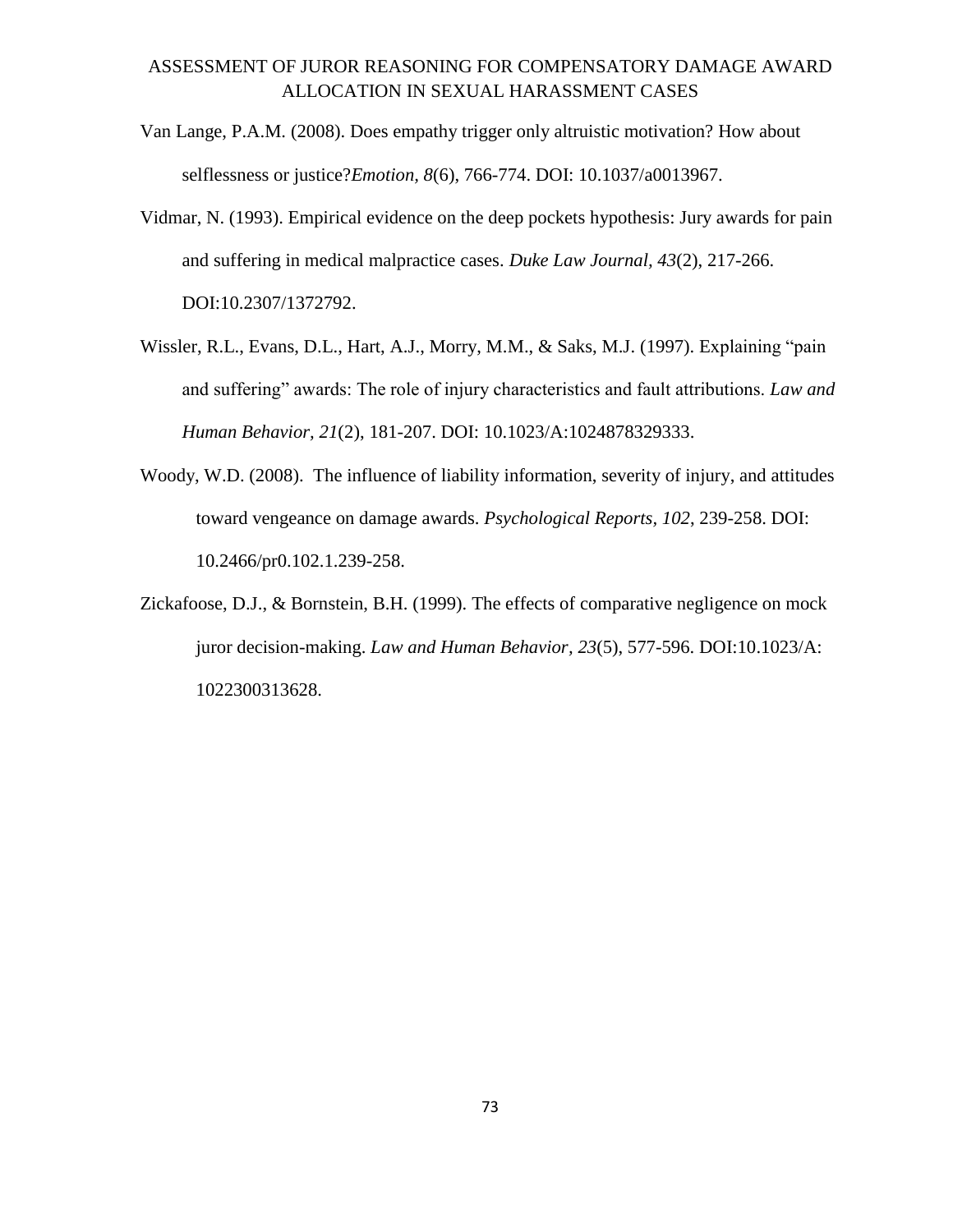Van Lange, P.A.M. (2008). Does empathy trigger only altruistic motivation? How about selflessness or justice?*Emotion, 8*(6), 766-774. DOI: 10.1037/a0013967.

Vidmar, N. (1993). Empirical evidence on the deep pockets hypothesis: Jury awards for pain and suffering in medical malpractice cases. *Duke Law Journal, 43*(2), 217-266. DOI:10.2307/1372792.

Wissler, R.L., Evans, D.L., Hart, A.J., Morry, M.M., & Saks, M.J. (1997). Explaining "pain and suffering" awards: The role of injury characteristics and fault attributions. *Law and Human Behavior, 21*(2), 181-207. DOI: 10.1023/A:1024878329333.

Woody, W.D. (2008). The influence of liability information, severity of injury, and attitudes toward vengeance on damage awards. *Psychological Reports, 102*, 239-258. DOI: 10.2466/pr0.102.1.239-258.

Zickafoose, D.J., & Bornstein, B.H. (1999). The effects of comparative negligence on mock juror decision-making. *Law and Human Behavior, 23*(5), 577-596. DOI:10.1023/A: 1022300313628.